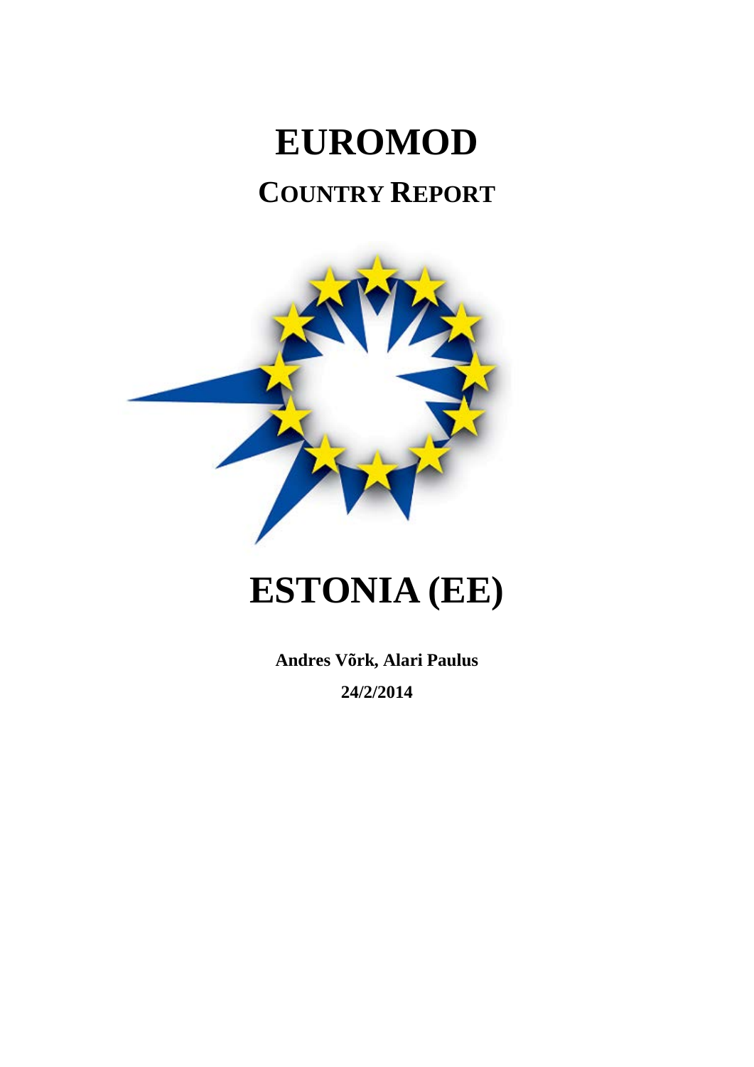# EUROMOD

## COUNTRY REPORT

# ESTONIA (EE)

**Andres Võrk, Alari Paulus**

**24/2/2014**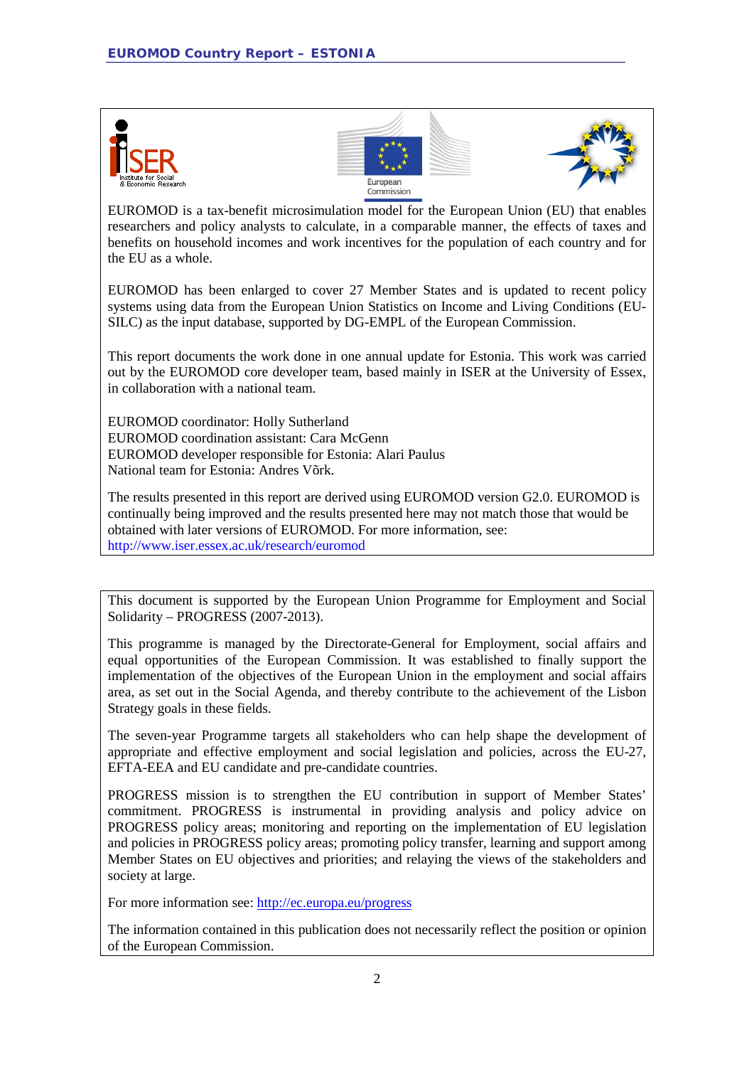EUROMOD is a tax-benefit microsimulation model for the European Union (EU) that enables researchers and policy analysts to calculate, in a comparable manner, the effects of taxes and benefits on household incomes and work incentives for the population of each country and for the EU as a whole.

EUROMOD has been enlarged to cover 27 Member States and is updated to recent policy systems using data from the European Union Statistics on Income and Living Conditions (EU-SILC) as the input database, supported by DG-EMPL of the European Commission.

This report documents the work done in one annual update for Estonia. This work was carried out by the EUROMOD core developer team, based mainly in ISER at the University of Essex, in collaboration with a national team.

EUROMOD coordinator: Holly Sutherland
EUROMOD coordination assistant: Cara McGenn
EUROMOD developer responsible for Estonia: Alari Paulus
National team for Estonia: Andres Võrk.

The results presented in this report are derived using EUROMOD version G2.0. EUROMOD is continually being improved and the results presented here may not match those that would be obtained with later versions of EUROMOD. For more information, see: http://www.iser.essex.ac.uk/research/euromod

This document is supported by the European Union Programme for Employment and Social Solidarity – PROGRESS (2007-2013).

This programme is managed by the Directorate-General for Employment, social affairs and equal opportunities of the European Commission. It was established to finally support the implementation of the objectives of the European Union in the employment and social affairs area, as set out in the Social Agenda, and thereby contribute to the achievement of the Lisbon Strategy goals in these fields.

The seven-year Programme targets all stakeholders who can help shape the development of appropriate and effective employment and social legislation and policies, across the EU-27, EFTA-EEA and EU candidate and pre-candidate countries.

PROGRESS mission is to strengthen the EU contribution in support of Member States' commitment. PROGRESS is instrumental in providing analysis and policy advice on PROGRESS policy areas; monitoring and reporting on the implementation of EU legislation and policies in PROGRESS policy areas; promoting policy transfer, learning and support among Member States on EU objectives and priorities; and relaying the views of the stakeholders and society at large.

For more information see: http://ec.europa.eu/progress

The information contained in this publication does not necessarily reflect the position or opinion of the European Commission.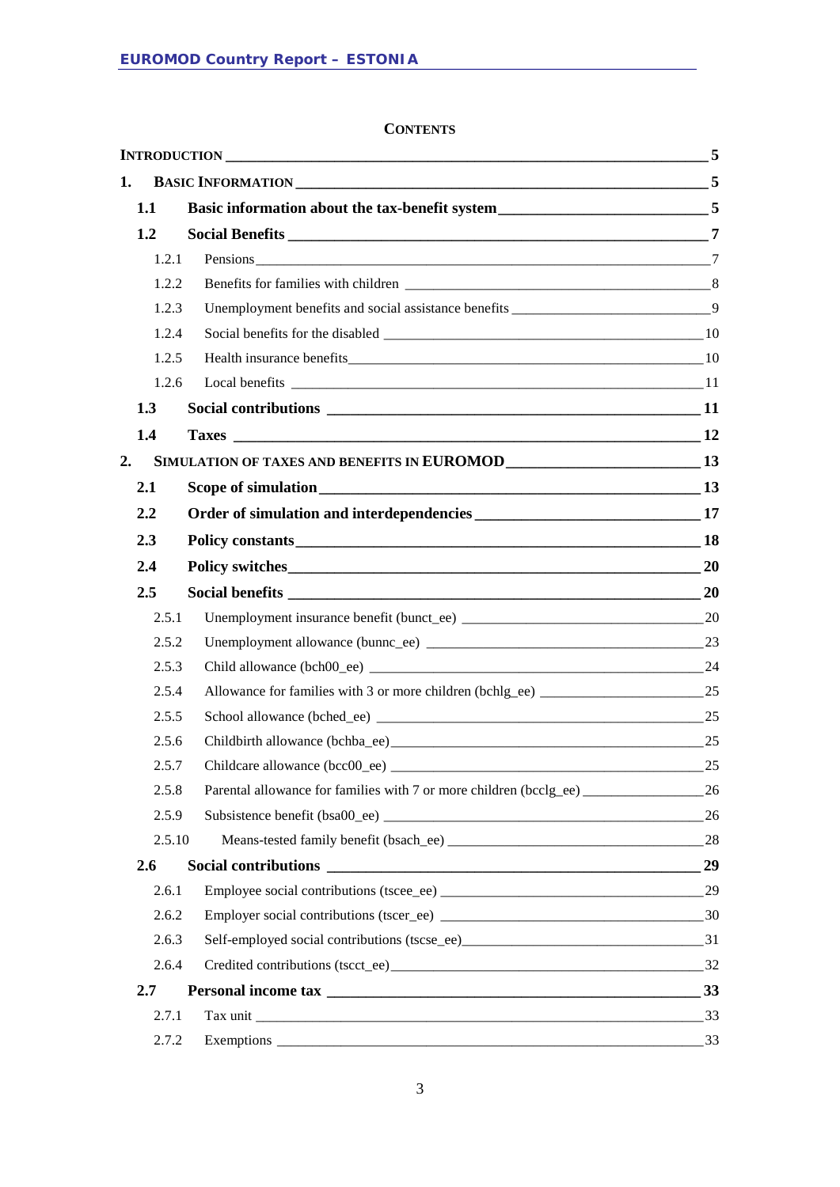**CONTENTS**

| | |
|---|---|
| **INTRODUCTION** | **5** |
| **1. BASIC INFORMATION** | **5** |
| **1.1 Basic information about the tax-benefit system** | **5** |
| **1.2 Social Benefits** | **7** |
| 1.2.1 Pensions | 7 |
| 1.2.2 Benefits for families with children | 8 |
| 1.2.3 Unemployment benefits and social assistance benefits | 9 |
| 1.2.4 Social benefits for the disabled | 10 |
| 1.2.5 Health insurance benefits | 10 |
| 1.2.6 Local benefits | 11 |
| **1.3 Social contributions** | **11** |
| **1.4 Taxes** | **12** |
| **2. SIMULATION OF TAXES AND BENEFITS IN EUROMOD** | **13** |
| **2.1 Scope of simulation** | **13** |
| **2.2 Order of simulation and interdependencies** | **17** |
| **2.3 Policy constants** | **18** |
| **2.4 Policy switches** | **20** |
| **2.5 Social benefits** | **20** |
| 2.5.1 Unemployment insurance benefit (bunct_ee) | 20 |
| 2.5.2 Unemployment allowance (bunnc_ee) | 23 |
| 2.5.3 Child allowance (bch00_ee) | 24 |
| 2.5.4 Allowance for families with 3 or more children (bchlg_ee) | 25 |
| 2.5.5 School allowance (bched_ee) | 25 |
| 2.5.6 Childbirth allowance (bchba_ee) | 25 |
| 2.5.7 Childcare allowance (bcc00_ee) | 25 |
| 2.5.8 Parental allowance for families with 7 or more children (bcclg_ee) | 26 |
| 2.5.9 Subsistence benefit (bsa00_ee) | 26 |
| 2.5.10 Means-tested family benefit (bsach_ee) | 28 |
| **2.6 Social contributions** | **29** |
| 2.6.1 Employee social contributions (tscee_ee) | 29 |
| 2.6.2 Employer social contributions (tscer_ee) | 30 |
| 2.6.3 Self-employed social contributions (tscse_ee) | 31 |
| 2.6.4 Credited contributions (tscct_ee) | 32 |
| **2.7 Personal income tax** | **33** |
| 2.7.1 Tax unit | 33 |
| 2.7.2 Exemptions | 33 |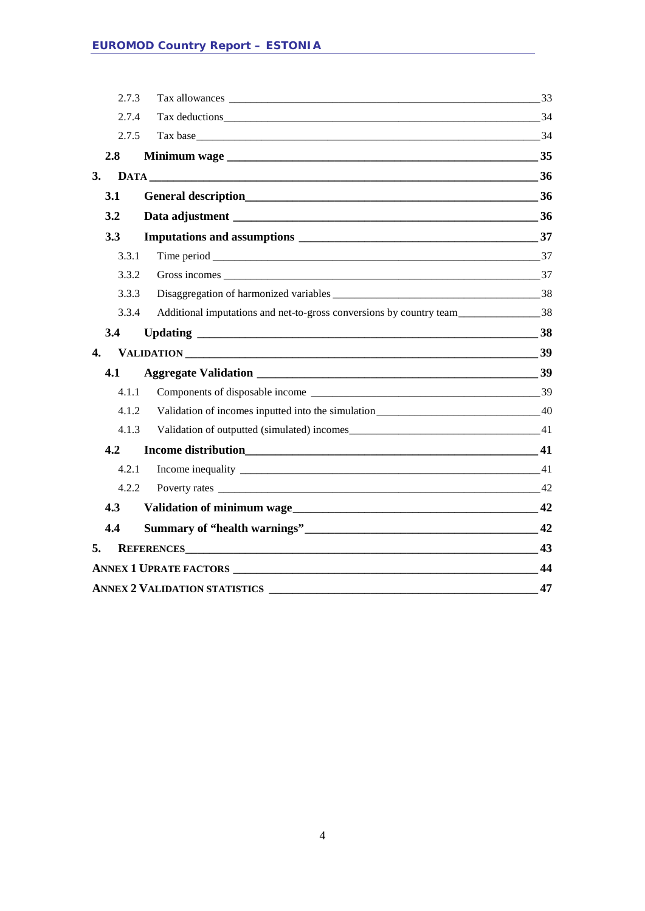2.7.3 Tax allowances ____ 33

2.7.4 Tax deductions ____ 34

2.7.5 Tax base ____ 34

**2.8 Minimum wage ____ 35**

**3. DATA ____ 36**

**3.1 General description ____ 36**

**3.2 Data adjustment ____ 36**

**3.3 Imputations and assumptions ____ 37**

3.3.1 Time period ____ 37

3.3.2 Gross incomes ____ 37

3.3.3 Disaggregation of harmonized variables ____ 38

3.3.4 Additional imputations and net-to-gross conversions by country team ____ 38

**3.4 Updating ____ 38**

**4. VALIDATION ____ 39**

**4.1 Aggregate Validation ____ 39**

4.1.1 Components of disposable income ____ 39

4.1.2 Validation of incomes inputted into the simulation ____ 40

4.1.3 Validation of outputted (simulated) incomes ____ 41

**4.2 Income distribution ____ 41**

4.2.1 Income inequality ____ 41

4.2.2 Poverty rates ____ 42

**4.3 Validation of minimum wage ____ 42**

**4.4 Summary of "health warnings" ____ 42**

**5. REFERENCES ____ 43**

**ANNEX 1 UPRATE FACTORS ____ 44**

**ANNEX 2 VALIDATION STATISTICS ____ 47**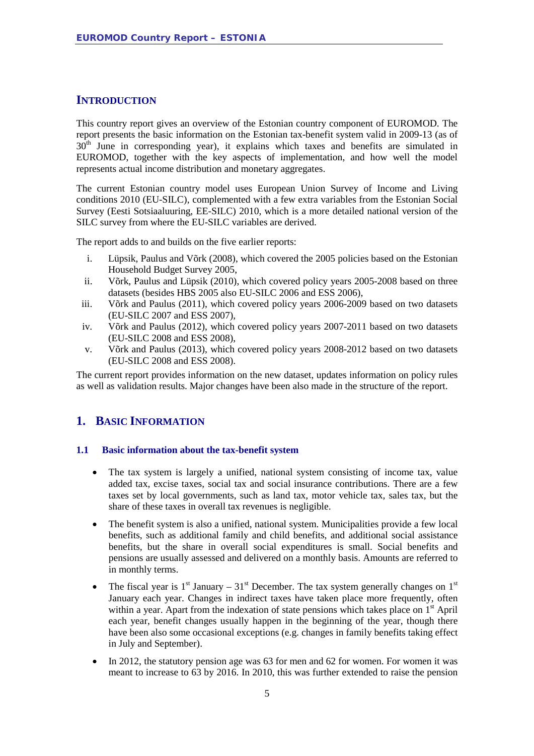# INTRODUCTION

This country report gives an overview of the Estonian country component of EUROMOD. The report presents the basic information on the Estonian tax-benefit system valid in 2009-13 (as of 30th June in corresponding year), it explains which taxes and benefits are simulated in EUROMOD, together with the key aspects of implementation, and how well the model represents actual income distribution and monetary aggregates.

The current Estonian country model uses European Union Survey of Income and Living conditions 2010 (EU-SILC), complemented with a few extra variables from the Estonian Social Survey (Eesti Sotsiaaluuring, EE-SILC) 2010, which is a more detailed national version of the SILC survey from where the EU-SILC variables are derived.

The report adds to and builds on the five earlier reports:

i. Lüpsik, Paulus and Võrk (2008), which covered the 2005 policies based on the Estonian Household Budget Survey 2005,

ii. Võrk, Paulus and Lüpsik (2010), which covered policy years 2005-2008 based on three datasets (besides HBS 2005 also EU-SILC 2006 and ESS 2006),

iii. Võrk and Paulus (2011), which covered policy years 2006-2009 based on two datasets (EU-SILC 2007 and ESS 2007),

iv. Võrk and Paulus (2012), which covered policy years 2007-2011 based on two datasets (EU-SILC 2008 and ESS 2008),

v. Võrk and Paulus (2013), which covered policy years 2008-2012 based on two datasets (EU-SILC 2008 and ESS 2008).

The current report provides information on the new dataset, updates information on policy rules as well as validation results. Major changes have been also made in the structure of the report.

# 1. BASIC INFORMATION

## 1.1 Basic information about the tax-benefit system

- The tax system is largely a unified, national system consisting of income tax, value added tax, excise taxes, social tax and social insurance contributions. There are a few taxes set by local governments, such as land tax, motor vehicle tax, sales tax, but the share of these taxes in overall tax revenues is negligible.

- The benefit system is also a unified, national system. Municipalities provide a few local benefits, such as additional family and child benefits, and additional social assistance benefits, but the share in overall social expenditures is small. Social benefits and pensions are usually assessed and delivered on a monthly basis. Amounts are referred to in monthly terms.

- The fiscal year is 1st January – 31st December. The tax system generally changes on 1st January each year. Changes in indirect taxes have taken place more frequently, often within a year. Apart from the indexation of state pensions which takes place on 1st April each year, benefit changes usually happen in the beginning of the year, though there have been also some occasional exceptions (e.g. changes in family benefits taking effect in July and September).

- In 2012, the statutory pension age was 63 for men and 62 for women. For women it was meant to increase to 63 by 2016. In 2010, this was further extended to raise the pension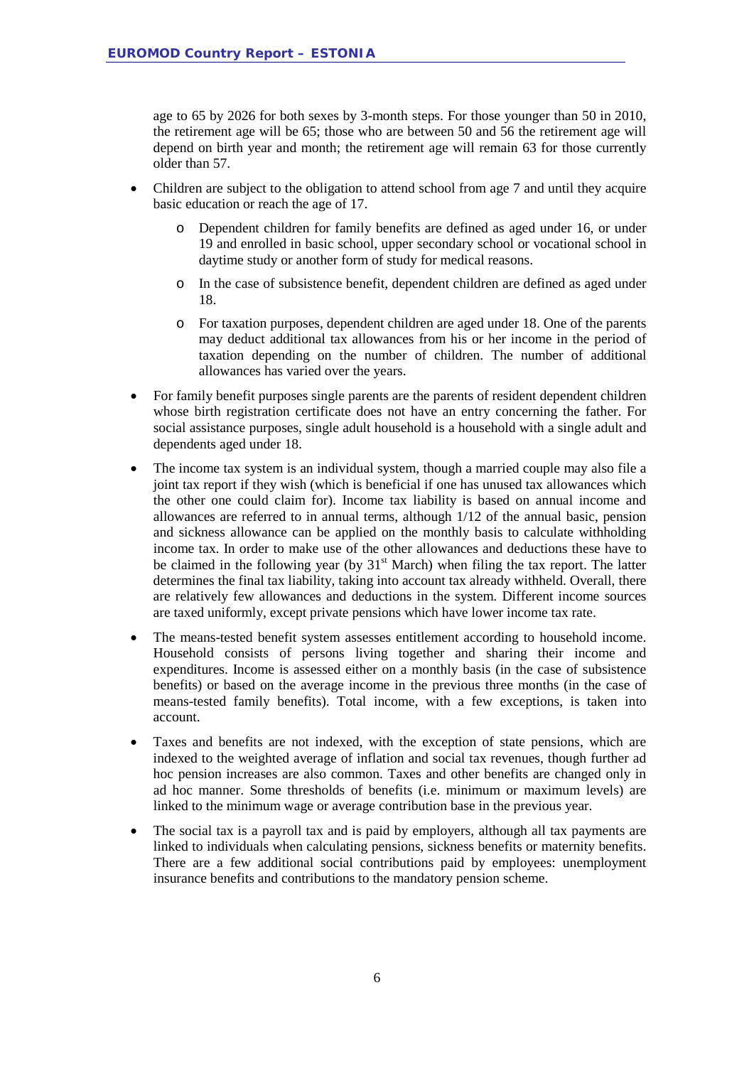age to 65 by 2026 for both sexes by 3-month steps. For those younger than 50 in 2010, the retirement age will be 65; those who are between 50 and 56 the retirement age will depend on birth year and month; the retirement age will remain 63 for those currently older than 57.

- Children are subject to the obligation to attend school from age 7 and until they acquire basic education or reach the age of 17.
    - Dependent children for family benefits are defined as aged under 16, or under 19 and enrolled in basic school, upper secondary school or vocational school in daytime study or another form of study for medical reasons.
    - In the case of subsistence benefit, dependent children are defined as aged under 18.
    - For taxation purposes, dependent children are aged under 18. One of the parents may deduct additional tax allowances from his or her income in the period of taxation depending on the number of children. The number of additional allowances has varied over the years.
- For family benefit purposes single parents are the parents of resident dependent children whose birth registration certificate does not have an entry concerning the father. For social assistance purposes, single adult household is a household with a single adult and dependents aged under 18.
- The income tax system is an individual system, though a married couple may also file a joint tax report if they wish (which is beneficial if one has unused tax allowances which the other one could claim for). Income tax liability is based on annual income and allowances are referred to in annual terms, although 1/12 of the annual basic, pension and sickness allowance can be applied on the monthly basis to calculate withholding income tax. In order to make use of the other allowances and deductions these have to be claimed in the following year (by 31st March) when filing the tax report. The latter determines the final tax liability, taking into account tax already withheld. Overall, there are relatively few allowances and deductions in the system. Different income sources are taxed uniformly, except private pensions which have lower income tax rate.
- The means-tested benefit system assesses entitlement according to household income. Household consists of persons living together and sharing their income and expenditures. Income is assessed either on a monthly basis (in the case of subsistence benefits) or based on the average income in the previous three months (in the case of means-tested family benefits). Total income, with a few exceptions, is taken into account.
- Taxes and benefits are not indexed, with the exception of state pensions, which are indexed to the weighted average of inflation and social tax revenues, though further ad hoc pension increases are also common. Taxes and other benefits are changed only in ad hoc manner. Some thresholds of benefits (i.e. minimum or maximum levels) are linked to the minimum wage or average contribution base in the previous year.
- The social tax is a payroll tax and is paid by employers, although all tax payments are linked to individuals when calculating pensions, sickness benefits or maternity benefits. There are a few additional social contributions paid by employees: unemployment insurance benefits and contributions to the mandatory pension scheme.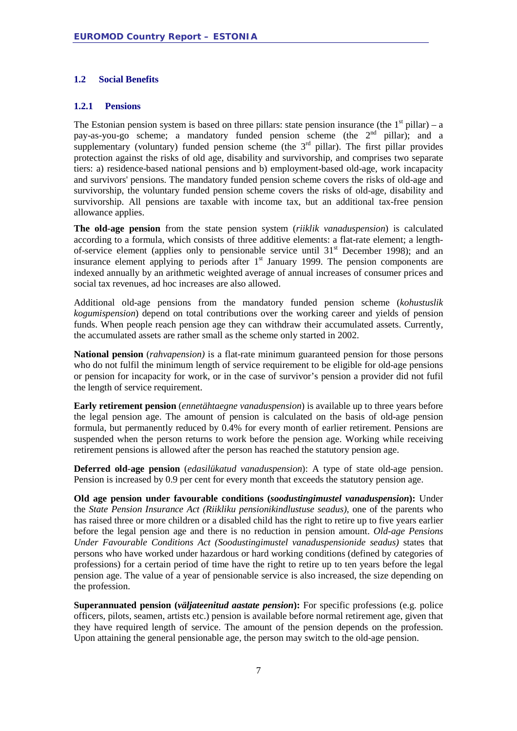## 1.2 Social Benefits

### 1.2.1 Pensions

The Estonian pension system is based on three pillars: state pension insurance (the 1st pillar) – a pay-as-you-go scheme; a mandatory funded pension scheme (the 2nd pillar); and a supplementary (voluntary) funded pension scheme (the 3rd pillar). The first pillar provides protection against the risks of old age, disability and survivorship, and comprises two separate tiers: a) residence-based national pensions and b) employment-based old-age, work incapacity and survivors' pensions. The mandatory funded pension scheme covers the risks of old-age and survivorship, the voluntary funded pension scheme covers the risks of old-age, disability and survivorship. All pensions are taxable with income tax, but an additional tax-free pension allowance applies.

**The old-age pension** from the state pension system (*riiklik vanaduspension*) is calculated according to a formula, which consists of three additive elements: a flat-rate element; a length-of-service element (applies only to pensionable service until 31st December 1998); and an insurance element applying to periods after 1st January 1999. The pension components are indexed annually by an arithmetic weighted average of annual increases of consumer prices and social tax revenues, ad hoc increases are also allowed.

Additional old-age pensions from the mandatory funded pension scheme (*kohustuslik kogumispension*) depend on total contributions over the working career and yields of pension funds. When people reach pension age they can withdraw their accumulated assets. Currently, the accumulated assets are rather small as the scheme only started in 2002.

**National pension** (*rahvapension)* is a flat-rate minimum guaranteed pension for those persons who do not fulfil the minimum length of service requirement to be eligible for old-age pensions or pension for incapacity for work, or in the case of survivor's pension a provider did not fufil the length of service requirement.

**Early retirement pension** (*ennetähtaegne vanaduspension*) is available up to three years before the legal pension age. The amount of pension is calculated on the basis of old-age pension formula, but permanently reduced by 0.4% for every month of earlier retirement. Pensions are suspended when the person returns to work before the pension age. Working while receiving retirement pensions is allowed after the person has reached the statutory pension age.

**Deferred old-age pension** (*edasilükatud vanaduspension*): A type of state old-age pension. Pension is increased by 0.9 per cent for every month that exceeds the statutory pension age.

**Old age pension under favourable conditions (*soodustingimustel vanaduspension*):** Under the *State Pension Insurance Act (Riikliku pensionikindlustuse seadus)*, one of the parents who has raised three or more children or a disabled child has the right to retire up to five years earlier before the legal pension age and there is no reduction in pension amount. *Old-age Pensions Under Favourable Conditions Act (Soodustingimustel vanaduspensionide seadus)* states that persons who have worked under hazardous or hard working conditions (defined by categories of professions) for a certain period of time have the right to retire up to ten years before the legal pension age. The value of a year of pensionable service is also increased, the size depending on the profession.

**Superannuated pension (*väljateenitud aastate pension*):** For specific professions (e.g. police officers, pilots, seamen, artists etc.) pension is available before normal retirement age, given that they have required length of service. The amount of the pension depends on the profession. Upon attaining the general pensionable age, the person may switch to the old-age pension.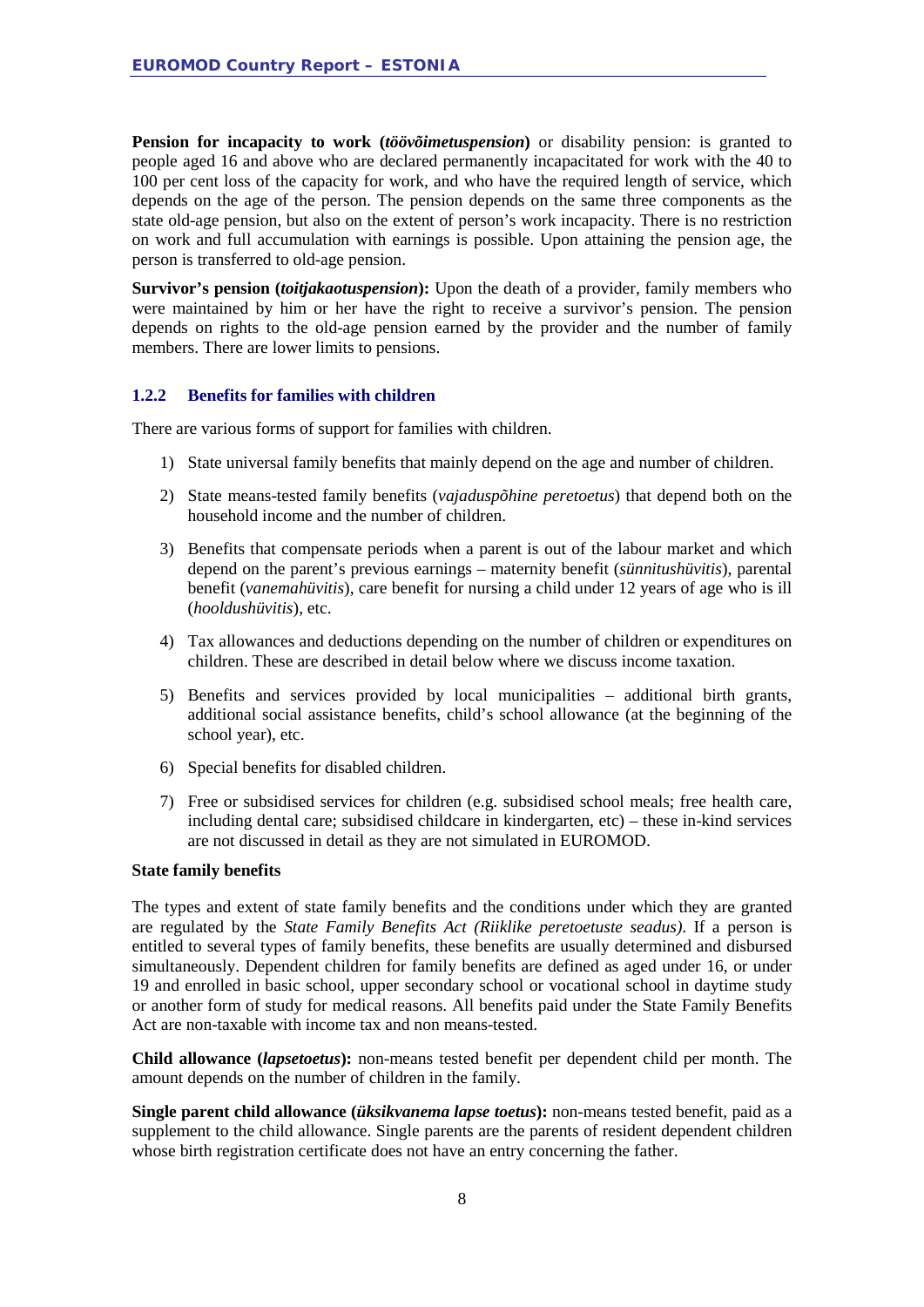**Pension for incapacity to work (*töövõimetuspension*)** or disability pension: is granted to people aged 16 and above who are declared permanently incapacitated for work with the 40 to 100 per cent loss of the capacity for work, and who have the required length of service, which depends on the age of the person. The pension depends on the same three components as the state old-age pension, but also on the extent of person's work incapacity. There is no restriction on work and full accumulation with earnings is possible. Upon attaining the pension age, the person is transferred to old-age pension.

**Survivor's pension (*toitjakaotuspension*):** Upon the death of a provider, family members who were maintained by him or her have the right to receive a survivor's pension. The pension depends on rights to the old-age pension earned by the provider and the number of family members. There are lower limits to pensions.

### 1.2.2 Benefits for families with children

There are various forms of support for families with children.

1) State universal family benefits that mainly depend on the age and number of children.
2) State means-tested family benefits (*vajaduspõhine peretoetus*) that depend both on the household income and the number of children.
3) Benefits that compensate periods when a parent is out of the labour market and which depend on the parent's previous earnings – maternity benefit (*sünnitushüvitis*), parental benefit (*vanemahüvitis*), care benefit for nursing a child under 12 years of age who is ill (*hooldushüvitis*), etc.
4) Tax allowances and deductions depending on the number of children or expenditures on children. These are described in detail below where we discuss income taxation.
5) Benefits and services provided by local municipalities – additional birth grants, additional social assistance benefits, child's school allowance (at the beginning of the school year), etc.
6) Special benefits for disabled children.
7) Free or subsidised services for children (e.g. subsidised school meals; free health care, including dental care; subsidised childcare in kindergarten, etc) – these in-kind services are not discussed in detail as they are not simulated in EUROMOD.

**State family benefits**

The types and extent of state family benefits and the conditions under which they are granted are regulated by the *State Family Benefits Act (Riiklike peretoetuste seadus)*. If a person is entitled to several types of family benefits, these benefits are usually determined and disbursed simultaneously. Dependent children for family benefits are defined as aged under 16, or under 19 and enrolled in basic school, upper secondary school or vocational school in daytime study or another form of study for medical reasons. All benefits paid under the State Family Benefits Act are non-taxable with income tax and non means-tested.

**Child allowance (*lapsetoetus*):** non-means tested benefit per dependent child per month. The amount depends on the number of children in the family.

**Single parent child allowance (*üksikvanema lapse toetus*):** non-means tested benefit, paid as a supplement to the child allowance. Single parents are the parents of resident dependent children whose birth registration certificate does not have an entry concerning the father.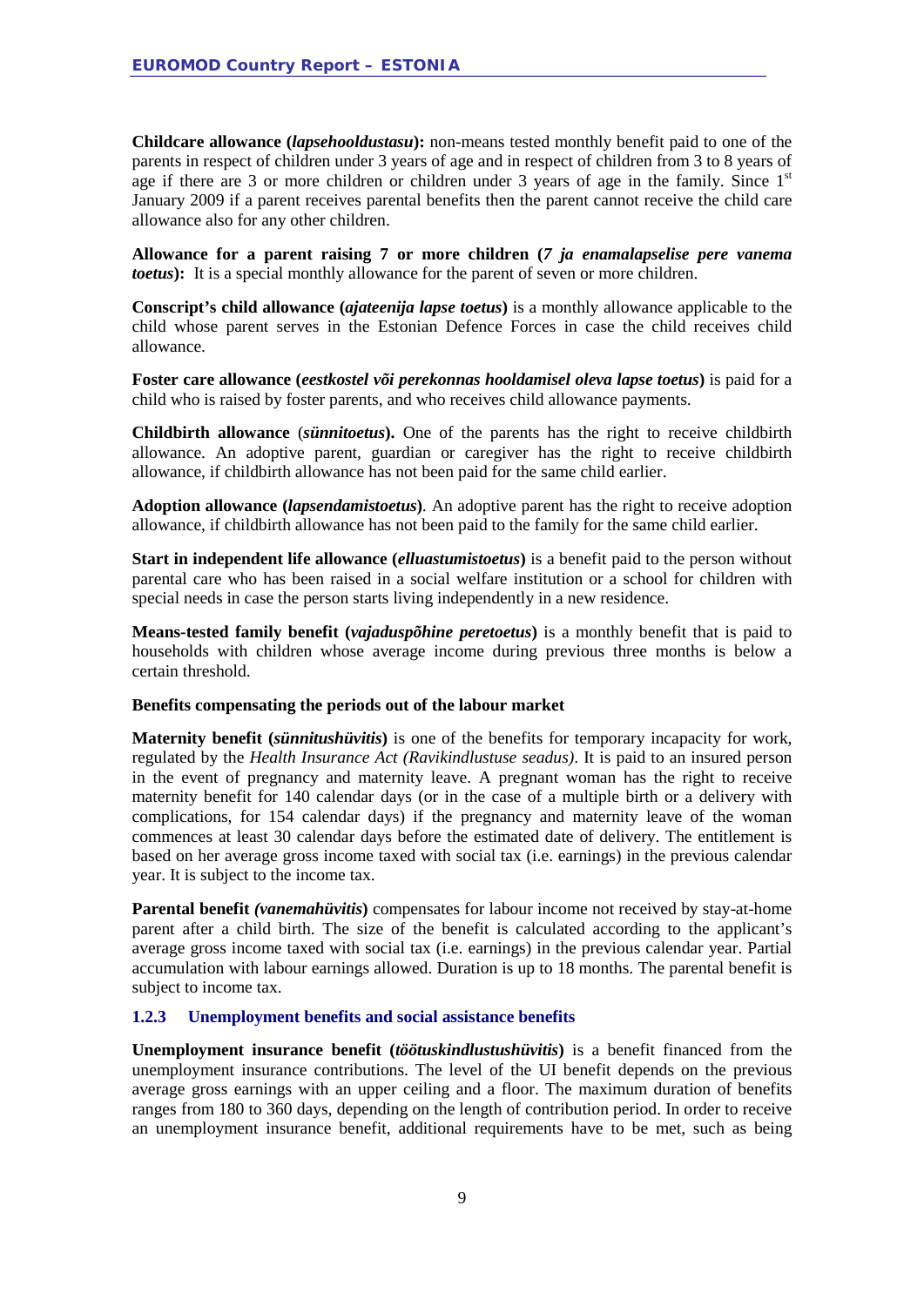**Childcare allowance (*lapsehooldustasu*):** non-means tested monthly benefit paid to one of the parents in respect of children under 3 years of age and in respect of children from 3 to 8 years of age if there are 3 or more children or children under 3 years of age in the family. Since 1st January 2009 if a parent receives parental benefits then the parent cannot receive the child care allowance also for any other children.

**Allowance for a parent raising 7 or more children (*7 ja enamalapselise pere vanema toetus*):** It is a special monthly allowance for the parent of seven or more children.

**Conscript's child allowance (*ajateenija lapse toetus*)** is a monthly allowance applicable to the child whose parent serves in the Estonian Defence Forces in case the child receives child allowance.

**Foster care allowance (*eestkostel või perekonnas hooldamisel oleva lapse toetus*)** is paid for a child who is raised by foster parents, and who receives child allowance payments.

**Childbirth allowance** (***sünnitoetus*****).** One of the parents has the right to receive childbirth allowance. An adoptive parent, guardian or caregiver has the right to receive childbirth allowance, if childbirth allowance has not been paid for the same child earlier.

**Adoption allowance (*lapsendamistoetus*)**. An adoptive parent has the right to receive adoption allowance, if childbirth allowance has not been paid to the family for the same child earlier.

**Start in independent life allowance (*elluastumistoetus*)** is a benefit paid to the person without parental care who has been raised in a social welfare institution or a school for children with special needs in case the person starts living independently in a new residence.

**Means-tested family benefit (*vajaduspõhine peretoetus*)** is a monthly benefit that is paid to households with children whose average income during previous three months is below a certain threshold.

**Benefits compensating the periods out of the labour market**

**Maternity benefit (*sünnitushüvitis*)** is one of the benefits for temporary incapacity for work, regulated by the *Health Insurance Act (Ravikindlustuse seadus)*. It is paid to an insured person in the event of pregnancy and maternity leave. A pregnant woman has the right to receive maternity benefit for 140 calendar days (or in the case of a multiple birth or a delivery with complications, for 154 calendar days) if the pregnancy and maternity leave of the woman commences at least 30 calendar days before the estimated date of delivery. The entitlement is based on her average gross income taxed with social tax (i.e. earnings) in the previous calendar year. It is subject to the income tax.

**Parental benefit *(vanemahüvitis*)** compensates for labour income not received by stay-at-home parent after a child birth. The size of the benefit is calculated according to the applicant's average gross income taxed with social tax (i.e. earnings) in the previous calendar year. Partial accumulation with labour earnings allowed. Duration is up to 18 months. The parental benefit is subject to income tax.

### 1.2.3 Unemployment benefits and social assistance benefits

**Unemployment insurance benefit (*töötuskindlustushüvitis*)** is a benefit financed from the unemployment insurance contributions. The level of the UI benefit depends on the previous average gross earnings with an upper ceiling and a floor. The maximum duration of benefits ranges from 180 to 360 days, depending on the length of contribution period. In order to receive an unemployment insurance benefit, additional requirements have to be met, such as being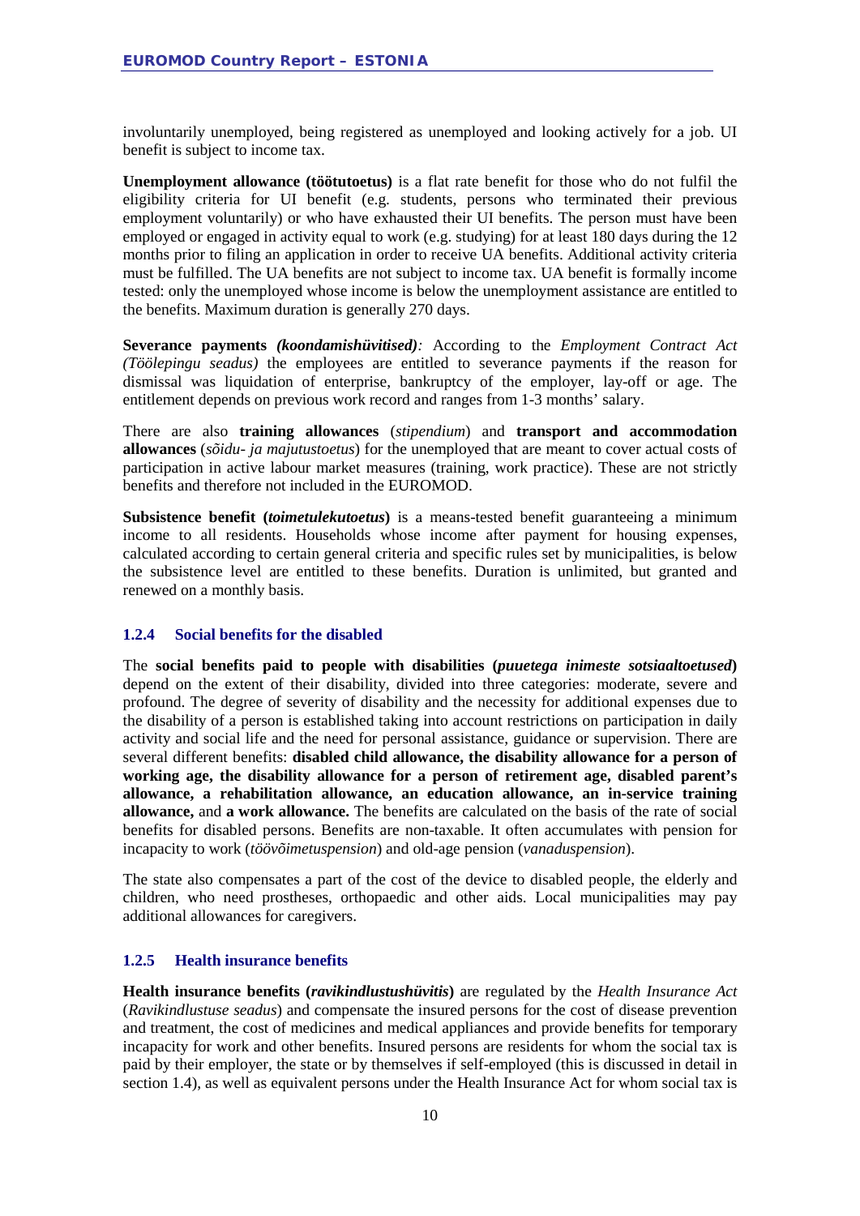involuntarily unemployed, being registered as unemployed and looking actively for a job. UI benefit is subject to income tax.

**Unemployment allowance (töötutoetus)** is a flat rate benefit for those who do not fulfil the eligibility criteria for UI benefit (e.g. students, persons who terminated their previous employment voluntarily) or who have exhausted their UI benefits. The person must have been employed or engaged in activity equal to work (e.g. studying) for at least 180 days during the 12 months prior to filing an application in order to receive UA benefits. Additional activity criteria must be fulfilled. The UA benefits are not subject to income tax. UA benefit is formally income tested: only the unemployed whose income is below the unemployment assistance are entitled to the benefits. Maximum duration is generally 270 days.

**Severance payments** ***(koondamishüvitised)****:* According to the *Employment Contract Act (Töölepingu seadus)* the employees are entitled to severance payments if the reason for dismissal was liquidation of enterprise, bankruptcy of the employer, lay-off or age. The entitlement depends on previous work record and ranges from 1-3 months' salary.

There are also **training allowances** (*stipendium*) and **transport and accommodation allowances** (*sõidu- ja majutustoetus*) for the unemployed that are meant to cover actual costs of participation in active labour market measures (training, work practice). These are not strictly benefits and therefore not included in the EUROMOD.

**Subsistence benefit (*****toimetulekutoetus*****)** is a means-tested benefit guaranteeing a minimum income to all residents. Households whose income after payment for housing expenses, calculated according to certain general criteria and specific rules set by municipalities, is below the subsistence level are entitled to these benefits. Duration is unlimited, but granted and renewed on a monthly basis.

### 1.2.4 Social benefits for the disabled

The **social benefits paid to people with disabilities (*****puuetega inimeste sotsiaaltoetused*****)** depend on the extent of their disability, divided into three categories: moderate, severe and profound. The degree of severity of disability and the necessity for additional expenses due to the disability of a person is established taking into account restrictions on participation in daily activity and social life and the need for personal assistance, guidance or supervision. There are several different benefits: **disabled child allowance, the disability allowance for a person of working age, the disability allowance for a person of retirement age, disabled parent's allowance, a rehabilitation allowance, an education allowance, an in-service training allowance,** and **a work allowance.** The benefits are calculated on the basis of the rate of social benefits for disabled persons. Benefits are non-taxable. It often accumulates with pension for incapacity to work (*töövõimetuspension*) and old-age pension (*vanaduspension*).

The state also compensates a part of the cost of the device to disabled people, the elderly and children, who need prostheses, orthopaedic and other aids. Local municipalities may pay additional allowances for caregivers.

### 1.2.5 Health insurance benefits

**Health insurance benefits (*****ravikindlustushüvitis*****)** are regulated by the *Health Insurance Act* (*Ravikindlustuse seadus*) and compensate the insured persons for the cost of disease prevention and treatment, the cost of medicines and medical appliances and provide benefits for temporary incapacity for work and other benefits. Insured persons are residents for whom the social tax is paid by their employer, the state or by themselves if self-employed (this is discussed in detail in section 1.4), as well as equivalent persons under the Health Insurance Act for whom social tax is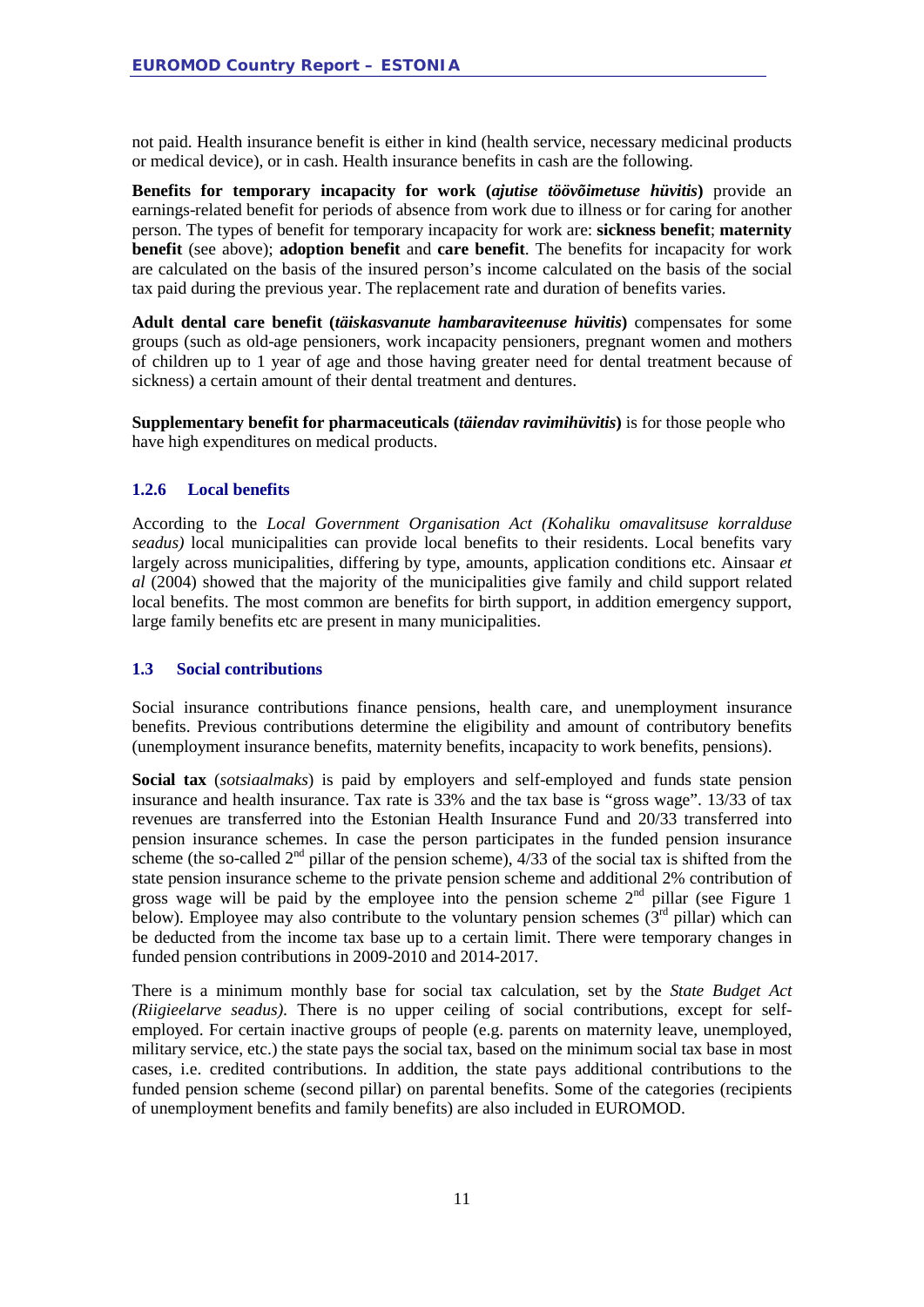not paid. Health insurance benefit is either in kind (health service, necessary medicinal products or medical device), or in cash. Health insurance benefits in cash are the following.

**Benefits for temporary incapacity for work (*ajutise töövõimetuse hüvitis*)** provide an earnings-related benefit for periods of absence from work due to illness or for caring for another person. The types of benefit for temporary incapacity for work are: **sickness benefit**; **maternity benefit** (see above); **adoption benefit** and **care benefit**. The benefits for incapacity for work are calculated on the basis of the insured person's income calculated on the basis of the social tax paid during the previous year. The replacement rate and duration of benefits varies.

**Adult dental care benefit (*täiskasvanute hambaraviteenuse hüvitis*)** compensates for some groups (such as old-age pensioners, work incapacity pensioners, pregnant women and mothers of children up to 1 year of age and those having greater need for dental treatment because of sickness) a certain amount of their dental treatment and dentures.

**Supplementary benefit for pharmaceuticals (*täiendav ravimihüvitis*)** is for those people who have high expenditures on medical products.

### 1.2.6 Local benefits

According to the *Local Government Organisation Act (Kohaliku omavalitsuse korralduse seadus)* local municipalities can provide local benefits to their residents. Local benefits vary largely across municipalities, differing by type, amounts, application conditions etc. Ainsaar *et al* (2004) showed that the majority of the municipalities give family and child support related local benefits. The most common are benefits for birth support, in addition emergency support, large family benefits etc are present in many municipalities.

## 1.3 Social contributions

Social insurance contributions finance pensions, health care, and unemployment insurance benefits. Previous contributions determine the eligibility and amount of contributory benefits (unemployment insurance benefits, maternity benefits, incapacity to work benefits, pensions).

**Social tax** (*sotsiaalmaks*) is paid by employers and self-employed and funds state pension insurance and health insurance. Tax rate is 33% and the tax base is "gross wage". 13/33 of tax revenues are transferred into the Estonian Health Insurance Fund and 20/33 transferred into pension insurance schemes. In case the person participates in the funded pension insurance scheme (the so-called 2nd pillar of the pension scheme), 4/33 of the social tax is shifted from the state pension insurance scheme to the private pension scheme and additional 2% contribution of gross wage will be paid by the employee into the pension scheme 2nd pillar (see Figure 1 below). Employee may also contribute to the voluntary pension schemes (3rd pillar) which can be deducted from the income tax base up to a certain limit. There were temporary changes in funded pension contributions in 2009-2010 and 2014-2017.

There is a minimum monthly base for social tax calculation, set by the *State Budget Act (Riigieelarve seadus)*. There is no upper ceiling of social contributions, except for self-employed. For certain inactive groups of people (e.g. parents on maternity leave, unemployed, military service, etc.) the state pays the social tax, based on the minimum social tax base in most cases, i.e. credited contributions. In addition, the state pays additional contributions to the funded pension scheme (second pillar) on parental benefits. Some of the categories (recipients of unemployment benefits and family benefits) are also included in EUROMOD.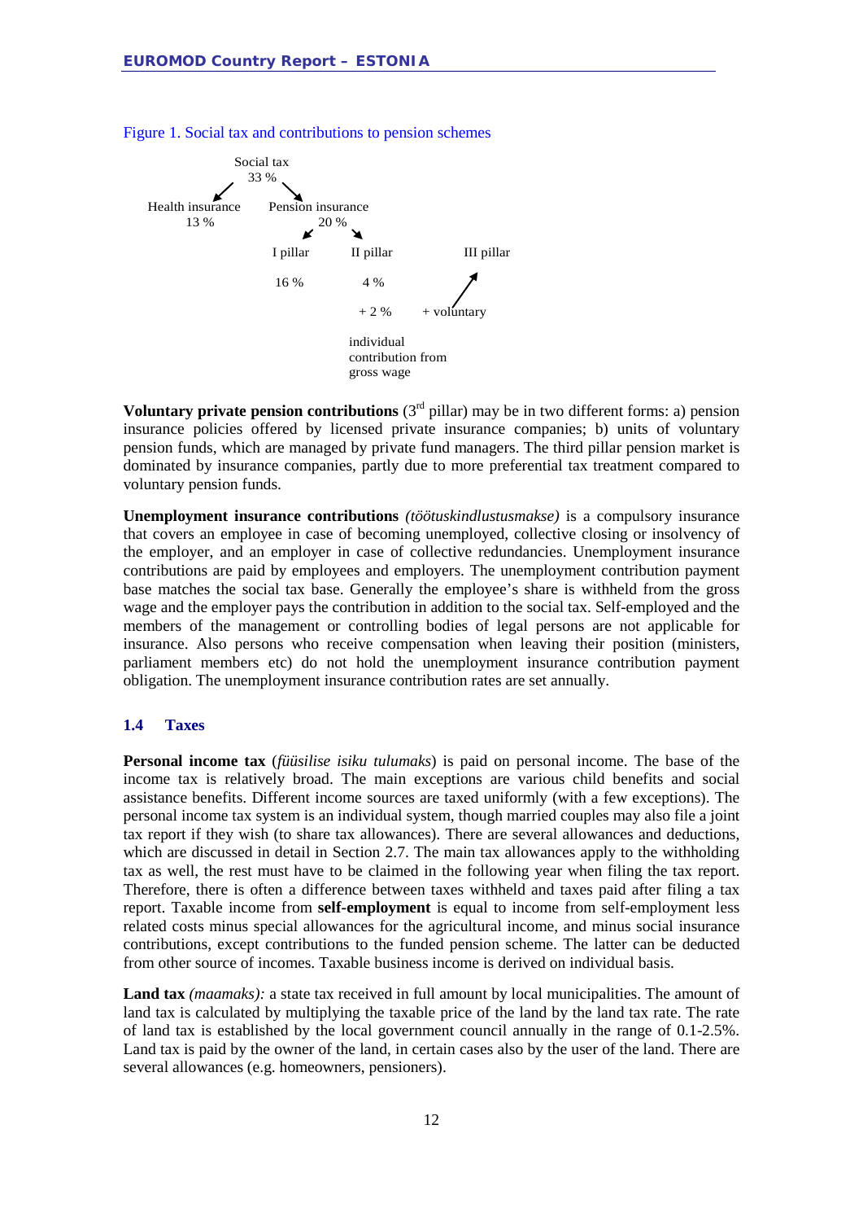Figure 1. Social tax and contributions to pension schemes

Social tax
33 %

Health insurance
13 %

Pension insurance
20 %

I pillar
16 %

II pillar
4 %
+ 2 %

III pillar
+ voluntary

individual
contribution from
gross wage

**Voluntary private pension contributions** (3rd pillar) may be in two different forms: a) pension insurance policies offered by licensed private insurance companies; b) units of voluntary pension funds, which are managed by private fund managers. The third pillar pension market is dominated by insurance companies, partly due to more preferential tax treatment compared to voluntary pension funds.

**Unemployment insurance contributions** *(töötuskindlustusmakse)* is a compulsory insurance that covers an employee in case of becoming unemployed, collective closing or insolvency of the employer, and an employer in case of collective redundancies. Unemployment insurance contributions are paid by employees and employers. The unemployment contribution payment base matches the social tax base. Generally the employee's share is withheld from the gross wage and the employer pays the contribution in addition to the social tax. Self-employed and the members of the management or controlling bodies of legal persons are not applicable for insurance. Also persons who receive compensation when leaving their position (ministers, parliament members etc) do not hold the unemployment insurance contribution payment obligation. The unemployment insurance contribution rates are set annually.

### 1.4 Taxes

**Personal income tax** (*füüsilise isiku tulumaks*) is paid on personal income. The base of the income tax is relatively broad. The main exceptions are various child benefits and social assistance benefits. Different income sources are taxed uniformly (with a few exceptions). The personal income tax system is an individual system, though married couples may also file a joint tax report if they wish (to share tax allowances). There are several allowances and deductions, which are discussed in detail in Section 2.7. The main tax allowances apply to the withholding tax as well, the rest must have to be claimed in the following year when filing the tax report. Therefore, there is often a difference between taxes withheld and taxes paid after filing a tax report. Taxable income from **self-employment** is equal to income from self-employment less related costs minus special allowances for the agricultural income, and minus social insurance contributions, except contributions to the funded pension scheme. The latter can be deducted from other source of incomes. Taxable business income is derived on individual basis.

**Land tax** *(maamaks):* a state tax received in full amount by local municipalities. The amount of land tax is calculated by multiplying the taxable price of the land by the land tax rate. The rate of land tax is established by the local government council annually in the range of 0.1-2.5%. Land tax is paid by the owner of the land, in certain cases also by the user of the land. There are several allowances (e.g. homeowners, pensioners).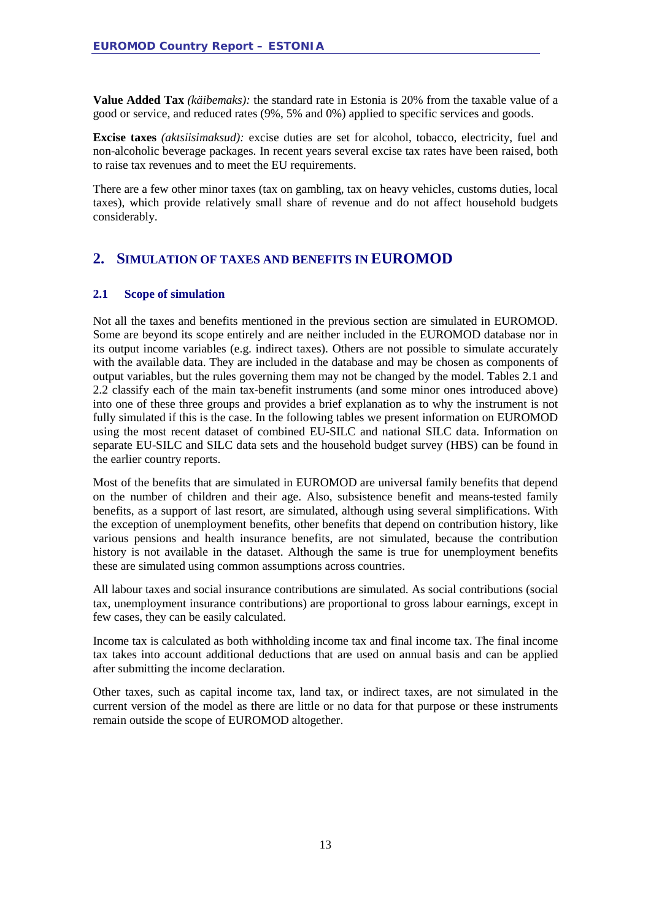**Value Added Tax** *(käibemaks):* the standard rate in Estonia is 20% from the taxable value of a good or service, and reduced rates (9%, 5% and 0%) applied to specific services and goods.

**Excise taxes** *(aktsiisimaksud):* excise duties are set for alcohol, tobacco, electricity, fuel and non-alcoholic beverage packages. In recent years several excise tax rates have been raised, both to raise tax revenues and to meet the EU requirements.

There are a few other minor taxes (tax on gambling, tax on heavy vehicles, customs duties, local taxes), which provide relatively small share of revenue and do not affect household budgets considerably.

# 2. Simulation of taxes and benefits in EUROMOD

## 2.1 Scope of simulation

Not all the taxes and benefits mentioned in the previous section are simulated in EUROMOD. Some are beyond its scope entirely and are neither included in the EUROMOD database nor in its output income variables (e.g. indirect taxes). Others are not possible to simulate accurately with the available data. They are included in the database and may be chosen as components of output variables, but the rules governing them may not be changed by the model. Tables 2.1 and 2.2 classify each of the main tax-benefit instruments (and some minor ones introduced above) into one of these three groups and provides a brief explanation as to why the instrument is not fully simulated if this is the case. In the following tables we present information on EUROMOD using the most recent dataset of combined EU-SILC and national SILC data. Information on separate EU-SILC and SILC data sets and the household budget survey (HBS) can be found in the earlier country reports.

Most of the benefits that are simulated in EUROMOD are universal family benefits that depend on the number of children and their age. Also, subsistence benefit and means-tested family benefits, as a support of last resort, are simulated, although using several simplifications. With the exception of unemployment benefits, other benefits that depend on contribution history, like various pensions and health insurance benefits, are not simulated, because the contribution history is not available in the dataset. Although the same is true for unemployment benefits these are simulated using common assumptions across countries.

All labour taxes and social insurance contributions are simulated. As social contributions (social tax, unemployment insurance contributions) are proportional to gross labour earnings, except in few cases, they can be easily calculated.

Income tax is calculated as both withholding income tax and final income tax. The final income tax takes into account additional deductions that are used on annual basis and can be applied after submitting the income declaration.

Other taxes, such as capital income tax, land tax, or indirect taxes, are not simulated in the current version of the model as there are little or no data for that purpose or these instruments remain outside the scope of EUROMOD altogether.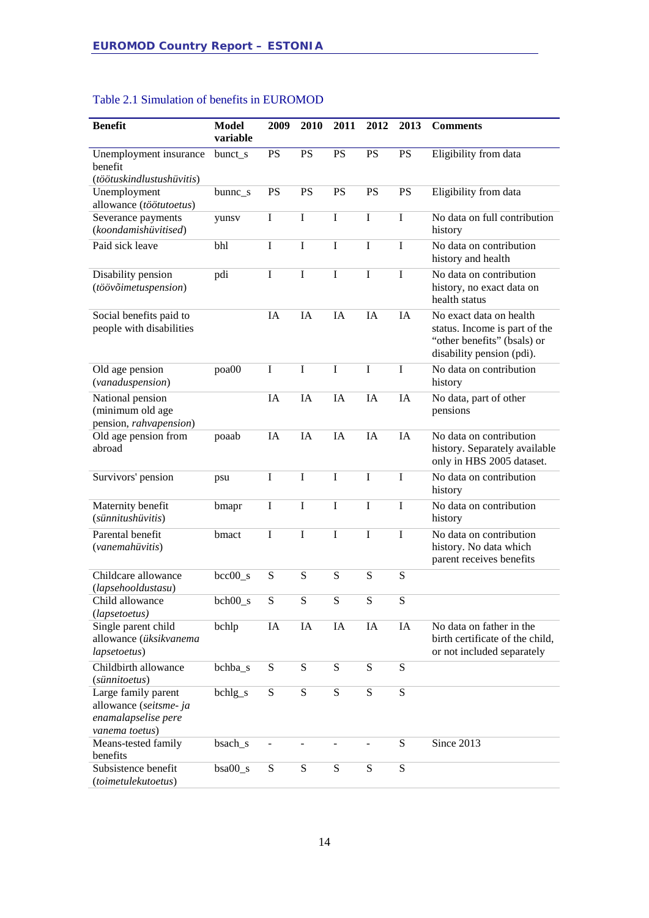Table 2.1 Simulation of benefits in EUROMOD

| Benefit | Model variable | 2009 | 2010 | 2011 | 2012 | 2013 | Comments |
|---|---|---|---|---|---|---|---|
| Unemployment insurance benefit (*töötuskindlustushüvitis*) | bunct_s | PS | PS | PS | PS | PS | Eligibility from data |
| Unemployment allowance (*töötutoetus*) | bunnc_s | PS | PS | PS | PS | PS | Eligibility from data |
| Severance payments (*koondamishüvitised*) | yunsv | I | I | I | I | I | No data on full contribution history |
| Paid sick leave | bhl | I | I | I | I | I | No data on contribution history and health |
| Disability pension (*töövõimetuspension*) | pdi | I | I | I | I | I | No data on contribution history, no exact data on health status |
| Social benefits paid to people with disabilities | | IA | IA | IA | IA | IA | No exact data on health status. Income is part of the "other benefits" (bsals) or disability pension (pdi). |
| Old age pension (*vanaduspension*) | poa00 | I | I | I | I | I | No data on contribution history |
| National pension (minimum old age pension, *rahvapension*) | | IA | IA | IA | IA | IA | No data, part of other pensions |
| Old age pension from abroad | poaab | IA | IA | IA | IA | IA | No data on contribution history. Separately available only in HBS 2005 dataset. |
| Survivors' pension | psu | I | I | I | I | I | No data on contribution history |
| Maternity benefit (*sünnitushüvitis*) | bmapr | I | I | I | I | I | No data on contribution history |
| Parental benefit (*vanemahüvitis*) | bmact | I | I | I | I | I | No data on contribution history. No data which parent receives benefits |
| Childcare allowance (*lapsehooldustasu*) | bcc00_s | S | S | S | S | S | |
| Child allowance (*lapsetoetus)* | bch00_s | S | S | S | S | S | |
| Single parent child allowance (*üksikvanema lapsetoetus*) | bchlp | IA | IA | IA | IA | IA | No data on father in the birth certificate of the child, or not included separately |
| Childbirth allowance (*sünnitoetus*) | bchba_s | S | S | S | S | S | |
| Large family parent allowance (*seitsme- ja enamalapselise pere vanema toetus*) | bchlg_s | S | S | S | S | S | |
| Means-tested family benefits | bsach_s | - | - | - | - | S | Since 2013 |
| Subsistence benefit (*toimetulekutoetus*) | bsa00_s | S | S | S | S | S | |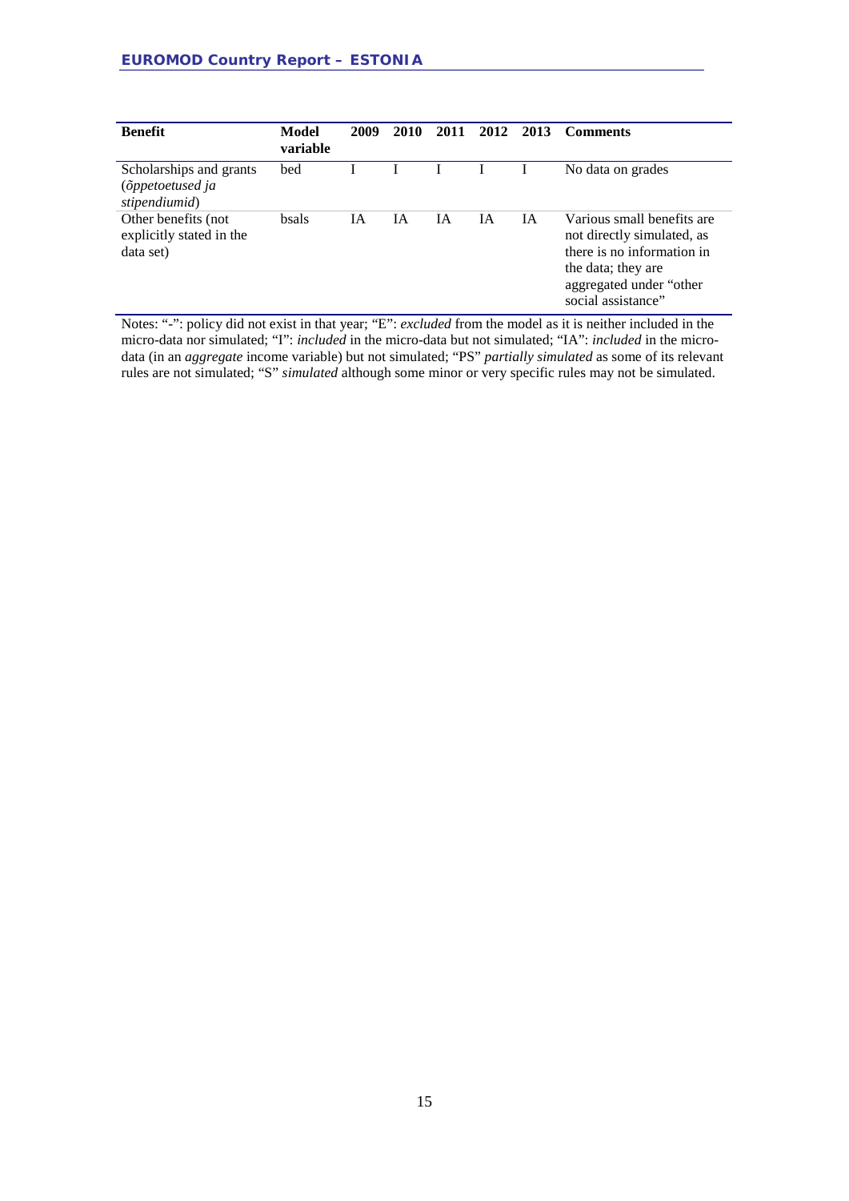| Benefit | Model variable | 2009 | 2010 | 2011 | 2012 | 2013 | Comments |
|---|---|---|---|---|---|---|---|
| Scholarships and grants (*õppetoetused ja stipendiumid*) | bed | I | I | I | I | I | No data on grades |
| Other benefits (not explicitly stated in the data set) | bsals | IA | IA | IA | IA | IA | Various small benefits are not directly simulated, as there is no information in the data; they are aggregated under "other social assistance" |

Notes: "-": policy did not exist in that year; "E": *excluded* from the model as it is neither included in the micro-data nor simulated; "I": *included* in the micro-data but not simulated; "IA": *included* in the micro-data (in an *aggregate* income variable) but not simulated; "PS" *partially simulated* as some of its relevant rules are not simulated; "S" *simulated* although some minor or very specific rules may not be simulated.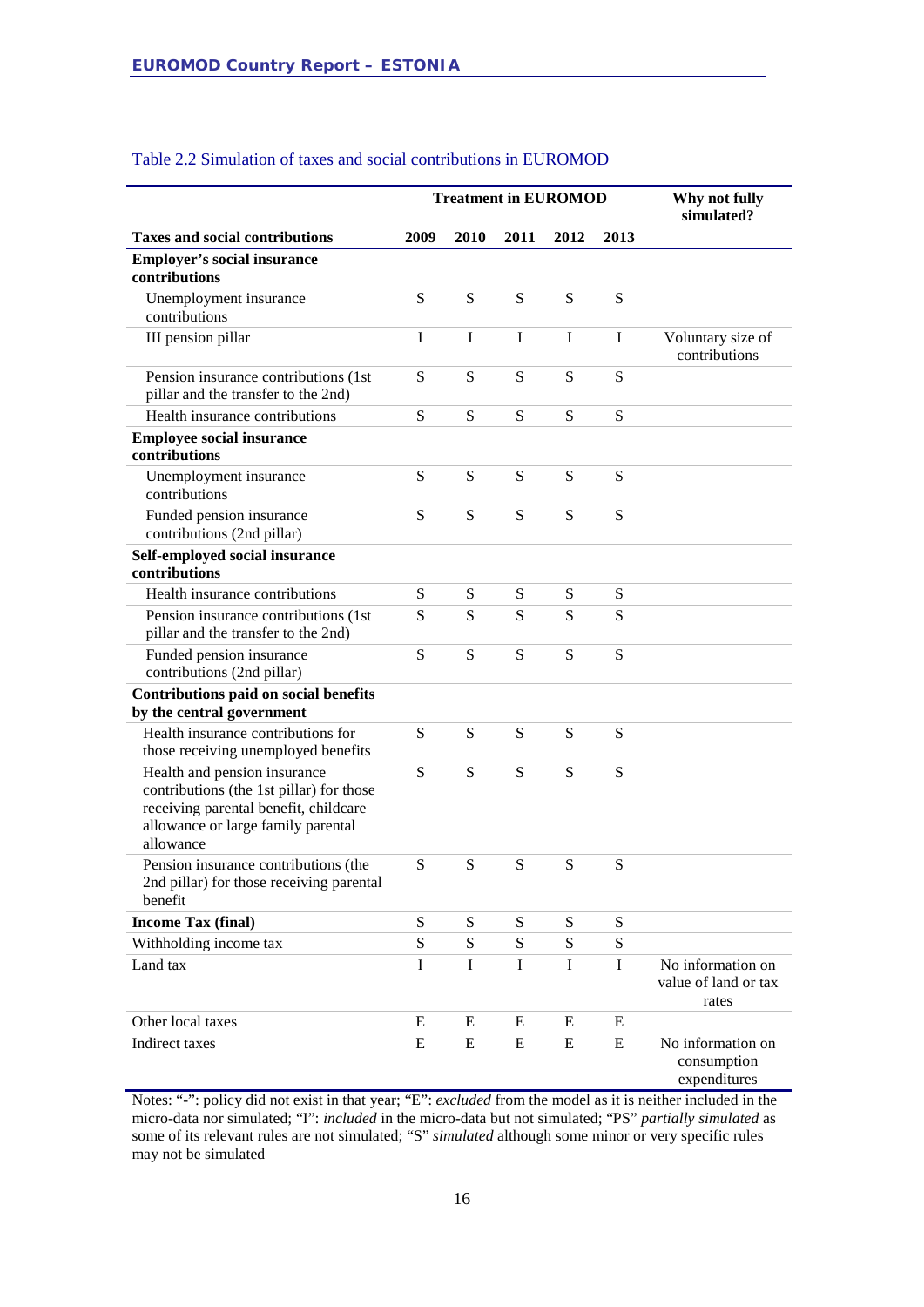Table 2.2 Simulation of taxes and social contributions in EUROMOD

| | Treatment in EUROMOD | | | | | Why not fully simulated? |
|---|---|---|---|---|---|---|
| **Taxes and social contributions** | **2009** | **2010** | **2011** | **2012** | **2013** | |
| **Employer's social insurance contributions** | | | | | | |
| Unemployment insurance contributions | S | S | S | S | S | |
| III pension pillar | I | I | I | I | I | Voluntary size of contributions |
| Pension insurance contributions (1st pillar and the transfer to the 2nd) | S | S | S | S | S | |
| Health insurance contributions | S | S | S | S | S | |
| **Employee social insurance contributions** | | | | | | |
| Unemployment insurance contributions | S | S | S | S | S | |
| Funded pension insurance contributions (2nd pillar) | S | S | S | S | S | |
| **Self-employed social insurance contributions** | | | | | | |
| Health insurance contributions | S | S | S | S | S | |
| Pension insurance contributions (1st pillar and the transfer to the 2nd) | S | S | S | S | S | |
| Funded pension insurance contributions (2nd pillar) | S | S | S | S | S | |
| **Contributions paid on social benefits by the central government** | | | | | | |
| Health insurance contributions for those receiving unemployed benefits | S | S | S | S | S | |
| Health and pension insurance contributions (the 1st pillar) for those receiving parental benefit, childcare allowance or large family parental allowance | S | S | S | S | S | |
| Pension insurance contributions (the 2nd pillar) for those receiving parental benefit | S | S | S | S | S | |
| **Income Tax (final)** | S | S | S | S | S | |
| Withholding income tax | S | S | S | S | S | |
| Land tax | I | I | I | I | I | No information on value of land or tax rates |
| Other local taxes | E | E | E | E | E | |
| Indirect taxes | E | E | E | E | E | No information on consumption expenditures |

Notes: "-": policy did not exist in that year; "E": *excluded* from the model as it is neither included in the micro-data nor simulated; "I": *included* in the micro-data but not simulated; "PS" *partially simulated* as some of its relevant rules are not simulated; "S" *simulated* although some minor or very specific rules may not be simulated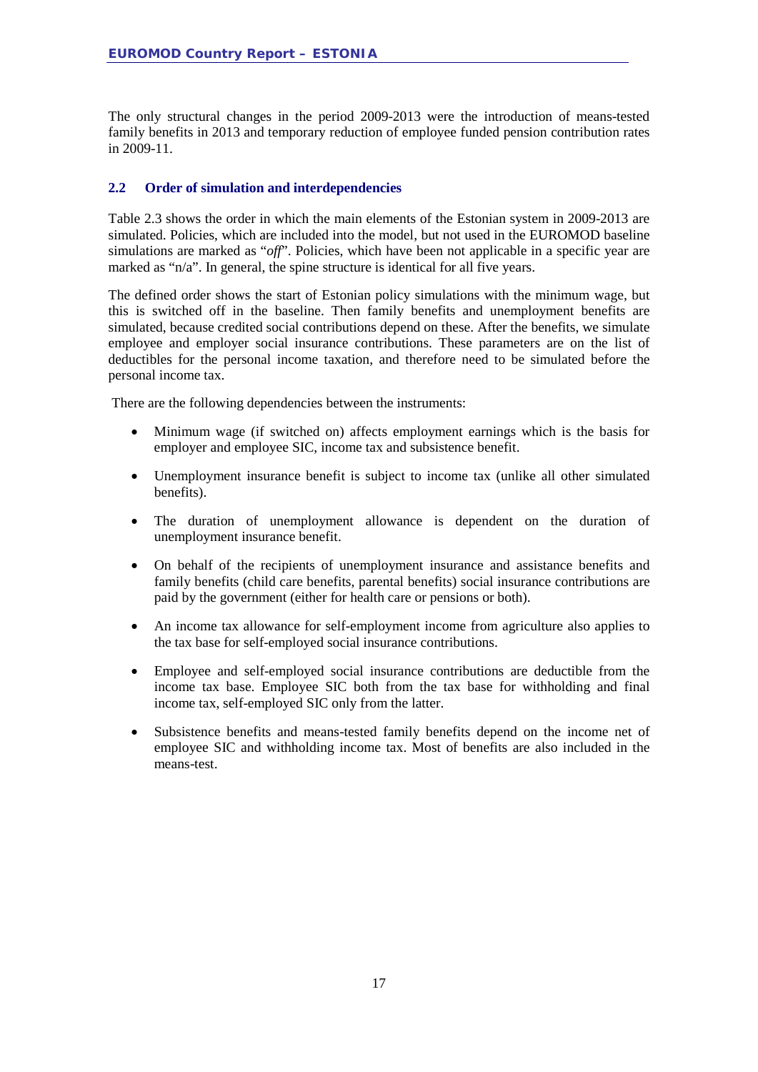The only structural changes in the period 2009-2013 were the introduction of means-tested family benefits in 2013 and temporary reduction of employee funded pension contribution rates in 2009-11.

## 2.2 Order of simulation and interdependencies

Table 2.3 shows the order in which the main elements of the Estonian system in 2009-2013 are simulated. Policies, which are included into the model, but not used in the EUROMOD baseline simulations are marked as "*off*". Policies, which have been not applicable in a specific year are marked as "n/a". In general, the spine structure is identical for all five years.

The defined order shows the start of Estonian policy simulations with the minimum wage, but this is switched off in the baseline. Then family benefits and unemployment benefits are simulated, because credited social contributions depend on these. After the benefits, we simulate employee and employer social insurance contributions. These parameters are on the list of deductibles for the personal income taxation, and therefore need to be simulated before the personal income tax.

There are the following dependencies between the instruments:

- Minimum wage (if switched on) affects employment earnings which is the basis for employer and employee SIC, income tax and subsistence benefit.
- Unemployment insurance benefit is subject to income tax (unlike all other simulated benefits).
- The duration of unemployment allowance is dependent on the duration of unemployment insurance benefit.
- On behalf of the recipients of unemployment insurance and assistance benefits and family benefits (child care benefits, parental benefits) social insurance contributions are paid by the government (either for health care or pensions or both).
- An income tax allowance for self-employment income from agriculture also applies to the tax base for self-employed social insurance contributions.
- Employee and self-employed social insurance contributions are deductible from the income tax base. Employee SIC both from the tax base for withholding and final income tax, self-employed SIC only from the latter.
- Subsistence benefits and means-tested family benefits depend on the income net of employee SIC and withholding income tax. Most of benefits are also included in the means-test.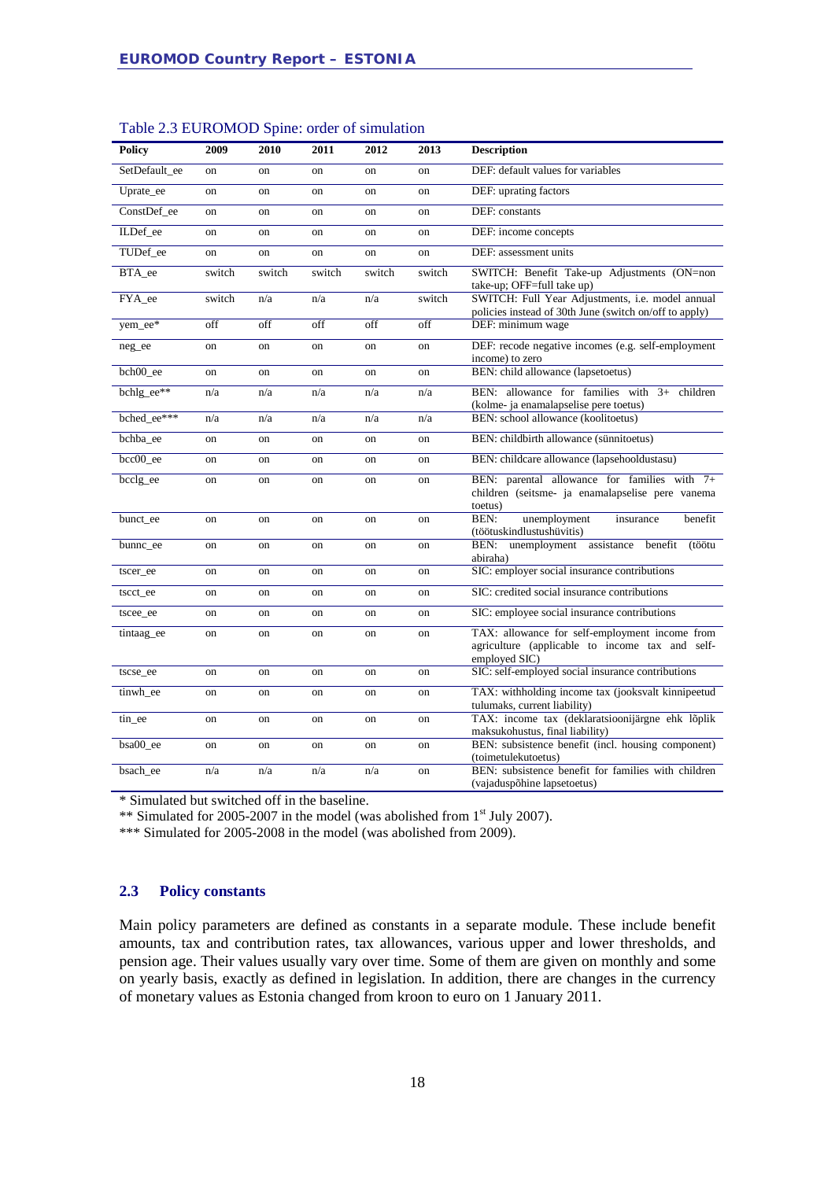Table 2.3 EUROMOD Spine: order of simulation

| Policy | 2009 | 2010 | 2011 | 2012 | 2013 | Description |
|---|---|---|---|---|---|---|
| SetDefault_ee | on | on | on | on | on | DEF: default values for variables |
| Uprate_ee | on | on | on | on | on | DEF: uprating factors |
| ConstDef_ee | on | on | on | on | on | DEF: constants |
| ILDef_ee | on | on | on | on | on | DEF: income concepts |
| TUDef_ee | on | on | on | on | on | DEF: assessment units |
| BTA_ee | switch | switch | switch | switch | switch | SWITCH: Benefit Take-up Adjustments (ON=non take-up; OFF=full take up) |
| FYA_ee | switch | n/a | n/a | n/a | switch | SWITCH: Full Year Adjustments, i.e. model annual policies instead of 30th June (switch on/off to apply) |
| yem_ee* | off | off | off | off | off | DEF: minimum wage |
| neg_ee | on | on | on | on | on | DEF: recode negative incomes (e.g. self-employment income) to zero |
| bch00_ee | on | on | on | on | on | BEN: child allowance (lapsetoetus) |
| bchlg_ee** | n/a | n/a | n/a | n/a | n/a | BEN: allowance for families with 3+ children (kolme- ja enamalapselise pere toetus) |
| bched_ee*** | n/a | n/a | n/a | n/a | n/a | BEN: school allowance (koolitoetus) |
| bchba_ee | on | on | on | on | on | BEN: childbirth allowance (sünnitoetus) |
| bcc00_ee | on | on | on | on | on | BEN: childcare allowance (lapsehooldustasu) |
| bcclg_ee | on | on | on | on | on | BEN: parental allowance for families with 7+ children (seitsme- ja enamalapselise pere vanema toetus) |
| bunct_ee | on | on | on | on | on | BEN: unemployment insurance benefit (töötuskindlustushüvitis) |
| bunnc_ee | on | on | on | on | on | BEN: unemployment assistance benefit (töötu abiraha) |
| tscer_ee | on | on | on | on | on | SIC: employer social insurance contributions |
| tscct_ee | on | on | on | on | on | SIC: credited social insurance contributions |
| tscee_ee | on | on | on | on | on | SIC: employee social insurance contributions |
| tintaag_ee | on | on | on | on | on | TAX: allowance for self-employment income from agriculture (applicable to income tax and self-employed SIC) |
| tscse_ee | on | on | on | on | on | SIC: self-employed social insurance contributions |
| tinwh_ee | on | on | on | on | on | TAX: withholding income tax (jooksvalt kinnipeetud tulumaks, current liability) |
| tin_ee | on | on | on | on | on | TAX: income tax (deklaratsioonijärgne ehk lõplik maksukohustus, final liability) |
| bsa00_ee | on | on | on | on | on | BEN: subsistence benefit (incl. housing component) (toimetulekutoetus) |
| bsach_ee | n/a | n/a | n/a | n/a | on | BEN: subsistence benefit for families with children (vajaduspõhine lapsetoetus) |

* Simulated but switched off in the baseline.

** Simulated for 2005-2007 in the model (was abolished from 1st July 2007).

*** Simulated for 2005-2008 in the model (was abolished from 2009).

## 2.3 Policy constants

Main policy parameters are defined as constants in a separate module. These include benefit amounts, tax and contribution rates, tax allowances, various upper and lower thresholds, and pension age. Their values usually vary over time. Some of them are given on monthly and some on yearly basis, exactly as defined in legislation. In addition, there are changes in the currency of monetary values as Estonia changed from kroon to euro on 1 January 2011.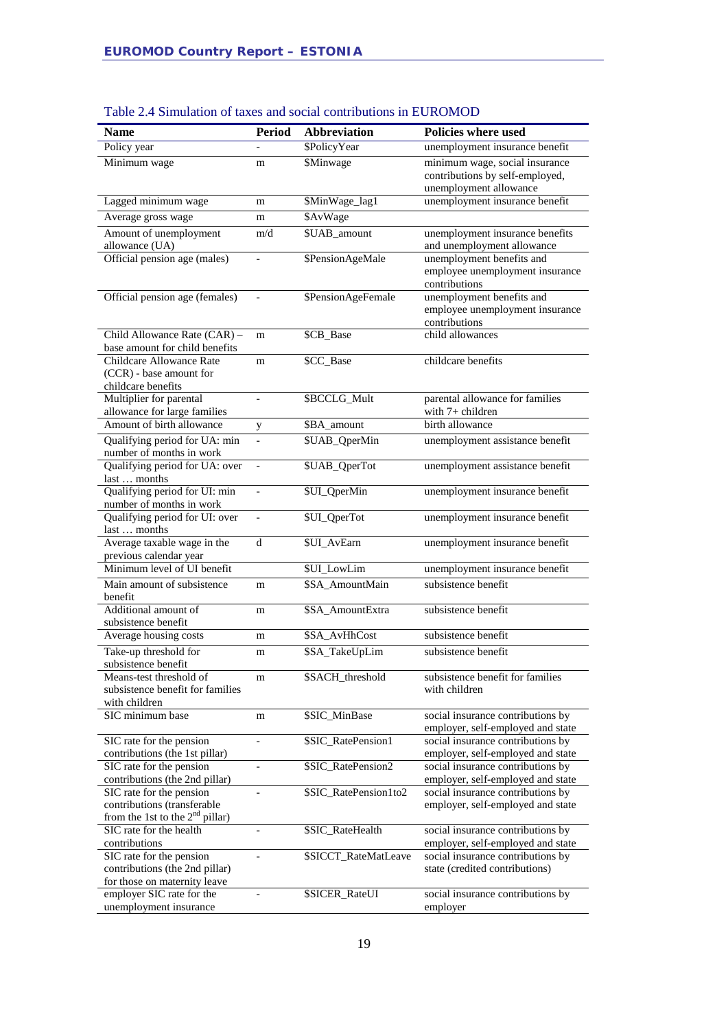Table 2.4 Simulation of taxes and social contributions in EUROMOD

| Name | Period | Abbreviation | Policies where used |
|---|---|---|---|
| Policy year | - | $PolicyYear | unemployment insurance benefit |
| Minimum wage | m | $Minwage | minimum wage, social insurance contributions by self-employed, unemployment allowance |
| Lagged minimum wage | m | $MinWage_lag1 | unemployment insurance benefit |
| Average gross wage | m | $AvWage | |
| Amount of unemployment allowance (UA) | m/d | $UAB_amount | unemployment insurance benefits and unemployment allowance |
| Official pension age (males) | - | $PensionAgeMale | unemployment benefits and employee unemployment insurance contributions |
| Official pension age (females) | - | $PensionAgeFemale | unemployment benefits and employee unemployment insurance contributions |
| Child Allowance Rate (CAR) – base amount for child benefits | m | $CB_Base | child allowances |
| Childcare Allowance Rate (CCR) - base amount for childcare benefits | m | $CC_Base | childcare benefits |
| Multiplier for parental allowance for large families | - | $BCCLG_Mult | parental allowance for families with 7+ children |
| Amount of birth allowance | y | $BA_amount | birth allowance |
| Qualifying period for UA: min number of months in work | - | $UAB_QperMin | unemployment assistance benefit |
| Qualifying period for UA: over last … months | - | $UAB_QperTot | unemployment assistance benefit |
| Qualifying period for UI: min number of months in work | - | $UI_QperMin | unemployment insurance benefit |
| Qualifying period for UI: over last … months | - | $UI_QperTot | unemployment insurance benefit |
| Average taxable wage in the previous calendar year | d | $UI_AvEarn | unemployment insurance benefit |
| Minimum level of UI benefit | | $UI_LowLim | unemployment insurance benefit |
| Main amount of subsistence benefit | m | $SA_AmountMain | subsistence benefit |
| Additional amount of subsistence benefit | m | $SA_AmountExtra | subsistence benefit |
| Average housing costs | m | $SA_AvHhCost | subsistence benefit |
| Take-up threshold for subsistence benefit | m | $SA_TakeUpLim | subsistence benefit |
| Means-test threshold of subsistence benefit for families with children | m | $SACH_threshold | subsistence benefit for families with children |
| SIC minimum base | m | $SIC_MinBase | social insurance contributions by employer, self-employed and state |
| SIC rate for the pension contributions (the 1st pillar) | - | $SIC_RatePension1 | social insurance contributions by employer, self-employed and state |
| SIC rate for the pension contributions (the 2nd pillar) | - | $SIC_RatePension2 | social insurance contributions by employer, self-employed and state |
| SIC rate for the pension contributions (transferable from the 1st to the 2nd pillar) | - | $SIC_RatePension1to2 | social insurance contributions by employer, self-employed and state |
| SIC rate for the health contributions | - | $SIC_RateHealth | social insurance contributions by employer, self-employed and state |
| SIC rate for the pension contributions (the 2nd pillar) for those on maternity leave | - | $SICCT_RateMatLeave | social insurance contributions by state (credited contributions) |
| employer SIC rate for the unemployment insurance | - | $SICER_RateUI | social insurance contributions by employer |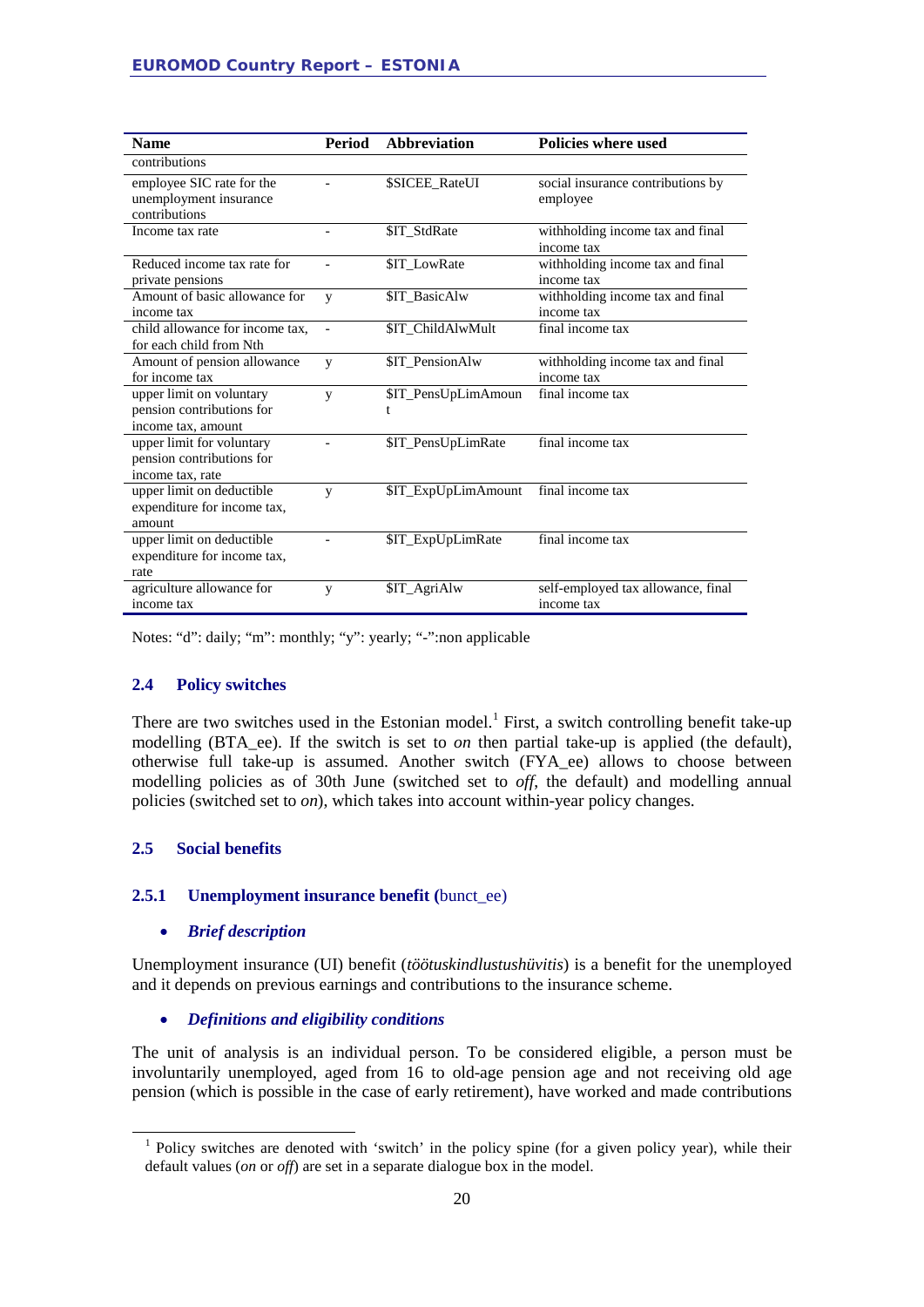| Name | Period | Abbreviation | Policies where used |
|---|---|---|---|
| contributions | | | |
| employee SIC rate for the unemployment insurance contributions | - | $SICEE_RateUI | social insurance contributions by employee |
| Income tax rate | - | $IT_StdRate | withholding income tax and final income tax |
| Reduced income tax rate for private pensions | - | $IT_LowRate | withholding income tax and final income tax |
| Amount of basic allowance for income tax | y | $IT_BasicAlw | withholding income tax and final income tax |
| child allowance for income tax, for each child from Nth | - | $IT_ChildAlwMult | final income tax |
| Amount of pension allowance for income tax | y | $IT_PensionAlw | withholding income tax and final income tax |
| upper limit on voluntary pension contributions for income tax, amount | y | $IT_PensUpLimAmount | final income tax |
| upper limit for voluntary pension contributions for income tax, rate | - | $IT_PensUpLimRate | final income tax |
| upper limit on deductible expenditure for income tax, amount | y | $IT_ExpUpLimAmount | final income tax |
| upper limit on deductible expenditure for income tax, rate | - | $IT_ExpUpLimRate | final income tax |
| agriculture allowance for income tax | y | $IT_AgriAlw | self-employed tax allowance, final income tax |

Notes: "d": daily; "m": monthly; "y": yearly; "-":non applicable

## 2.4 Policy switches

There are two switches used in the Estonian model.[1] First, a switch controlling benefit take-up modelling (BTA_ee). If the switch is set to *on* then partial take-up is applied (the default), otherwise full take-up is assumed. Another switch (FYA_ee) allows to choose between modelling policies as of 30th June (switched set to *off*, the default) and modelling annual policies (switched set to *on*), which takes into account within-year policy changes.

## 2.5 Social benefits

### 2.5.1 Unemployment insurance benefit (bunct_ee)

- ***Brief description***

Unemployment insurance (UI) benefit (*töötuskindlustushüvitis*) is a benefit for the unemployed and it depends on previous earnings and contributions to the insurance scheme.

- ***Definitions and eligibility conditions***

The unit of analysis is an individual person. To be considered eligible, a person must be involuntarily unemployed, aged from 16 to old-age pension age and not receiving old age pension (which is possible in the case of early retirement), have worked and made contributions

[1] Policy switches are denoted with 'switch' in the policy spine (for a given policy year), while their default values (*on* or *off*) are set in a separate dialogue box in the model.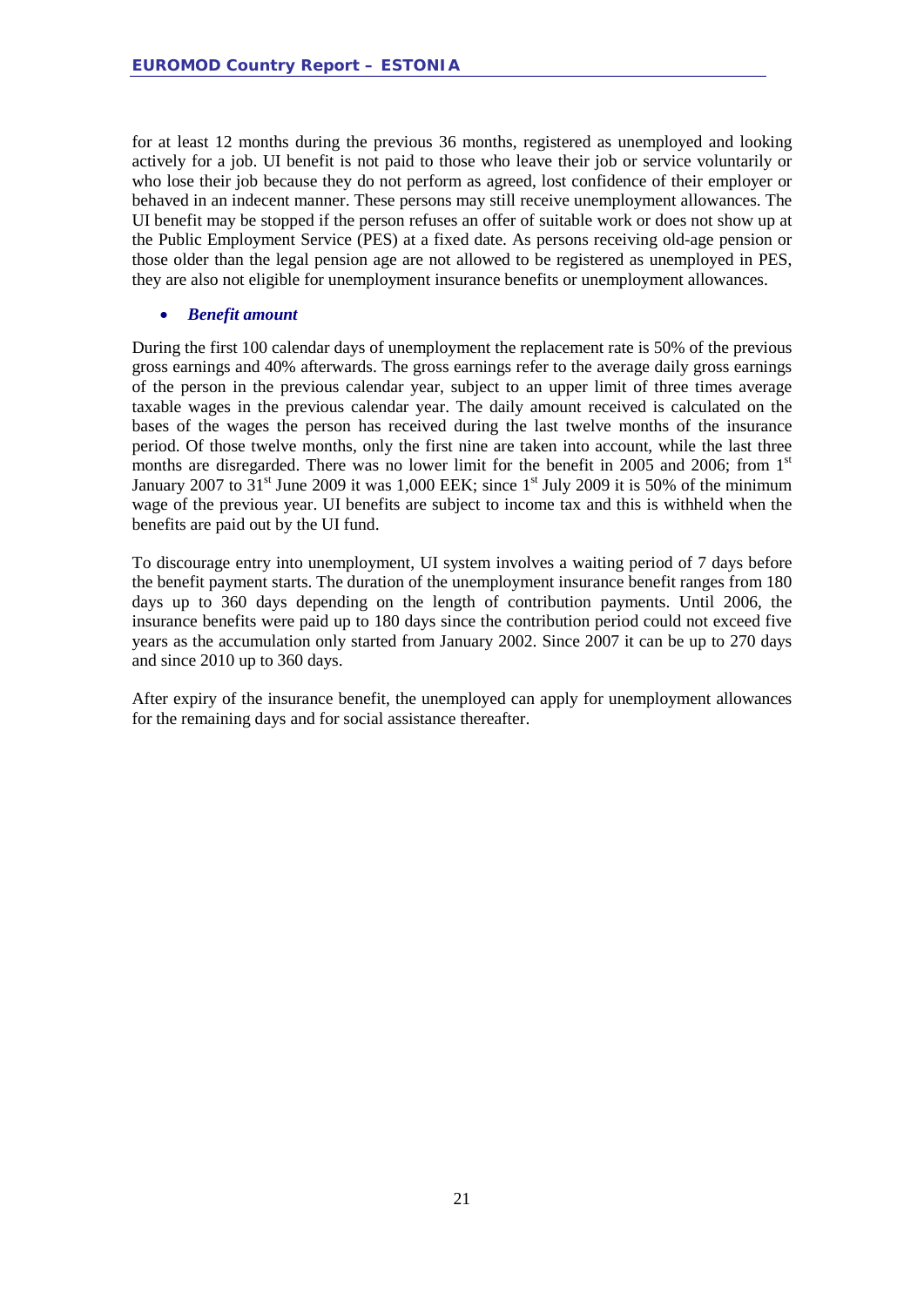for at least 12 months during the previous 36 months, registered as unemployed and looking actively for a job. UI benefit is not paid to those who leave their job or service voluntarily or who lose their job because they do not perform as agreed, lost confidence of their employer or behaved in an indecent manner. These persons may still receive unemployment allowances. The UI benefit may be stopped if the person refuses an offer of suitable work or does not show up at the Public Employment Service (PES) at a fixed date. As persons receiving old-age pension or those older than the legal pension age are not allowed to be registered as unemployed in PES, they are also not eligible for unemployment insurance benefits or unemployment allowances.

- ***Benefit amount***

During the first 100 calendar days of unemployment the replacement rate is 50% of the previous gross earnings and 40% afterwards. The gross earnings refer to the average daily gross earnings of the person in the previous calendar year, subject to an upper limit of three times average taxable wages in the previous calendar year. The daily amount received is calculated on the bases of the wages the person has received during the last twelve months of the insurance period. Of those twelve months, only the first nine are taken into account, while the last three months are disregarded. There was no lower limit for the benefit in 2005 and 2006; from 1st January 2007 to 31st June 2009 it was 1,000 EEK; since 1st July 2009 it is 50% of the minimum wage of the previous year. UI benefits are subject to income tax and this is withheld when the benefits are paid out by the UI fund.

To discourage entry into unemployment, UI system involves a waiting period of 7 days before the benefit payment starts. The duration of the unemployment insurance benefit ranges from 180 days up to 360 days depending on the length of contribution payments. Until 2006, the insurance benefits were paid up to 180 days since the contribution period could not exceed five years as the accumulation only started from January 2002. Since 2007 it can be up to 270 days and since 2010 up to 360 days.

After expiry of the insurance benefit, the unemployed can apply for unemployment allowances for the remaining days and for social assistance thereafter.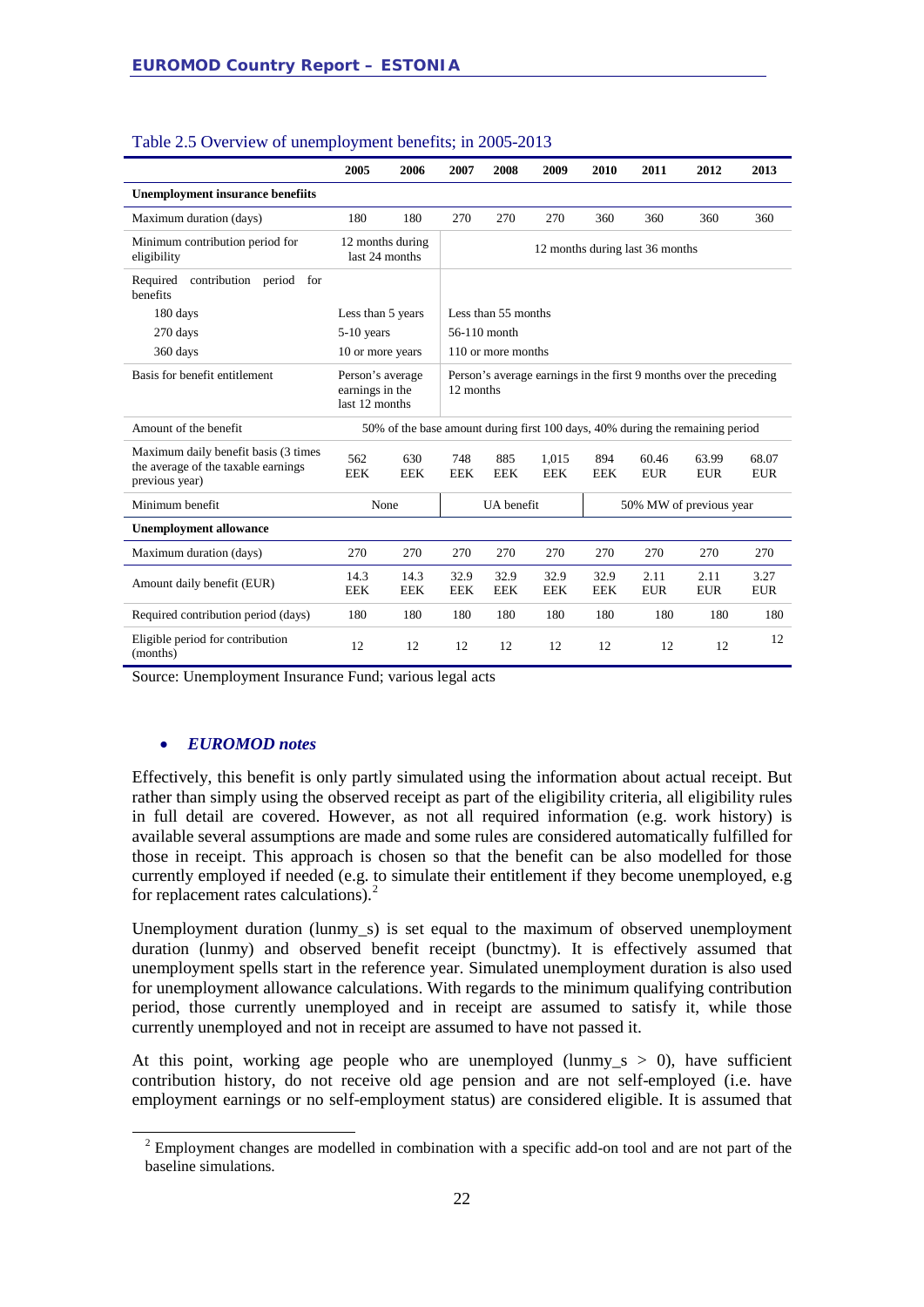Table 2.5 Overview of unemployment benefits; in 2005-2013

| | 2005 | 2006 | 2007 | 2008 | 2009 | 2010 | 2011 | 2012 | 2013 |
|---|---|---|---|---|---|---|---|---|---|
| **Unemployment insurance benefiits** | | | | | | | | | |
| Maximum duration (days) | 180 | 180 | 270 | 270 | 270 | 360 | 360 | 360 | 360 |
| Minimum contribution period for eligibility | 12 months during last 24 months | | 12 months during last 36 months | | | | | | |
| Required contribution period for benefits | | | | | | | | | |
| 180 days | Less than 5 years | | Less than 55 months | | | | | | |
| 270 days | 5-10 years | | 56-110 month | | | | | | |
| 360 days | 10 or more years | | 110 or more months | | | | | | |
| Basis for benefit entitlement | Person's average earnings in the last 12 months | | Person's average earnings in the first 9 months over the preceding 12 months | | | | | | |
| Amount of the benefit | 50% of the base amount during first 100 days, 40% during the remaining period | | | | | | | | |
| Maximum daily benefit basis (3 times the average of the taxable earnings previous year) | 562 EEK | 630 EEK | 748 EEK | 885 EEK | 1,015 EEK | 894 EEK | 60.46 EUR | 63.99 EUR | 68.07 EUR |
| Minimum benefit | None | | UA benefit | | | 50% MW of previous year | | | |
| **Unemployment allowance** | | | | | | | | | |
| Maximum duration (days) | 270 | 270 | 270 | 270 | 270 | 270 | 270 | 270 | 270 |
| Amount daily benefit (EUR) | 14.3 EEK | 14.3 EEK | 32.9 EEK | 32.9 EEK | 32.9 EEK | 32.9 EEK | 2.11 EUR | 2.11 EUR | 3.27 EUR |
| Required contribution period (days) | 180 | 180 | 180 | 180 | 180 | 180 | 180 | 180 | 180 |
| Eligible period for contribution (months) | 12 | 12 | 12 | 12 | 12 | 12 | 12 | 12 | 12 |

Source: Unemployment Insurance Fund; various legal acts

- ***EUROMOD notes***

Effectively, this benefit is only partly simulated using the information about actual receipt. But rather than simply using the observed receipt as part of the eligibility criteria, all eligibility rules in full detail are covered. However, as not all required information (e.g. work history) is available several assumptions are made and some rules are considered automatically fulfilled for those in receipt. This approach is chosen so that the benefit can be also modelled for those currently employed if needed (e.g. to simulate their entitlement if they become unemployed, e.g for replacement rates calculations).[2]

Unemployment duration (lunmy_s) is set equal to the maximum of observed unemployment duration (lunmy) and observed benefit receipt (bunctmy). It is effectively assumed that unemployment spells start in the reference year. Simulated unemployment duration is also used for unemployment allowance calculations. With regards to the minimum qualifying contribution period, those currently unemployed and in receipt are assumed to satisfy it, while those currently unemployed and not in receipt are assumed to have not passed it.

At this point, working age people who are unemployed (lunmy_s > 0), have sufficient contribution history, do not receive old age pension and are not self-employed (i.e. have employment earnings or no self-employment status) are considered eligible. It is assumed that

[2] Employment changes are modelled in combination with a specific add-on tool and are not part of the baseline simulations.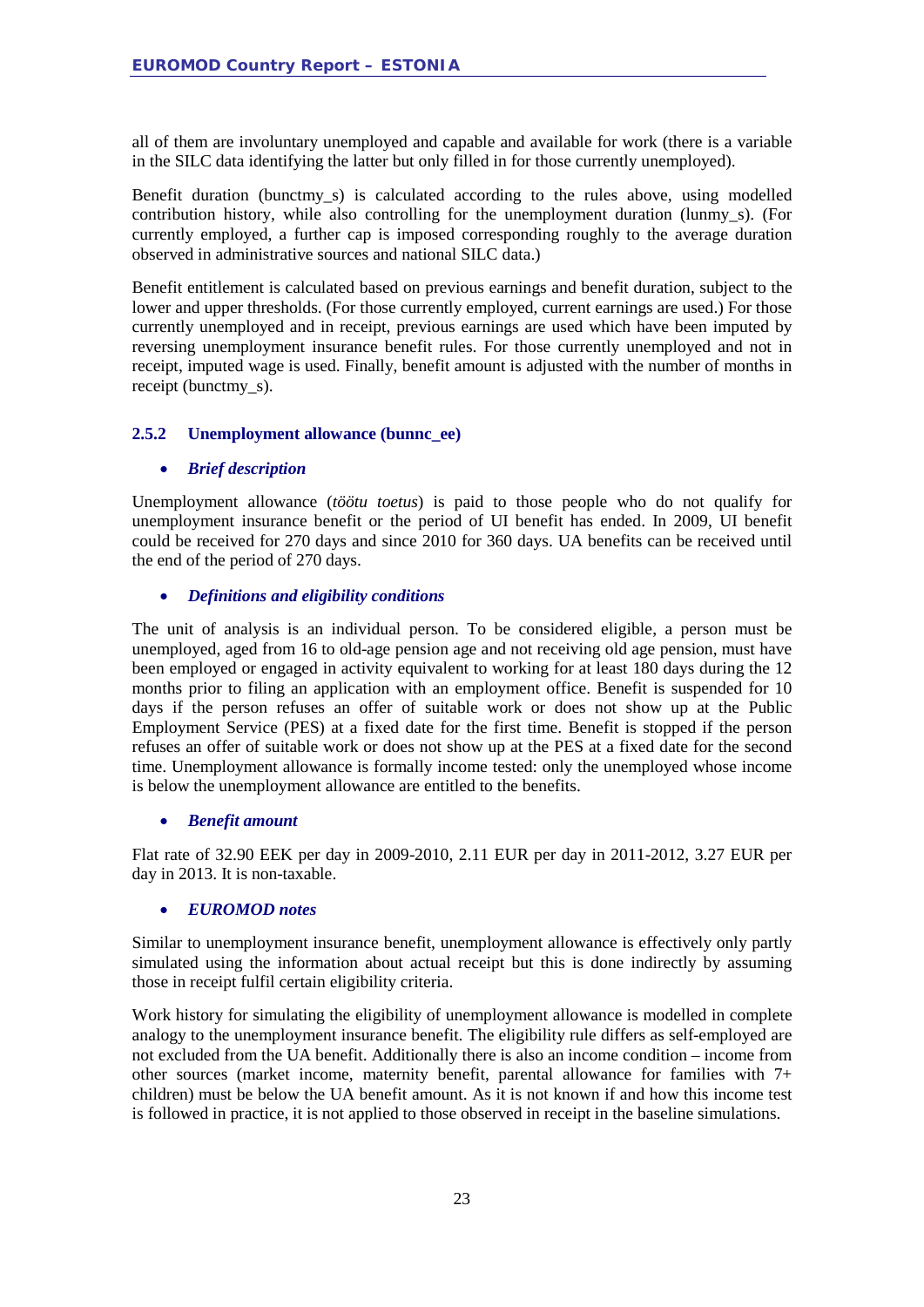all of them are involuntary unemployed and capable and available for work (there is a variable in the SILC data identifying the latter but only filled in for those currently unemployed).

Benefit duration (bunctmy_s) is calculated according to the rules above, using modelled contribution history, while also controlling for the unemployment duration (lunmy_s). (For currently employed, a further cap is imposed corresponding roughly to the average duration observed in administrative sources and national SILC data.)

Benefit entitlement is calculated based on previous earnings and benefit duration, subject to the lower and upper thresholds. (For those currently employed, current earnings are used.) For those currently unemployed and in receipt, previous earnings are used which have been imputed by reversing unemployment insurance benefit rules. For those currently unemployed and not in receipt, imputed wage is used. Finally, benefit amount is adjusted with the number of months in receipt (bunctmy_s).

### 2.5.2 Unemployment allowance (bunnc_ee)

- ***Brief description***

Unemployment allowance (*töötu toetus*) is paid to those people who do not qualify for unemployment insurance benefit or the period of UI benefit has ended. In 2009, UI benefit could be received for 270 days and since 2010 for 360 days. UA benefits can be received until the end of the period of 270 days.

- ***Definitions and eligibility conditions***

The unit of analysis is an individual person. To be considered eligible, a person must be unemployed, aged from 16 to old-age pension age and not receiving old age pension, must have been employed or engaged in activity equivalent to working for at least 180 days during the 12 months prior to filing an application with an employment office. Benefit is suspended for 10 days if the person refuses an offer of suitable work or does not show up at the Public Employment Service (PES) at a fixed date for the first time. Benefit is stopped if the person refuses an offer of suitable work or does not show up at the PES at a fixed date for the second time. Unemployment allowance is formally income tested: only the unemployed whose income is below the unemployment allowance are entitled to the benefits.

- ***Benefit amount***

Flat rate of 32.90 EEK per day in 2009-2010, 2.11 EUR per day in 2011-2012, 3.27 EUR per day in 2013. It is non-taxable.

- ***EUROMOD notes***

Similar to unemployment insurance benefit, unemployment allowance is effectively only partly simulated using the information about actual receipt but this is done indirectly by assuming those in receipt fulfil certain eligibility criteria.

Work history for simulating the eligibility of unemployment allowance is modelled in complete analogy to the unemployment insurance benefit. The eligibility rule differs as self-employed are not excluded from the UA benefit. Additionally there is also an income condition – income from other sources (market income, maternity benefit, parental allowance for families with 7+ children) must be below the UA benefit amount. As it is not known if and how this income test is followed in practice, it is not applied to those observed in receipt in the baseline simulations.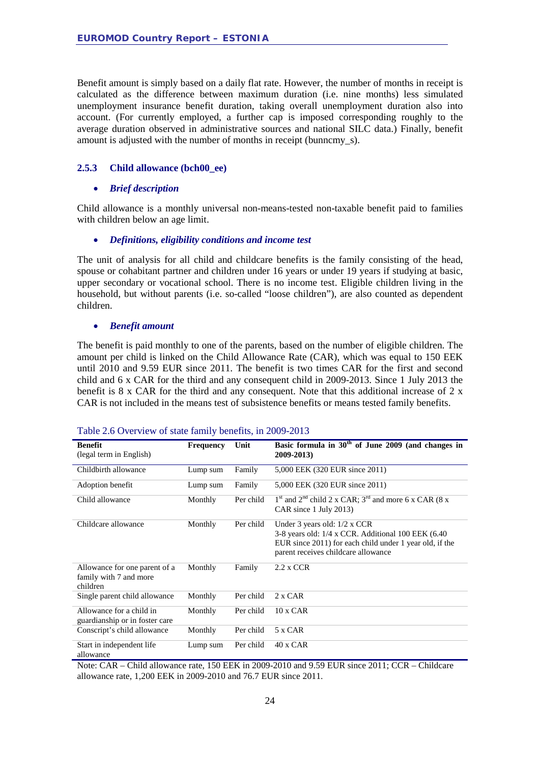Benefit amount is simply based on a daily flat rate. However, the number of months in receipt is calculated as the difference between maximum duration (i.e. nine months) less simulated unemployment insurance benefit duration, taking overall unemployment duration also into account. (For currently employed, a further cap is imposed corresponding roughly to the average duration observed in administrative sources and national SILC data.) Finally, benefit amount is adjusted with the number of months in receipt (bunncmy_s).

### 2.5.3 Child allowance (bch00_ee)

- ***Brief description***

Child allowance is a monthly universal non-means-tested non-taxable benefit paid to families with children below an age limit.

- ***Definitions, eligibility conditions and income test***

The unit of analysis for all child and childcare benefits is the family consisting of the head, spouse or cohabitant partner and children under 16 years or under 19 years if studying at basic, upper secondary or vocational school. There is no income test. Eligible children living in the household, but without parents (i.e. so-called "loose children"), are also counted as dependent children.

- ***Benefit amount***

The benefit is paid monthly to one of the parents, based on the number of eligible children. The amount per child is linked on the Child Allowance Rate (CAR), which was equal to 150 EEK until 2010 and 9.59 EUR since 2011. The benefit is two times CAR for the first and second child and 6 x CAR for the third and any consequent child in 2009-2013. Since 1 July 2013 the benefit is 8 x CAR for the third and any consequent. Note that this additional increase of 2 x CAR is not included in the means test of subsistence benefits or means tested family benefits.

Table 2.6 Overview of state family benefits, in 2009-2013

| **Benefit** (legal term in English) | **Frequency** | **Unit** | **Basic formula in 30th of June 2009 (and changes in 2009-2013)** |
|---|---|---|---|
| Childbirth allowance | Lump sum | Family | 5,000 EEK (320 EUR since 2011) |
| Adoption benefit | Lump sum | Family | 5,000 EEK (320 EUR since 2011) |
| Child allowance | Monthly | Per child | 1st and 2nd child 2 x CAR; 3rd and more 6 x CAR (8 x CAR since 1 July 2013) |
| Childcare allowance | Monthly | Per child | Under 3 years old: 1/2 x CCR<br>3-8 years old: 1/4 x CCR. Additional 100 EEK (6.40 EUR since 2011) for each child under 1 year old, if the parent receives childcare allowance |
| Allowance for one parent of a family with 7 and more children | Monthly | Family | 2.2 x CCR |
| Single parent child allowance | Monthly | Per child | 2 x CAR |
| Allowance for a child in guardianship or in foster care | Monthly | Per child | 10 x CAR |
| Conscript's child allowance | Monthly | Per child | 5 x CAR |
| Start in independent life allowance | Lump sum | Per child | 40 x CAR |

Note: CAR – Child allowance rate, 150 EEK in 2009-2010 and 9.59 EUR since 2011; CCR – Childcare allowance rate, 1,200 EEK in 2009-2010 and 76.7 EUR since 2011.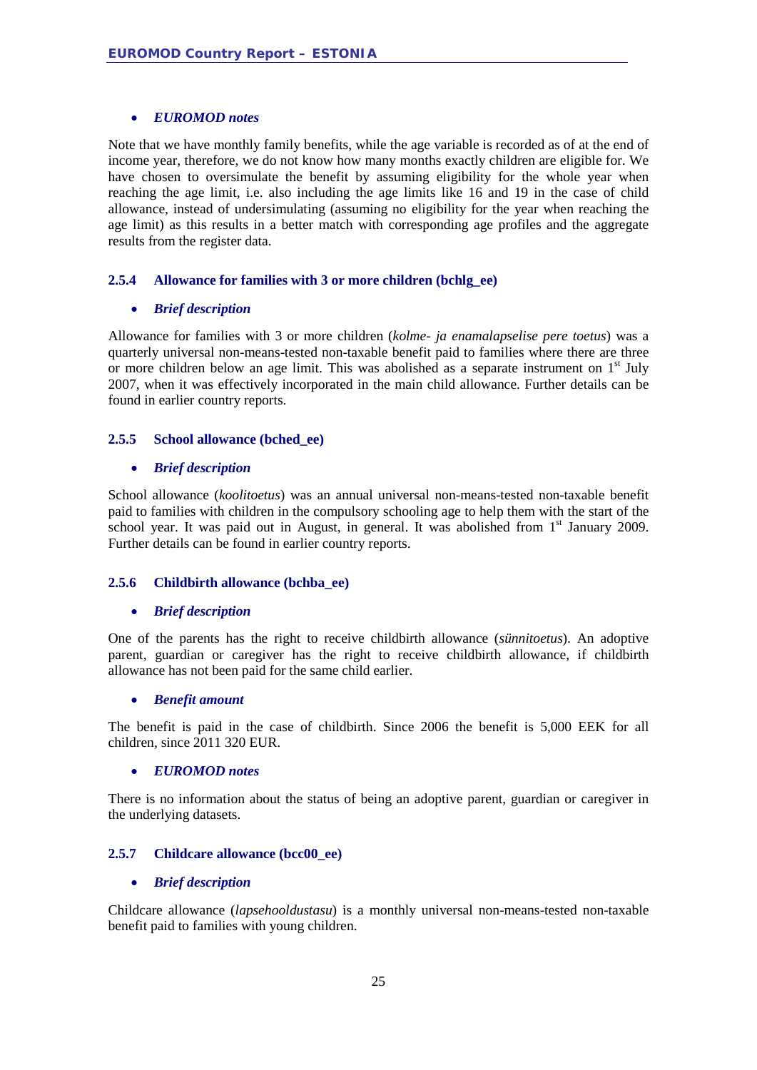- ***EUROMOD notes***

Note that we have monthly family benefits, while the age variable is recorded as of at the end of income year, therefore, we do not know how many months exactly children are eligible for. We have chosen to oversimulate the benefit by assuming eligibility for the whole year when reaching the age limit, i.e. also including the age limits like 16 and 19 in the case of child allowance, instead of undersimulating (assuming no eligibility for the year when reaching the age limit) as this results in a better match with corresponding age profiles and the aggregate results from the register data.

### 2.5.4 Allowance for families with 3 or more children (bchlg_ee)

- ***Brief description***

Allowance for families with 3 or more children (*kolme- ja enamalapselise pere toetus*) was a quarterly universal non-means-tested non-taxable benefit paid to families where there are three or more children below an age limit. This was abolished as a separate instrument on 1st July 2007, when it was effectively incorporated in the main child allowance. Further details can be found in earlier country reports.

### 2.5.5 School allowance (bched_ee)

- ***Brief description***

School allowance (*koolitoetus*) was an annual universal non-means-tested non-taxable benefit paid to families with children in the compulsory schooling age to help them with the start of the school year. It was paid out in August, in general. It was abolished from 1st January 2009. Further details can be found in earlier country reports.

### 2.5.6 Childbirth allowance (bchba_ee)

- ***Brief description***

One of the parents has the right to receive childbirth allowance (*sünnitoetus*). An adoptive parent, guardian or caregiver has the right to receive childbirth allowance, if childbirth allowance has not been paid for the same child earlier.

- ***Benefit amount***

The benefit is paid in the case of childbirth. Since 2006 the benefit is 5,000 EEK for all children, since 2011 320 EUR.

- ***EUROMOD notes***

There is no information about the status of being an adoptive parent, guardian or caregiver in the underlying datasets.

### 2.5.7 Childcare allowance (bcc00_ee)

- ***Brief description***

Childcare allowance (*lapsehooldustasu*) is a monthly universal non-means-tested non-taxable benefit paid to families with young children.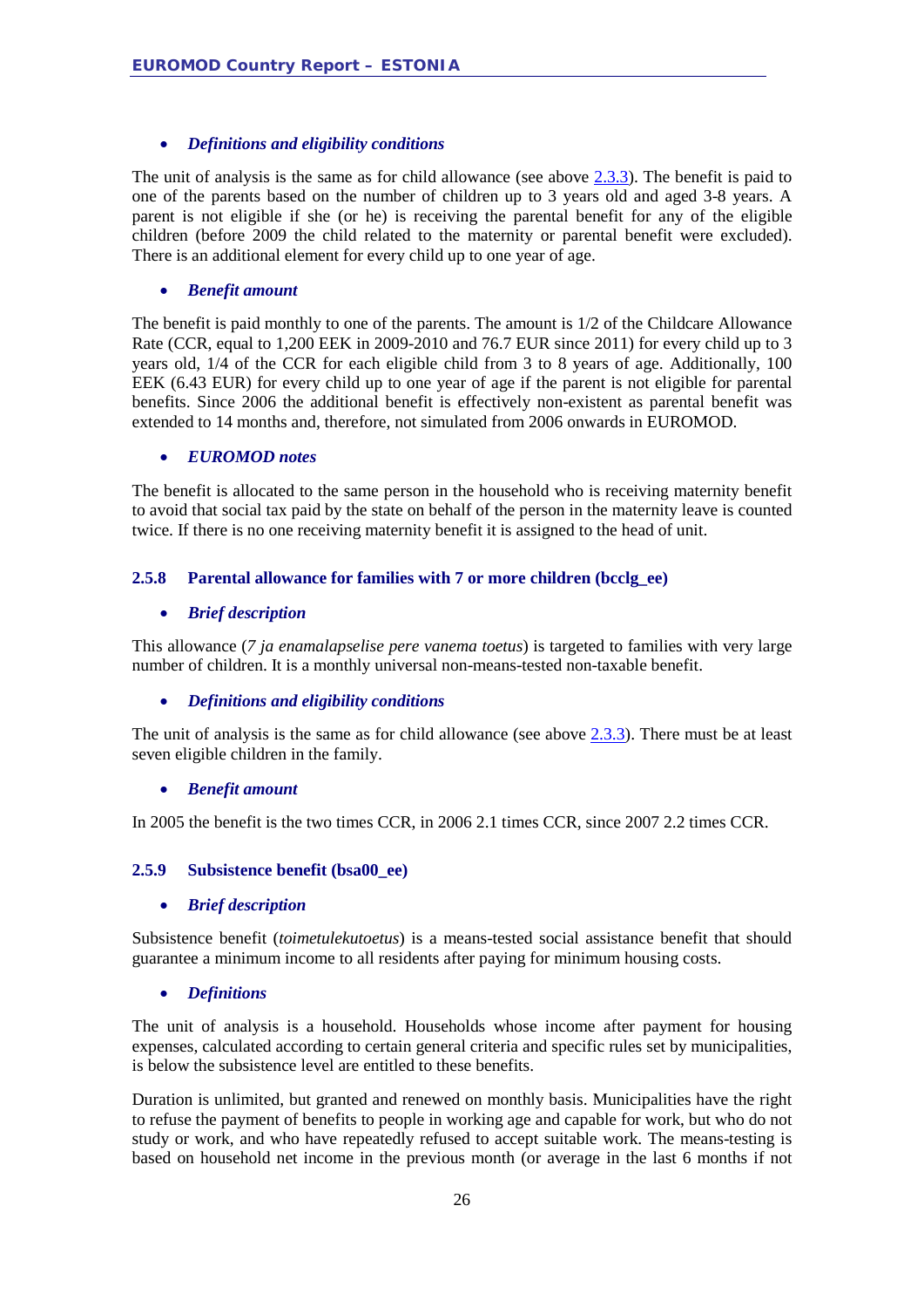- ***Definitions and eligibility conditions***

The unit of analysis is the same as for child allowance (see above 2.3.3). The benefit is paid to one of the parents based on the number of children up to 3 years old and aged 3-8 years. A parent is not eligible if she (or he) is receiving the parental benefit for any of the eligible children (before 2009 the child related to the maternity or parental benefit were excluded). There is an additional element for every child up to one year of age.

- ***Benefit amount***

The benefit is paid monthly to one of the parents. The amount is 1/2 of the Childcare Allowance Rate (CCR, equal to 1,200 EEK in 2009-2010 and 76.7 EUR since 2011) for every child up to 3 years old, 1/4 of the CCR for each eligible child from 3 to 8 years of age. Additionally, 100 EEK (6.43 EUR) for every child up to one year of age if the parent is not eligible for parental benefits. Since 2006 the additional benefit is effectively non-existent as parental benefit was extended to 14 months and, therefore, not simulated from 2006 onwards in EUROMOD.

- ***EUROMOD notes***

The benefit is allocated to the same person in the household who is receiving maternity benefit to avoid that social tax paid by the state on behalf of the person in the maternity leave is counted twice. If there is no one receiving maternity benefit it is assigned to the head of unit.

### 2.5.8 Parental allowance for families with 7 or more children (bcclg_ee)

- ***Brief description***

This allowance (*7 ja enamalapselise pere vanema toetus*) is targeted to families with very large number of children. It is a monthly universal non-means-tested non-taxable benefit.

- ***Definitions and eligibility conditions***

The unit of analysis is the same as for child allowance (see above 2.3.3). There must be at least seven eligible children in the family.

- ***Benefit amount***

In 2005 the benefit is the two times CCR, in 2006 2.1 times CCR, since 2007 2.2 times CCR.

### 2.5.9 Subsistence benefit (bsa00_ee)

- ***Brief description***

Subsistence benefit (*toimetulekutoetus*) is a means-tested social assistance benefit that should guarantee a minimum income to all residents after paying for minimum housing costs.

- ***Definitions***

The unit of analysis is a household. Households whose income after payment for housing expenses, calculated according to certain general criteria and specific rules set by municipalities, is below the subsistence level are entitled to these benefits.

Duration is unlimited, but granted and renewed on monthly basis. Municipalities have the right to refuse the payment of benefits to people in working age and capable for work, but who do not study or work, and who have repeatedly refused to accept suitable work. The means-testing is based on household net income in the previous month (or average in the last 6 months if not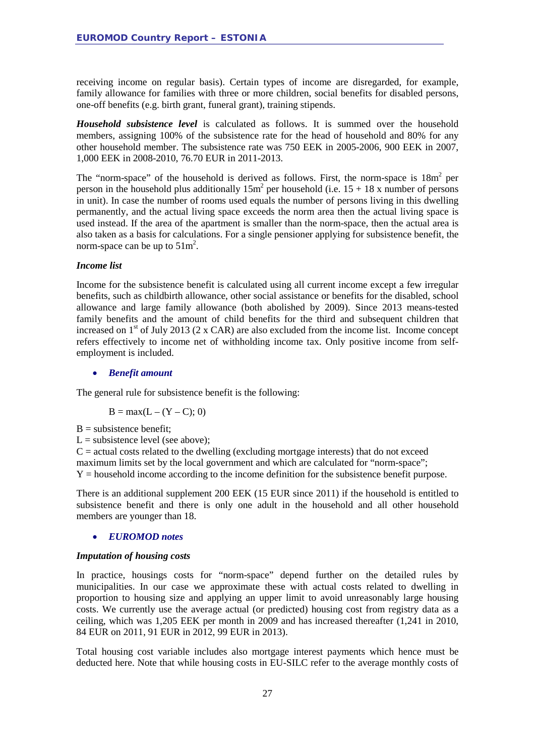receiving income on regular basis). Certain types of income are disregarded, for example, family allowance for families with three or more children, social benefits for disabled persons, one-off benefits (e.g. birth grant, funeral grant), training stipends.

***Household subsistence level*** is calculated as follows. It is summed over the household members, assigning 100% of the subsistence rate for the head of household and 80% for any other household member. The subsistence rate was 750 EEK in 2005-2006, 900 EEK in 2007, 1,000 EEK in 2008-2010, 76.70 EUR in 2011-2013.

The "norm-space" of the household is derived as follows. First, the norm-space is $18m^2$ per person in the household plus additionally $15m^2$ per household (i.e. 15 + 18 x number of persons in unit). In case the number of rooms used equals the number of persons living in this dwelling permanently, and the actual living space exceeds the norm area then the actual living space is used instead. If the area of the apartment is smaller than the norm-space, then the actual area is also taken as a basis for calculations. For a single pensioner applying for subsistence benefit, the norm-space can be up to $51m^2$.

*Income list*

Income for the subsistence benefit is calculated using all current income except a few irregular benefits, such as childbirth allowance, other social assistance or benefits for the disabled, school allowance and large family allowance (both abolished by 2009). Since 2013 means-tested family benefits and the amount of child benefits for the third and subsequent children that increased on 1st of July 2013 (2 x CAR) are also excluded from the income list. Income concept refers effectively to income net of withholding income tax. Only positive income from self-employment is included.

- ***Benefit amount***

The general rule for subsistence benefit is the following:

$$B = \max(L - (Y - C); 0)$$

B = subsistence benefit;
L = subsistence level (see above);
C = actual costs related to the dwelling (excluding mortgage interests) that do not exceed maximum limits set by the local government and which are calculated for "norm-space";
Y = household income according to the income definition for the subsistence benefit purpose.

There is an additional supplement 200 EEK (15 EUR since 2011) if the household is entitled to subsistence benefit and there is only one adult in the household and all other household members are younger than 18.

- ***EUROMOD notes***

***Imputation of housing costs***

In practice, housings costs for "norm-space" depend further on the detailed rules by municipalities. In our case we approximate these with actual costs related to dwelling in proportion to housing size and applying an upper limit to avoid unreasonably large housing costs. We currently use the average actual (or predicted) housing cost from registry data as a ceiling, which was 1,205 EEK per month in 2009 and has increased thereafter (1,241 in 2010, 84 EUR on 2011, 91 EUR in 2012, 99 EUR in 2013).

Total housing cost variable includes also mortgage interest payments which hence must be deducted here. Note that while housing costs in EU-SILC refer to the average monthly costs of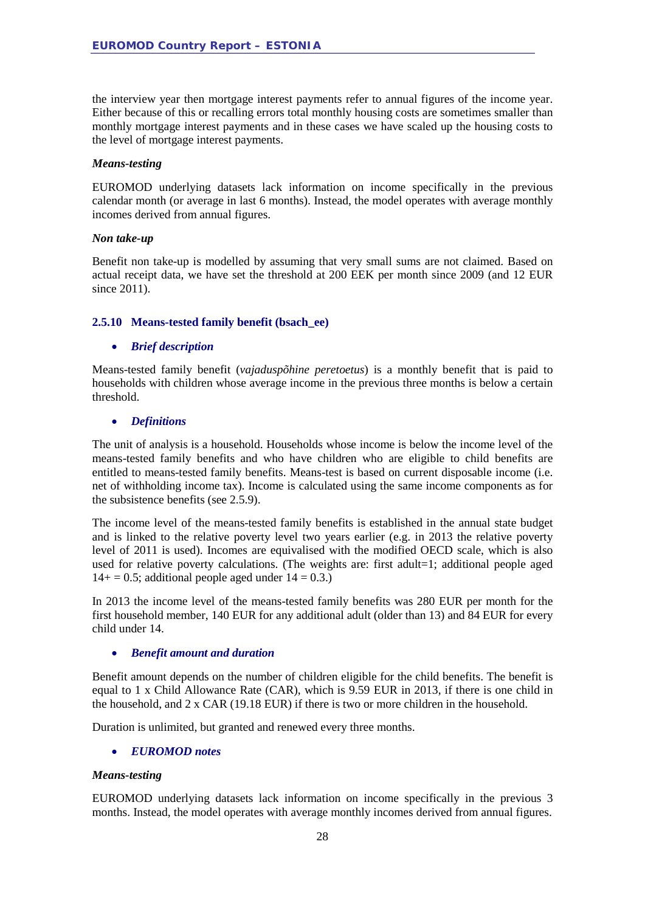the interview year then mortgage interest payments refer to annual figures of the income year. Either because of this or recalling errors total monthly housing costs are sometimes smaller than monthly mortgage interest payments and in these cases we have scaled up the housing costs to the level of mortgage interest payments.

***Means-testing***

EUROMOD underlying datasets lack information on income specifically in the previous calendar month (or average in last 6 months). Instead, the model operates with average monthly incomes derived from annual figures.

***Non take-up***

Benefit non take-up is modelled by assuming that very small sums are not claimed. Based on actual receipt data, we have set the threshold at 200 EEK per month since 2009 (and 12 EUR since 2011).

### 2.5.10 Means-tested family benefit (bsach_ee)

- ***Brief description***

Means-tested family benefit (*vajaduspõhine peretoetus*) is a monthly benefit that is paid to households with children whose average income in the previous three months is below a certain threshold.

- ***Definitions***

The unit of analysis is a household. Households whose income is below the income level of the means-tested family benefits and who have children who are eligible to child benefits are entitled to means-tested family benefits. Means-test is based on current disposable income (i.e. net of withholding income tax). Income is calculated using the same income components as for the subsistence benefits (see 2.5.9).

The income level of the means-tested family benefits is established in the annual state budget and is linked to the relative poverty level two years earlier (e.g. in 2013 the relative poverty level of 2011 is used). Incomes are equivalised with the modified OECD scale, which is also used for relative poverty calculations. (The weights are: first adult=1; additional people aged 14+ = 0.5; additional people aged under 14 = 0.3.)

In 2013 the income level of the means-tested family benefits was 280 EUR per month for the first household member, 140 EUR for any additional adult (older than 13) and 84 EUR for every child under 14.

- ***Benefit amount and duration***

Benefit amount depends on the number of children eligible for the child benefits. The benefit is equal to 1 x Child Allowance Rate (CAR), which is 9.59 EUR in 2013, if there is one child in the household, and 2 x CAR (19.18 EUR) if there is two or more children in the household.

Duration is unlimited, but granted and renewed every three months.

- ***EUROMOD notes***

***Means-testing***

EUROMOD underlying datasets lack information on income specifically in the previous 3 months. Instead, the model operates with average monthly incomes derived from annual figures.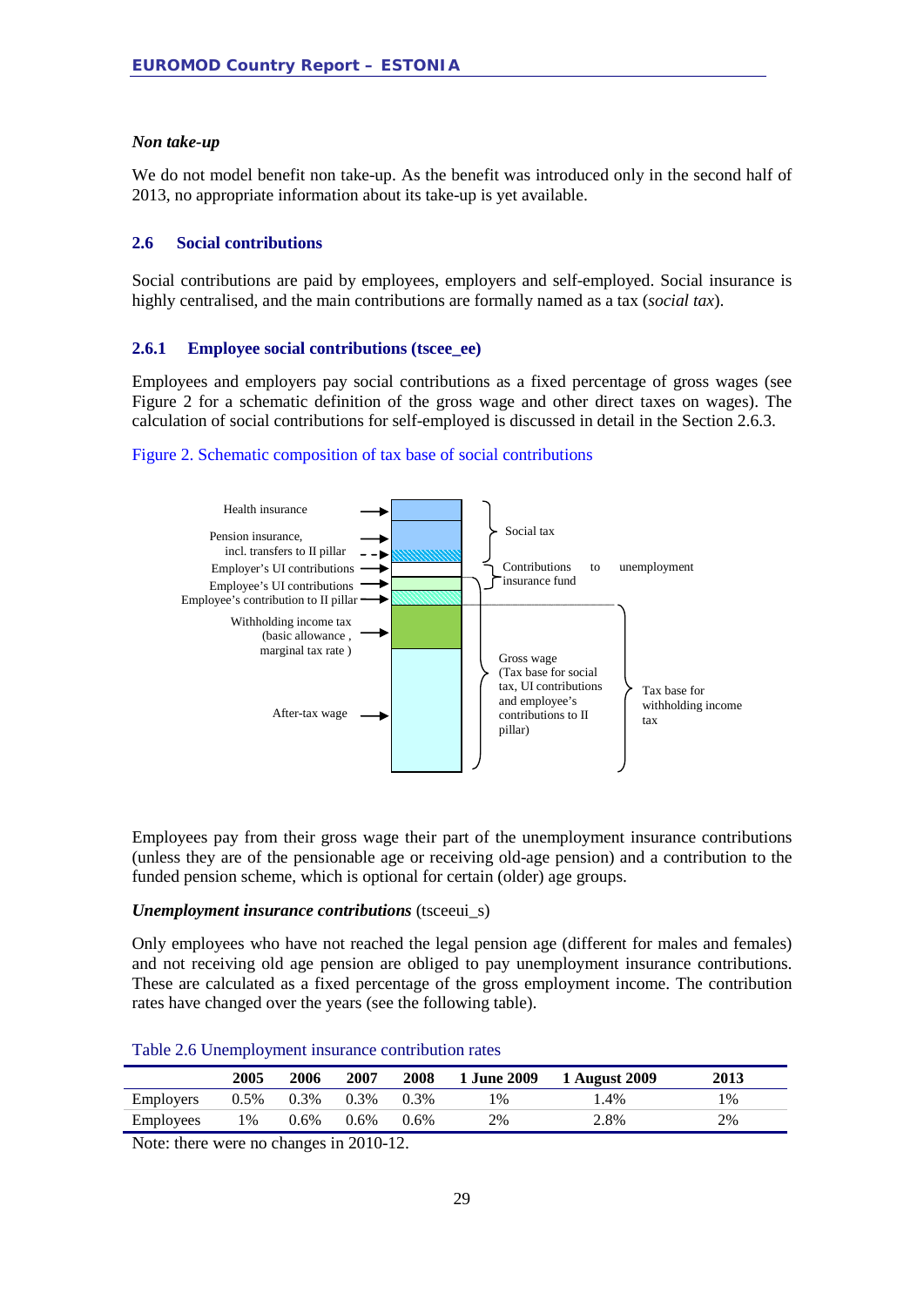*Non take-up*

We do not model benefit non take-up. As the benefit was introduced only in the second half of 2013, no appropriate information about its take-up is yet available.

## 2.6 Social contributions

Social contributions are paid by employees, employers and self-employed. Social insurance is highly centralised, and the main contributions are formally named as a tax (*social tax*).

### 2.6.1 Employee social contributions (tscee_ee)

Employees and employers pay social contributions as a fixed percentage of gross wages (see Figure 2 for a schematic definition of the gross wage and other direct taxes on wages). The calculation of social contributions for self-employed is discussed in detail in the Section 2.6.3.

Figure 2. Schematic composition of tax base of social contributions

Health insurance
Pension insurance, incl. transfers to II pillar
Employer's UI contributions
Employee's UI contributions
Employee's contribution to II pillar
Withholding income tax (basic allowance, marginal tax rate)
After-tax wage

Social tax
Contributions to unemployment insurance fund
Gross wage (Tax base for social tax, UI contributions and employee's contributions to II pillar)
Tax base for withholding income tax

Employees pay from their gross wage their part of the unemployment insurance contributions (unless they are of the pensionable age or receiving old-age pension) and a contribution to the funded pension scheme, which is optional for certain (older) age groups.

***Unemployment insurance contributions*** (tsceeui_s)

Only employees who have not reached the legal pension age (different for males and females) and not receiving old age pension are obliged to pay unemployment insurance contributions. These are calculated as a fixed percentage of the gross employment income. The contribution rates have changed over the years (see the following table).

Table 2.6 Unemployment insurance contribution rates

| | 2005 | 2006 | 2007 | 2008 | 1 June 2009 | 1 August 2009 | 2013 |
|---|---|---|---|---|---|---|---|
| Employers | 0.5% | 0.3% | 0.3% | 0.3% | 1% | 1.4% | 1% |
| Employees | 1% | 0.6% | 0.6% | 0.6% | 2% | 2.8% | 2% |

Note: there were no changes in 2010-12.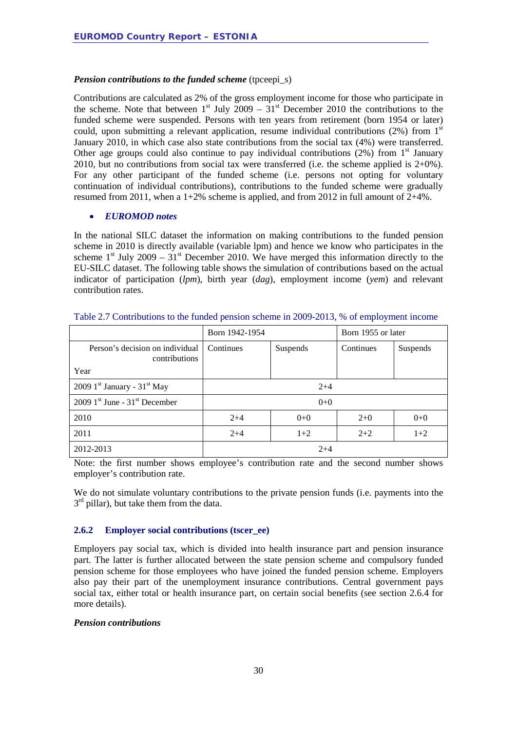***Pension contributions to the funded scheme*** (tpceepi_s)

Contributions are calculated as 2% of the gross employment income for those who participate in the scheme. Note that between 1st July 2009 – 31st December 2010 the contributions to the funded scheme were suspended. Persons with ten years from retirement (born 1954 or later) could, upon submitting a relevant application, resume individual contributions (2%) from 1st January 2010, in which case also state contributions from the social tax (4%) were transferred. Other age groups could also continue to pay individual contributions (2%) from 1st January 2010, but no contributions from social tax were transferred (i.e. the scheme applied is 2+0%). For any other participant of the funded scheme (i.e. persons not opting for voluntary continuation of individual contributions), contributions to the funded scheme were gradually resumed from 2011, when a 1+2% scheme is applied, and from 2012 in full amount of 2+4%.

- ***EUROMOD notes***

In the national SILC dataset the information on making contributions to the funded pension scheme in 2010 is directly available (variable lpm) and hence we know who participates in the scheme 1st July 2009 – 31st December 2010. We have merged this information directly to the EU-SILC dataset. The following table shows the simulation of contributions based on the actual indicator of participation (*lpm*), birth year (*dag*), employment income (*yem*) and relevant contribution rates.

Table 2.7 Contributions to the funded pension scheme in 2009-2013, % of employment income

| | Born 1942-1954 | | Born 1955 or later | |
|---|---|---|---|---|
| Person's decision on individual contributions<br>Year | Continues | Suspends | Continues | Suspends |
| 2009 1st January - 31st May | 2+4 | | | |
| 2009 1st June - 31st December | 0+0 | | | |
| 2010 | 2+4 | 0+0 | 2+0 | 0+0 |
| 2011 | 2+4 | 1+2 | 2+2 | 1+2 |
| 2012-2013 | 2+4 | | | |

Note: the first number shows employee's contribution rate and the second number shows employer's contribution rate.

We do not simulate voluntary contributions to the private pension funds (i.e. payments into the 3rd pillar), but take them from the data.

### 2.6.2 Employer social contributions (tscer_ee)

Employers pay social tax, which is divided into health insurance part and pension insurance part. The latter is further allocated between the state pension scheme and compulsory funded pension scheme for those employees who have joined the funded pension scheme. Employers also pay their part of the unemployment insurance contributions. Central government pays social tax, either total or health insurance part, on certain social benefits (see section 2.6.4 for more details).

***Pension contributions***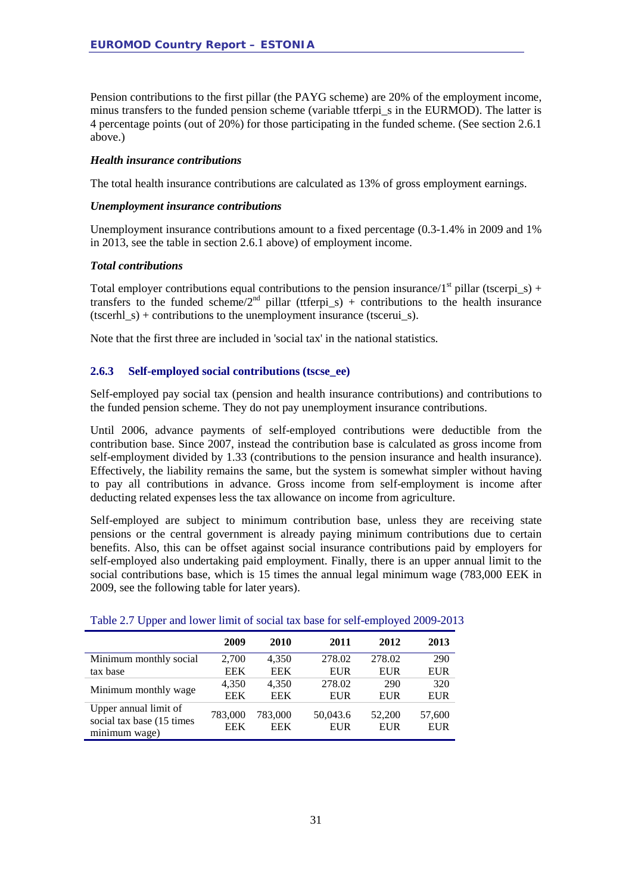Pension contributions to the first pillar (the PAYG scheme) are 20% of the employment income, minus transfers to the funded pension scheme (variable ttferpi_s in the EURMOD). The latter is 4 percentage points (out of 20%) for those participating in the funded scheme. (See section 2.6.1 above.)

***Health insurance contributions***

The total health insurance contributions are calculated as 13% of gross employment earnings.

***Unemployment insurance contributions***

Unemployment insurance contributions amount to a fixed percentage (0.3-1.4% in 2009 and 1% in 2013, see the table in section 2.6.1 above) of employment income.

***Total contributions***

Total employer contributions equal contributions to the pension insurance/1st pillar (tscerpi_s) + transfers to the funded scheme/2nd pillar (ttferpi_s) + contributions to the health insurance (tscerhl_s) + contributions to the unemployment insurance (tscerui_s).

Note that the first three are included in 'social tax' in the national statistics.

### 2.6.3 Self-employed social contributions (tscse_ee)

Self-employed pay social tax (pension and health insurance contributions) and contributions to the funded pension scheme. They do not pay unemployment insurance contributions.

Until 2006, advance payments of self-employed contributions were deductible from the contribution base. Since 2007, instead the contribution base is calculated as gross income from self-employment divided by 1.33 (contributions to the pension insurance and health insurance). Effectively, the liability remains the same, but the system is somewhat simpler without having to pay all contributions in advance. Gross income from self-employment is income after deducting related expenses less the tax allowance on income from agriculture.

Self-employed are subject to minimum contribution base, unless they are receiving state pensions or the central government is already paying minimum contributions due to certain benefits. Also, this can be offset against social insurance contributions paid by employers for self-employed also undertaking paid employment. Finally, there is an upper annual limit to the social contributions base, which is 15 times the annual legal minimum wage (783,000 EEK in 2009, see the following table for later years).

Table 2.7 Upper and lower limit of social tax base for self-employed 2009-2013

| | 2009 | 2010 | 2011 | 2012 | 2013 |
|---|---|---|---|---|---|
| Minimum monthly social tax base | 2,700 EEK | 4,350 EEK | 278.02 EUR | 278.02 EUR | 290 EUR |
| Minimum monthly wage | 4,350 EEK | 4,350 EEK | 278.02 EUR | 290 EUR | 320 EUR |
| Upper annual limit of social tax base (15 times minimum wage) | 783,000 EEK | 783,000 EEK | 50,043.6 EUR | 52,200 EUR | 57,600 EUR |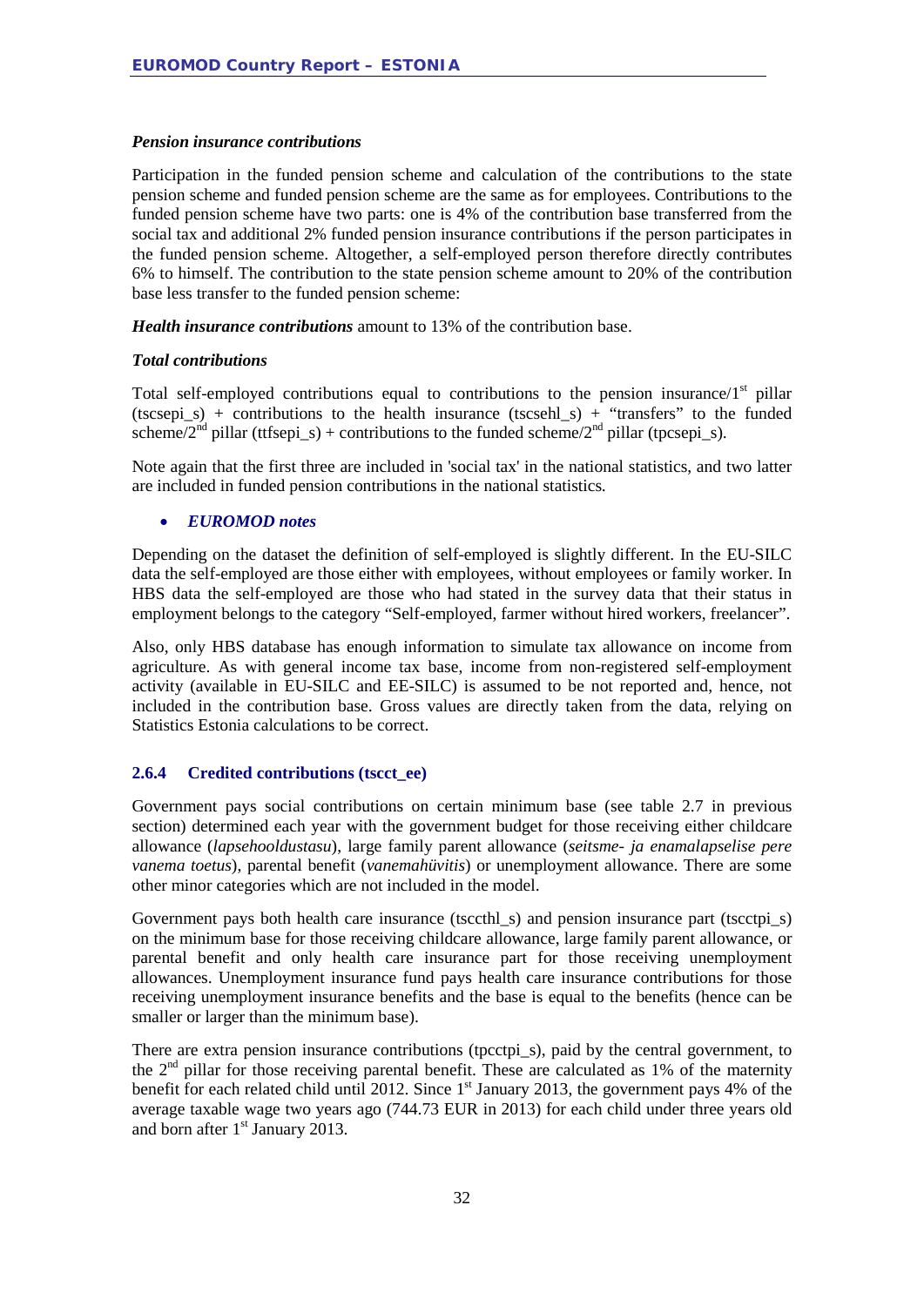*Pension insurance contributions*

Participation in the funded pension scheme and calculation of the contributions to the state pension scheme and funded pension scheme are the same as for employees. Contributions to the funded pension scheme have two parts: one is 4% of the contribution base transferred from the social tax and additional 2% funded pension insurance contributions if the person participates in the funded pension scheme. Altogether, a self-employed person therefore directly contributes 6% to himself. The contribution to the state pension scheme amount to 20% of the contribution base less transfer to the funded pension scheme:

***Health insurance contributions*** amount to 13% of the contribution base.

*Total contributions*

Total self-employed contributions equal to contributions to the pension insurance/1st pillar (tscsepi_s) + contributions to the health insurance (tscsehl_s) + "transfers" to the funded scheme/2nd pillar (ttfsepi_s) + contributions to the funded scheme/2nd pillar (tpcsepi_s).

Note again that the first three are included in 'social tax' in the national statistics, and two latter are included in funded pension contributions in the national statistics.

- ***EUROMOD notes***

Depending on the dataset the definition of self-employed is slightly different. In the EU-SILC data the self-employed are those either with employees, without employees or family worker. In HBS data the self-employed are those who had stated in the survey data that their status in employment belongs to the category "Self-employed, farmer without hired workers, freelancer".

Also, only HBS database has enough information to simulate tax allowance on income from agriculture. As with general income tax base, income from non-registered self-employment activity (available in EU-SILC and EE-SILC) is assumed to be not reported and, hence, not included in the contribution base. Gross values are directly taken from the data, relying on Statistics Estonia calculations to be correct.

### 2.6.4 Credited contributions (tscct_ee)

Government pays social contributions on certain minimum base (see table 2.7 in previous section) determined each year with the government budget for those receiving either childcare allowance (*lapsehooldustasu*), large family parent allowance (*seitsme- ja enamalapselise pere vanema toetus*), parental benefit (*vanemahüvitis*) or unemployment allowance. There are some other minor categories which are not included in the model.

Government pays both health care insurance (tsccthl_s) and pension insurance part (tscctpi_s) on the minimum base for those receiving childcare allowance, large family parent allowance, or parental benefit and only health care insurance part for those receiving unemployment allowances. Unemployment insurance fund pays health care insurance contributions for those receiving unemployment insurance benefits and the base is equal to the benefits (hence can be smaller or larger than the minimum base).

There are extra pension insurance contributions (tpcctpi_s), paid by the central government, to the 2nd pillar for those receiving parental benefit. These are calculated as 1% of the maternity benefit for each related child until 2012. Since 1st January 2013, the government pays 4% of the average taxable wage two years ago (744.73 EUR in 2013) for each child under three years old and born after 1st January 2013.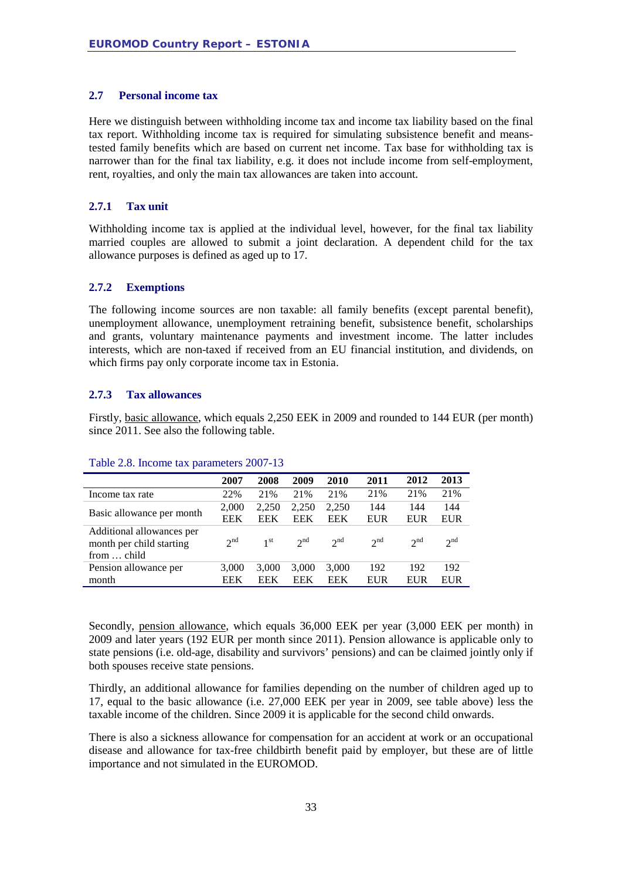## 2.7 Personal income tax

Here we distinguish between withholding income tax and income tax liability based on the final tax report. Withholding income tax is required for simulating subsistence benefit and means-tested family benefits which are based on current net income. Tax base for withholding tax is narrower than for the final tax liability, e.g. it does not include income from self-employment, rent, royalties, and only the main tax allowances are taken into account.

### 2.7.1 Tax unit

Withholding income tax is applied at the individual level, however, for the final tax liability married couples are allowed to submit a joint declaration. A dependent child for the tax allowance purposes is defined as aged up to 17.

### 2.7.2 Exemptions

The following income sources are non taxable: all family benefits (except parental benefit), unemployment allowance, unemployment retraining benefit, subsistence benefit, scholarships and grants, voluntary maintenance payments and investment income. The latter includes interests, which are non-taxed if received from an EU financial institution, and dividends, on which firms pay only corporate income tax in Estonia.

### 2.7.3 Tax allowances

Firstly, basic allowance, which equals 2,250 EEK in 2009 and rounded to 144 EUR (per month) since 2011. See also the following table.

Table 2.8. Income tax parameters 2007-13

| | 2007 | 2008 | 2009 | 2010 | 2011 | 2012 | 2013 |
|---|---|---|---|---|---|---|---|
| Income tax rate | 22% | 21% | 21% | 21% | 21% | 21% | 21% |
| Basic allowance per month | 2,000 EEK | 2,250 EEK | 2,250 EEK | 2,250 EEK | 144 EUR | 144 EUR | 144 EUR |
| Additional allowances per month per child starting from … child | 2nd | 1st | 2nd | 2nd | 2nd | 2nd | 2nd |
| Pension allowance per month | 3,000 EEK | 3,000 EEK | 3,000 EEK | 3,000 EEK | 192 EUR | 192 EUR | 192 EUR |

Secondly, pension allowance, which equals 36,000 EEK per year (3,000 EEK per month) in 2009 and later years (192 EUR per month since 2011). Pension allowance is applicable only to state pensions (i.e. old-age, disability and survivors' pensions) and can be claimed jointly only if both spouses receive state pensions.

Thirdly, an additional allowance for families depending on the number of children aged up to 17, equal to the basic allowance (i.e. 27,000 EEK per year in 2009, see table above) less the taxable income of the children. Since 2009 it is applicable for the second child onwards.

There is also a sickness allowance for compensation for an accident at work or an occupational disease and allowance for tax-free childbirth benefit paid by employer, but these are of little importance and not simulated in the EUROMOD.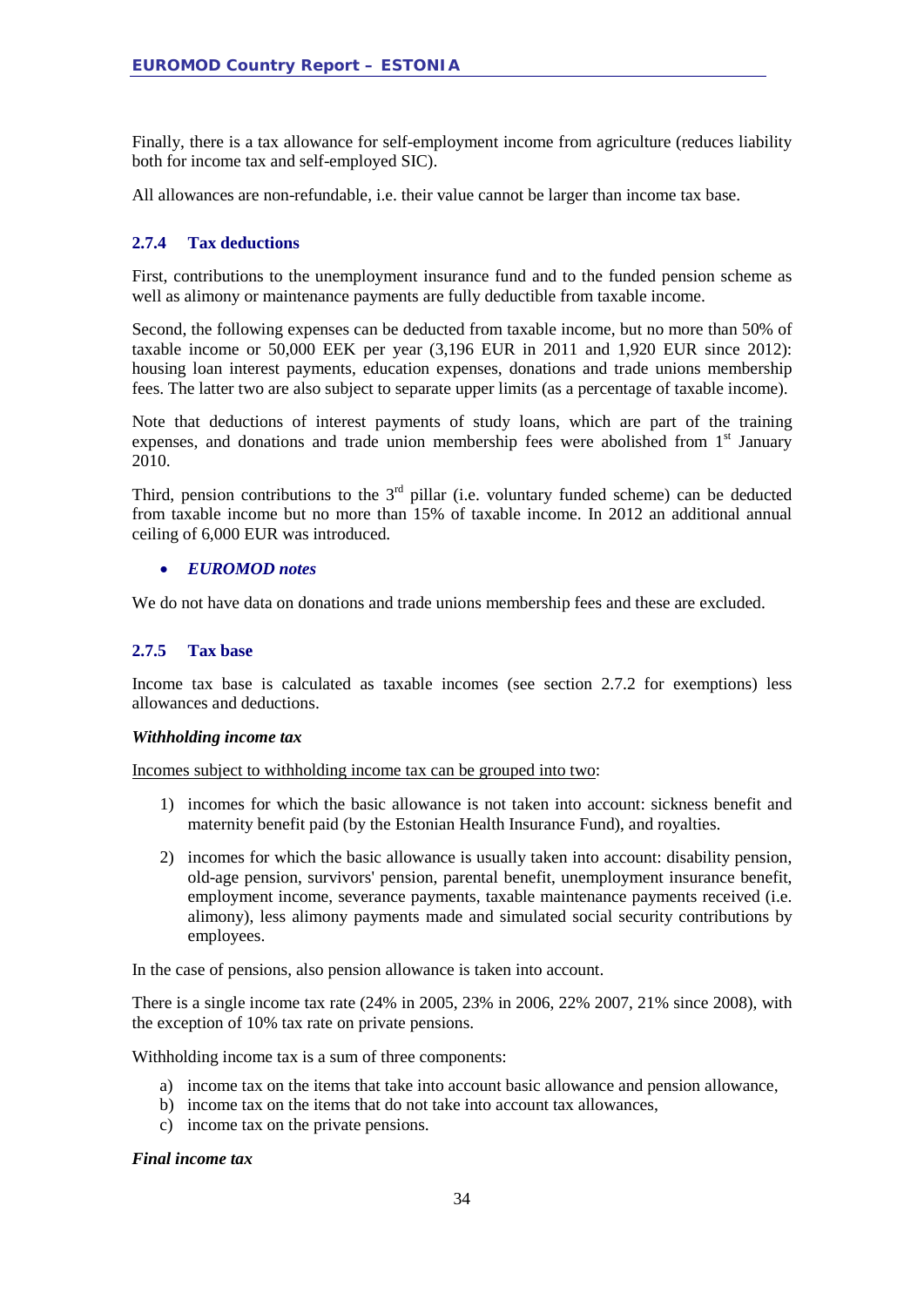Finally, there is a tax allowance for self-employment income from agriculture (reduces liability both for income tax and self-employed SIC).

All allowances are non-refundable, i.e. their value cannot be larger than income tax base.

### 2.7.4 Tax deductions

First, contributions to the unemployment insurance fund and to the funded pension scheme as well as alimony or maintenance payments are fully deductible from taxable income.

Second, the following expenses can be deducted from taxable income, but no more than 50% of taxable income or 50,000 EEK per year (3,196 EUR in 2011 and 1,920 EUR since 2012): housing loan interest payments, education expenses, donations and trade unions membership fees. The latter two are also subject to separate upper limits (as a percentage of taxable income).

Note that deductions of interest payments of study loans, which are part of the training expenses, and donations and trade union membership fees were abolished from 1st January 2010.

Third, pension contributions to the 3rd pillar (i.e. voluntary funded scheme) can be deducted from taxable income but no more than 15% of taxable income. In 2012 an additional annual ceiling of 6,000 EUR was introduced.

- ***EUROMOD notes***

We do not have data on donations and trade unions membership fees and these are excluded.

### 2.7.5 Tax base

Income tax base is calculated as taxable incomes (see section 2.7.2 for exemptions) less allowances and deductions.

***Withholding income tax***

Incomes subject to withholding income tax can be grouped into two:

1) incomes for which the basic allowance is not taken into account: sickness benefit and maternity benefit paid (by the Estonian Health Insurance Fund), and royalties.
2) incomes for which the basic allowance is usually taken into account: disability pension, old-age pension, survivors' pension, parental benefit, unemployment insurance benefit, employment income, severance payments, taxable maintenance payments received (i.e. alimony), less alimony payments made and simulated social security contributions by employees.

In the case of pensions, also pension allowance is taken into account.

There is a single income tax rate (24% in 2005, 23% in 2006, 22% 2007, 21% since 2008), with the exception of 10% tax rate on private pensions.

Withholding income tax is a sum of three components:

a) income tax on the items that take into account basic allowance and pension allowance,
b) income tax on the items that do not take into account tax allowances,
c) income tax on the private pensions.

***Final income tax***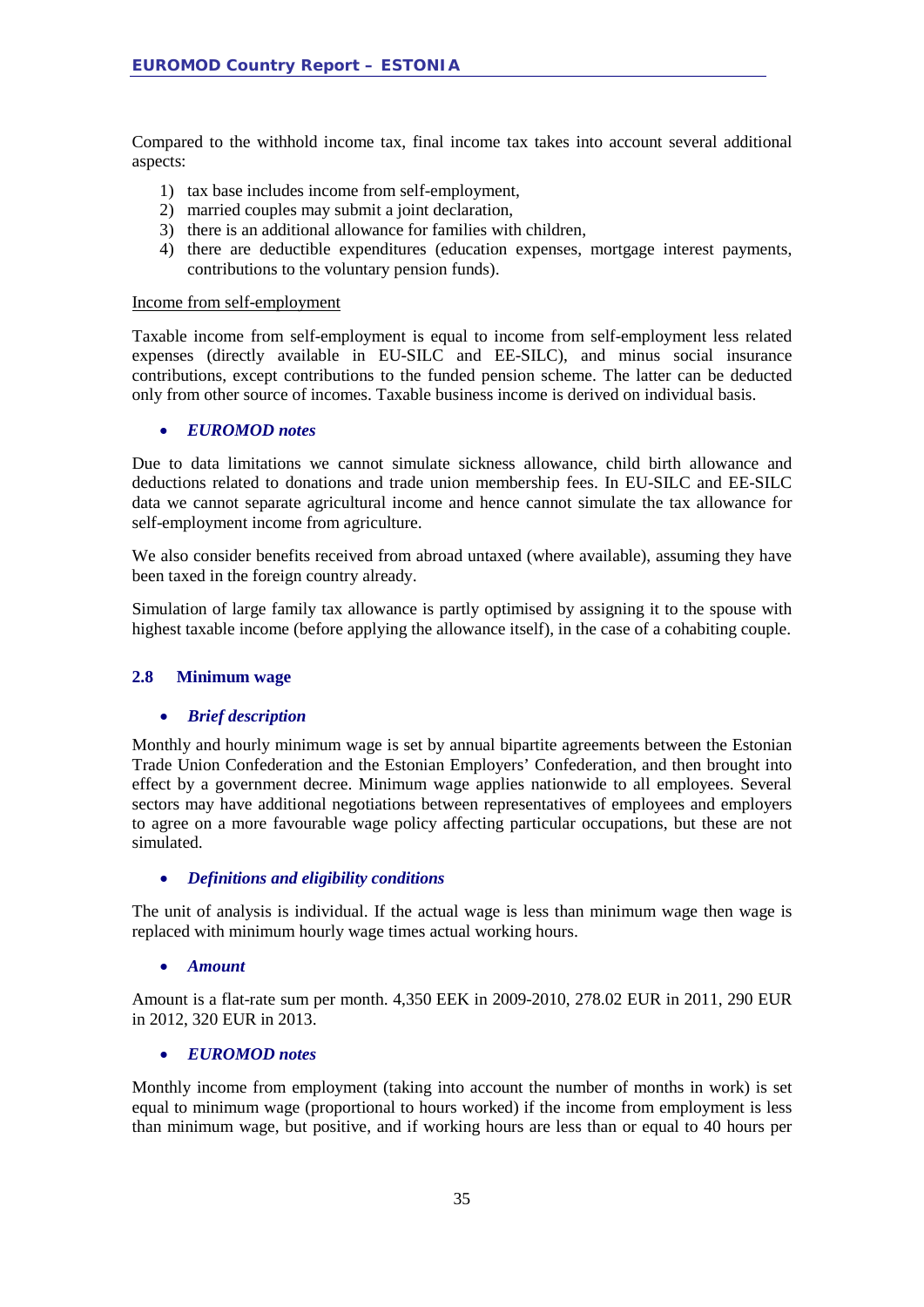Compared to the withhold income tax, final income tax takes into account several additional aspects:

1) tax base includes income from self-employment,
2) married couples may submit a joint declaration,
3) there is an additional allowance for families with children,
4) there are deductible expenditures (education expenses, mortgage interest payments, contributions to the voluntary pension funds).

Income from self-employment

Taxable income from self-employment is equal to income from self-employment less related expenses (directly available in EU-SILC and EE-SILC), and minus social insurance contributions, except contributions to the funded pension scheme. The latter can be deducted only from other source of incomes. Taxable business income is derived on individual basis.

- ***EUROMOD notes***

Due to data limitations we cannot simulate sickness allowance, child birth allowance and deductions related to donations and trade union membership fees. In EU-SILC and EE-SILC data we cannot separate agricultural income and hence cannot simulate the tax allowance for self-employment income from agriculture.

We also consider benefits received from abroad untaxed (where available), assuming they have been taxed in the foreign country already.

Simulation of large family tax allowance is partly optimised by assigning it to the spouse with highest taxable income (before applying the allowance itself), in the case of a cohabiting couple.

### 2.8 Minimum wage

- ***Brief description***

Monthly and hourly minimum wage is set by annual bipartite agreements between the Estonian Trade Union Confederation and the Estonian Employers' Confederation, and then brought into effect by a government decree. Minimum wage applies nationwide to all employees. Several sectors may have additional negotiations between representatives of employees and employers to agree on a more favourable wage policy affecting particular occupations, but these are not simulated.

- ***Definitions and eligibility conditions***

The unit of analysis is individual. If the actual wage is less than minimum wage then wage is replaced with minimum hourly wage times actual working hours.

- ***Amount***

Amount is a flat-rate sum per month. 4,350 EEK in 2009-2010, 278.02 EUR in 2011, 290 EUR in 2012, 320 EUR in 2013.

- ***EUROMOD notes***

Monthly income from employment (taking into account the number of months in work) is set equal to minimum wage (proportional to hours worked) if the income from employment is less than minimum wage, but positive, and if working hours are less than or equal to 40 hours per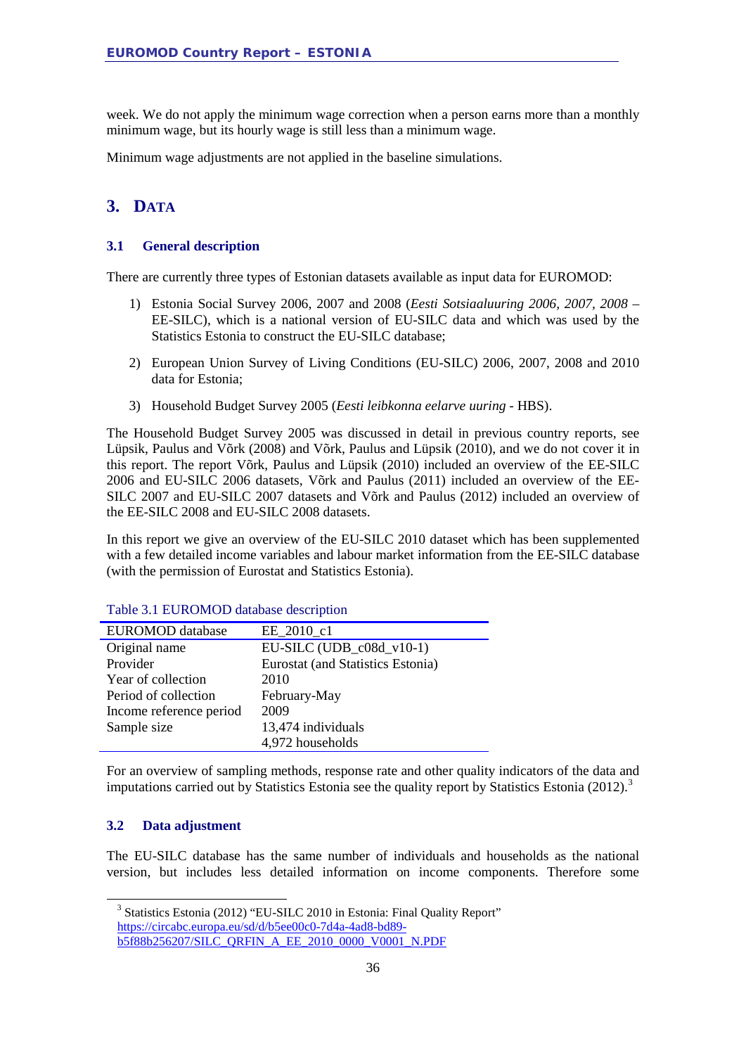week. We do not apply the minimum wage correction when a person earns more than a monthly minimum wage, but its hourly wage is still less than a minimum wage.

Minimum wage adjustments are not applied in the baseline simulations.

# 3. Data

## 3.1 General description

There are currently three types of Estonian datasets available as input data for EUROMOD:

1) Estonia Social Survey 2006, 2007 and 2008 (*Eesti Sotsiaaluuring 2006, 2007, 2008* – EE-SILC), which is a national version of EU-SILC data and which was used by the Statistics Estonia to construct the EU-SILC database;

2) European Union Survey of Living Conditions (EU-SILC) 2006, 2007, 2008 and 2010 data for Estonia;

3) Household Budget Survey 2005 (*Eesti leibkonna eelarve uuring* - HBS).

The Household Budget Survey 2005 was discussed in detail in previous country reports, see Lüpsik, Paulus and Võrk (2008) and Võrk, Paulus and Lüpsik (2010), and we do not cover it in this report. The report Võrk, Paulus and Lüpsik (2010) included an overview of the EE-SILC 2006 and EU-SILC 2006 datasets, Võrk and Paulus (2011) included an overview of the EE-SILC 2007 and EU-SILC 2007 datasets and Võrk and Paulus (2012) included an overview of the EE-SILC 2008 and EU-SILC 2008 datasets.

In this report we give an overview of the EU-SILC 2010 dataset which has been supplemented with a few detailed income variables and labour market information from the EE-SILC database (with the permission of Eurostat and Statistics Estonia).

Table 3.1 EUROMOD database description

| EUROMOD database | EE_2010_c1 |
|---|---|
| Original name | EU-SILC (UDB_c08d_v10-1) |
| Provider | Eurostat (and Statistics Estonia) |
| Year of collection | 2010 |
| Period of collection | February-May |
| Income reference period | 2009 |
| Sample size | 13,474 individuals<br>4,972 households |

For an overview of sampling methods, response rate and other quality indicators of the data and imputations carried out by Statistics Estonia see the quality report by Statistics Estonia (2012).[3]

## 3.2 Data adjustment

The EU-SILC database has the same number of individuals and households as the national version, but includes less detailed information on income components. Therefore some

[3] Statistics Estonia (2012) "EU-SILC 2010 in Estonia: Final Quality Report" https://circabc.europa.eu/sd/d/b5ee00c0-7d4a-4ad8-bd89-b5f88b256207/SILC_QRFIN_A_EE_2010_0000_V0001_N.PDF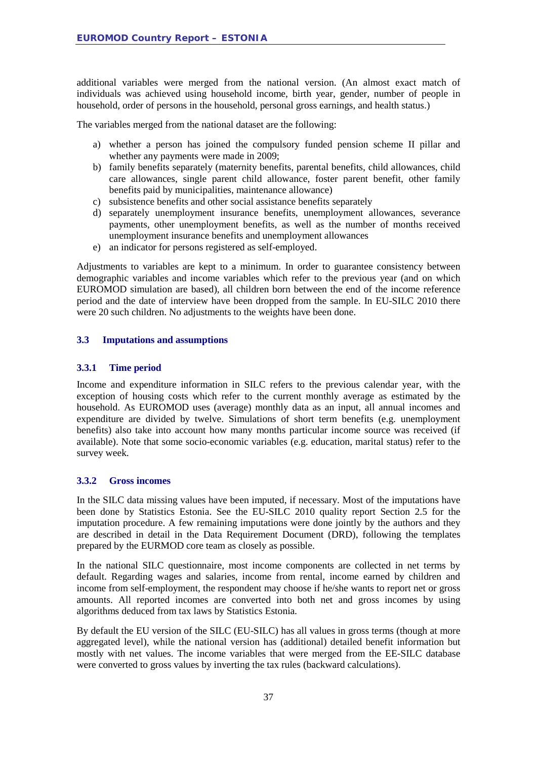additional variables were merged from the national version. (An almost exact match of individuals was achieved using household income, birth year, gender, number of people in household, order of persons in the household, personal gross earnings, and health status.)

The variables merged from the national dataset are the following:

a) whether a person has joined the compulsory funded pension scheme II pillar and whether any payments were made in 2009;
b) family benefits separately (maternity benefits, parental benefits, child allowances, child care allowances, single parent child allowance, foster parent benefit, other family benefits paid by municipalities, maintenance allowance)
c) subsistence benefits and other social assistance benefits separately
d) separately unemployment insurance benefits, unemployment allowances, severance payments, other unemployment benefits, as well as the number of months received unemployment insurance benefits and unemployment allowances
e) an indicator for persons registered as self-employed.

Adjustments to variables are kept to a minimum. In order to guarantee consistency between demographic variables and income variables which refer to the previous year (and on which EUROMOD simulation are based), all children born between the end of the income reference period and the date of interview have been dropped from the sample. In EU-SILC 2010 there were 20 such children. No adjustments to the weights have been done.

## 3.3 Imputations and assumptions

### 3.3.1 Time period

Income and expenditure information in SILC refers to the previous calendar year, with the exception of housing costs which refer to the current monthly average as estimated by the household. As EUROMOD uses (average) monthly data as an input, all annual incomes and expenditure are divided by twelve. Simulations of short term benefits (e.g. unemployment benefits) also take into account how many months particular income source was received (if available). Note that some socio-economic variables (e.g. education, marital status) refer to the survey week.

### 3.3.2 Gross incomes

In the SILC data missing values have been imputed, if necessary. Most of the imputations have been done by Statistics Estonia. See the EU-SILC 2010 quality report Section 2.5 for the imputation procedure. A few remaining imputations were done jointly by the authors and they are described in detail in the Data Requirement Document (DRD), following the templates prepared by the EURMOD core team as closely as possible.

In the national SILC questionnaire, most income components are collected in net terms by default. Regarding wages and salaries, income from rental, income earned by children and income from self-employment, the respondent may choose if he/she wants to report net or gross amounts. All reported incomes are converted into both net and gross incomes by using algorithms deduced from tax laws by Statistics Estonia.

By default the EU version of the SILC (EU-SILC) has all values in gross terms (though at more aggregated level), while the national version has (additional) detailed benefit information but mostly with net values. The income variables that were merged from the EE-SILC database were converted to gross values by inverting the tax rules (backward calculations).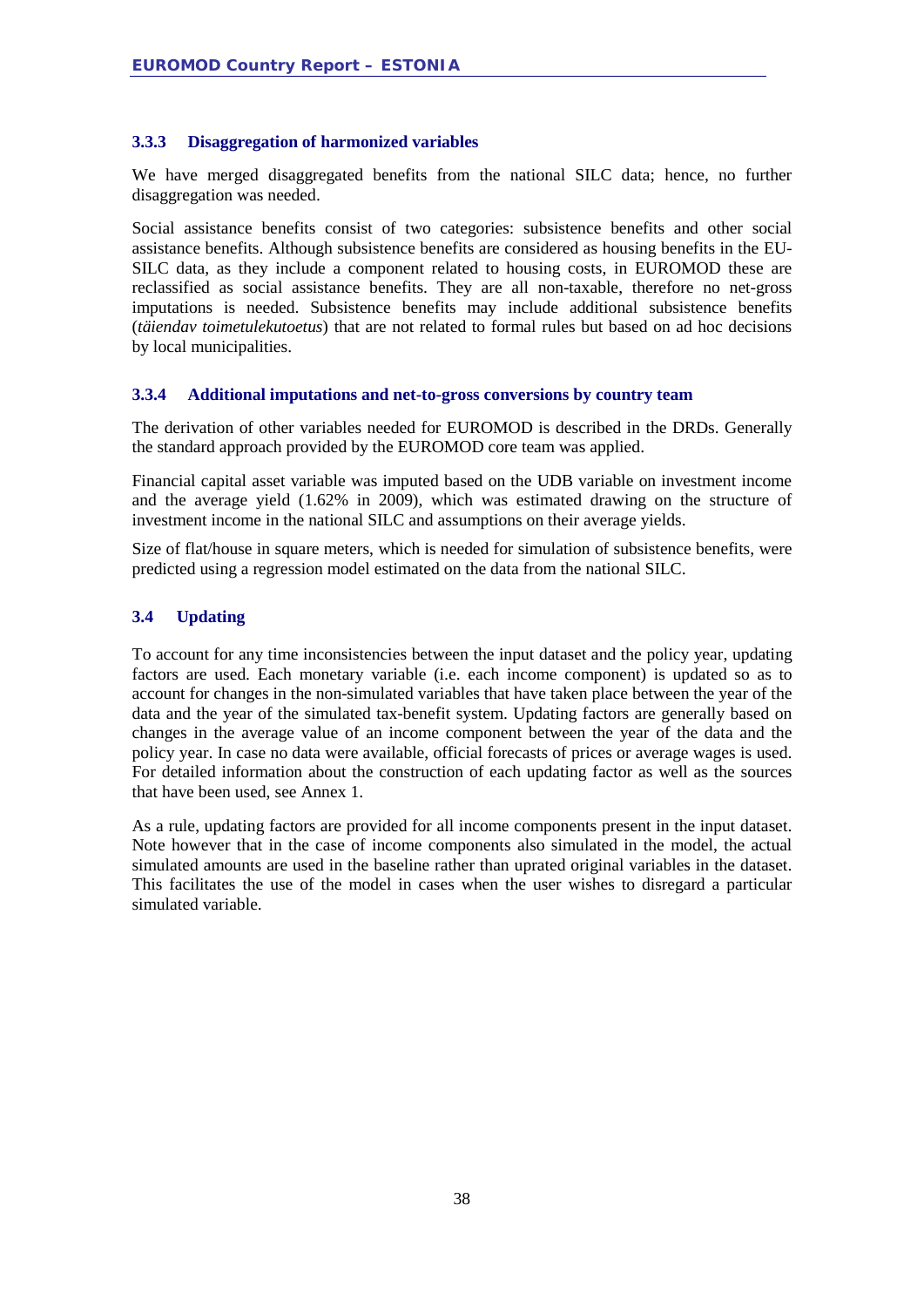### 3.3.3 Disaggregation of harmonized variables

We have merged disaggregated benefits from the national SILC data; hence, no further disaggregation was needed.

Social assistance benefits consist of two categories: subsistence benefits and other social assistance benefits. Although subsistence benefits are considered as housing benefits in the EU-SILC data, as they include a component related to housing costs, in EUROMOD these are reclassified as social assistance benefits. They are all non-taxable, therefore no net-gross imputations is needed. Subsistence benefits may include additional subsistence benefits (*täiendav toimetulekutoetus*) that are not related to formal rules but based on ad hoc decisions by local municipalities.

### 3.3.4 Additional imputations and net-to-gross conversions by country team

The derivation of other variables needed for EUROMOD is described in the DRDs. Generally the standard approach provided by the EUROMOD core team was applied.

Financial capital asset variable was imputed based on the UDB variable on investment income and the average yield (1.62% in 2009), which was estimated drawing on the structure of investment income in the national SILC and assumptions on their average yields.

Size of flat/house in square meters, which is needed for simulation of subsistence benefits, were predicted using a regression model estimated on the data from the national SILC.

## 3.4 Updating

To account for any time inconsistencies between the input dataset and the policy year, updating factors are used. Each monetary variable (i.e. each income component) is updated so as to account for changes in the non-simulated variables that have taken place between the year of the data and the year of the simulated tax-benefit system. Updating factors are generally based on changes in the average value of an income component between the year of the data and the policy year. In case no data were available, official forecasts of prices or average wages is used. For detailed information about the construction of each updating factor as well as the sources that have been used, see Annex 1.

As a rule, updating factors are provided for all income components present in the input dataset. Note however that in the case of income components also simulated in the model, the actual simulated amounts are used in the baseline rather than uprated original variables in the dataset. This facilitates the use of the model in cases when the user wishes to disregard a particular simulated variable.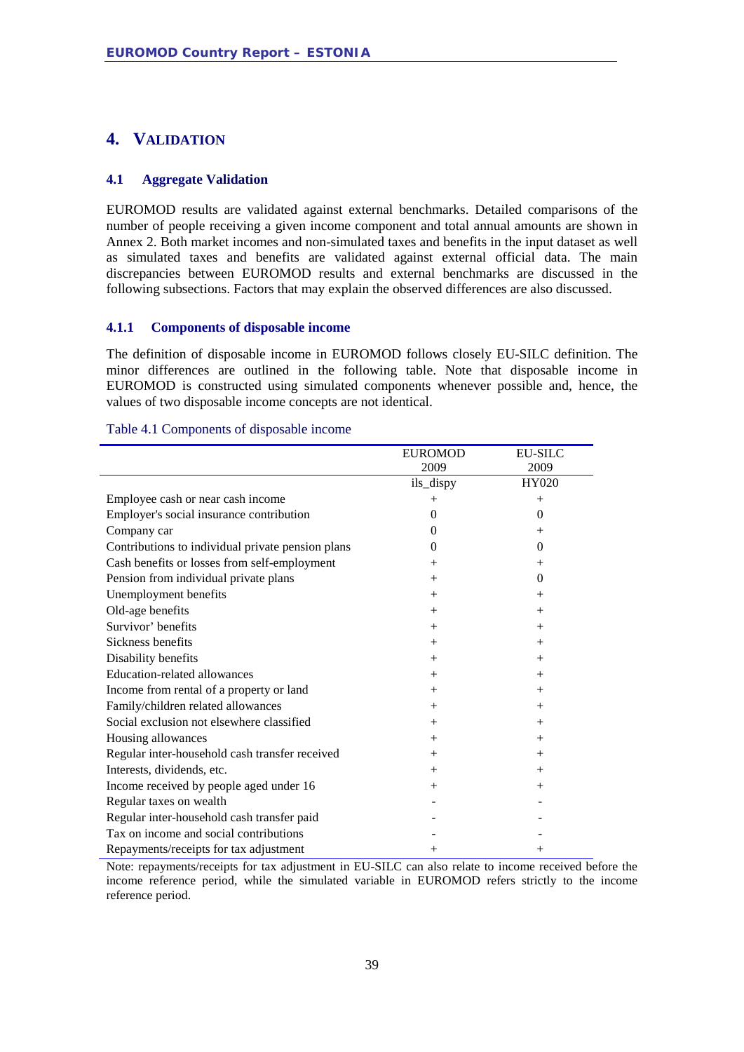# 4. VALIDATION

## 4.1 Aggregate Validation

EUROMOD results are validated against external benchmarks. Detailed comparisons of the number of people receiving a given income component and total annual amounts are shown in Annex 2. Both market incomes and non-simulated taxes and benefits in the input dataset as well as simulated taxes and benefits are validated against external official data. The main discrepancies between EUROMOD results and external benchmarks are discussed in the following subsections. Factors that may explain the observed differences are also discussed.

### 4.1.1 Components of disposable income

The definition of disposable income in EUROMOD follows closely EU-SILC definition. The minor differences are outlined in the following table. Note that disposable income in EUROMOD is constructed using simulated components whenever possible and, hence, the values of two disposable income concepts are not identical.

Table 4.1 Components of disposable income

| | EUROMOD 2009 | EU-SILC 2009 |
|---|---|---|
| | ils_dispy | HY020 |
| Employee cash or near cash income | + | + |
| Employer's social insurance contribution | 0 | 0 |
| Company car | 0 | + |
| Contributions to individual private pension plans | 0 | 0 |
| Cash benefits or losses from self-employment | + | + |
| Pension from individual private plans | + | 0 |
| Unemployment benefits | + | + |
| Old-age benefits | + | + |
| Survivor' benefits | + | + |
| Sickness benefits | + | + |
| Disability benefits | + | + |
| Education-related allowances | + | + |
| Income from rental of a property or land | + | + |
| Family/children related allowances | + | + |
| Social exclusion not elsewhere classified | + | + |
| Housing allowances | + | + |
| Regular inter-household cash transfer received | + | + |
| Interests, dividends, etc. | + | + |
| Income received by people aged under 16 | + | + |
| Regular taxes on wealth | - | - |
| Regular inter-household cash transfer paid | - | - |
| Tax on income and social contributions | - | - |
| Repayments/receipts for tax adjustment | + | + |

Note: repayments/receipts for tax adjustment in EU-SILC can also relate to income received before the income reference period, while the simulated variable in EUROMOD refers strictly to the income reference period.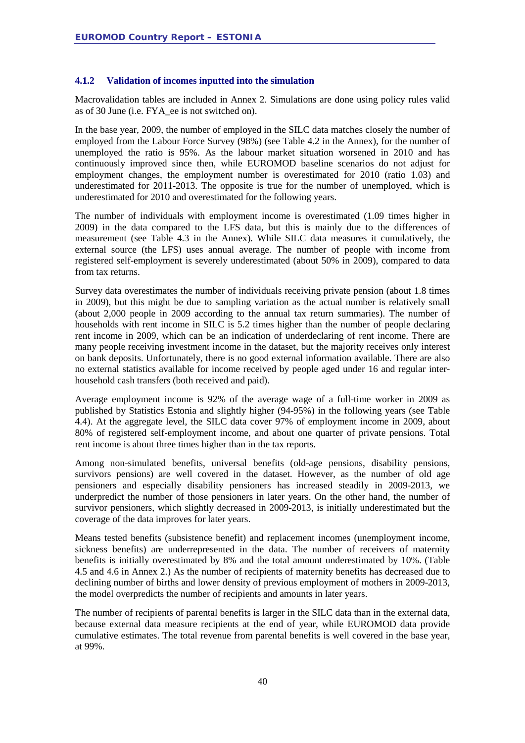### 4.1.2 Validation of incomes inputted into the simulation

Macrovalidation tables are included in Annex 2. Simulations are done using policy rules valid as of 30 June (i.e. FYA_ee is not switched on).

In the base year, 2009, the number of employed in the SILC data matches closely the number of employed from the Labour Force Survey (98%) (see Table 4.2 in the Annex), for the number of unemployed the ratio is 95%. As the labour market situation worsened in 2010 and has continuously improved since then, while EUROMOD baseline scenarios do not adjust for employment changes, the employment number is overestimated for 2010 (ratio 1.03) and underestimated for 2011-2013. The opposite is true for the number of unemployed, which is underestimated for 2010 and overestimated for the following years.

The number of individuals with employment income is overestimated (1.09 times higher in 2009) in the data compared to the LFS data, but this is mainly due to the differences of measurement (see Table 4.3 in the Annex). While SILC data measures it cumulatively, the external source (the LFS) uses annual average. The number of people with income from registered self-employment is severely underestimated (about 50% in 2009), compared to data from tax returns.

Survey data overestimates the number of individuals receiving private pension (about 1.8 times in 2009), but this might be due to sampling variation as the actual number is relatively small (about 2,000 people in 2009 according to the annual tax return summaries). The number of households with rent income in SILC is 5.2 times higher than the number of people declaring rent income in 2009, which can be an indication of underdeclaring of rent income. There are many people receiving investment income in the dataset, but the majority receives only interest on bank deposits. Unfortunately, there is no good external information available. There are also no external statistics available for income received by people aged under 16 and regular inter-household cash transfers (both received and paid).

Average employment income is 92% of the average wage of a full-time worker in 2009 as published by Statistics Estonia and slightly higher (94-95%) in the following years (see Table 4.4). At the aggregate level, the SILC data cover 97% of employment income in 2009, about 80% of registered self-employment income, and about one quarter of private pensions. Total rent income is about three times higher than in the tax reports.

Among non-simulated benefits, universal benefits (old-age pensions, disability pensions, survivors pensions) are well covered in the dataset. However, as the number of old age pensioners and especially disability pensioners has increased steadily in 2009-2013, we underpredict the number of those pensioners in later years. On the other hand, the number of survivor pensioners, which slightly decreased in 2009-2013, is initially underestimated but the coverage of the data improves for later years.

Means tested benefits (subsistence benefit) and replacement incomes (unemployment income, sickness benefits) are underrepresented in the data. The number of receivers of maternity benefits is initially overestimated by 8% and the total amount underestimated by 10%. (Table 4.5 and 4.6 in Annex 2.) As the number of recipients of maternity benefits has decreased due to declining number of births and lower density of previous employment of mothers in 2009-2013, the model overpredicts the number of recipients and amounts in later years.

The number of recipients of parental benefits is larger in the SILC data than in the external data, because external data measure recipients at the end of year, while EUROMOD data provide cumulative estimates. The total revenue from parental benefits is well covered in the base year, at 99%.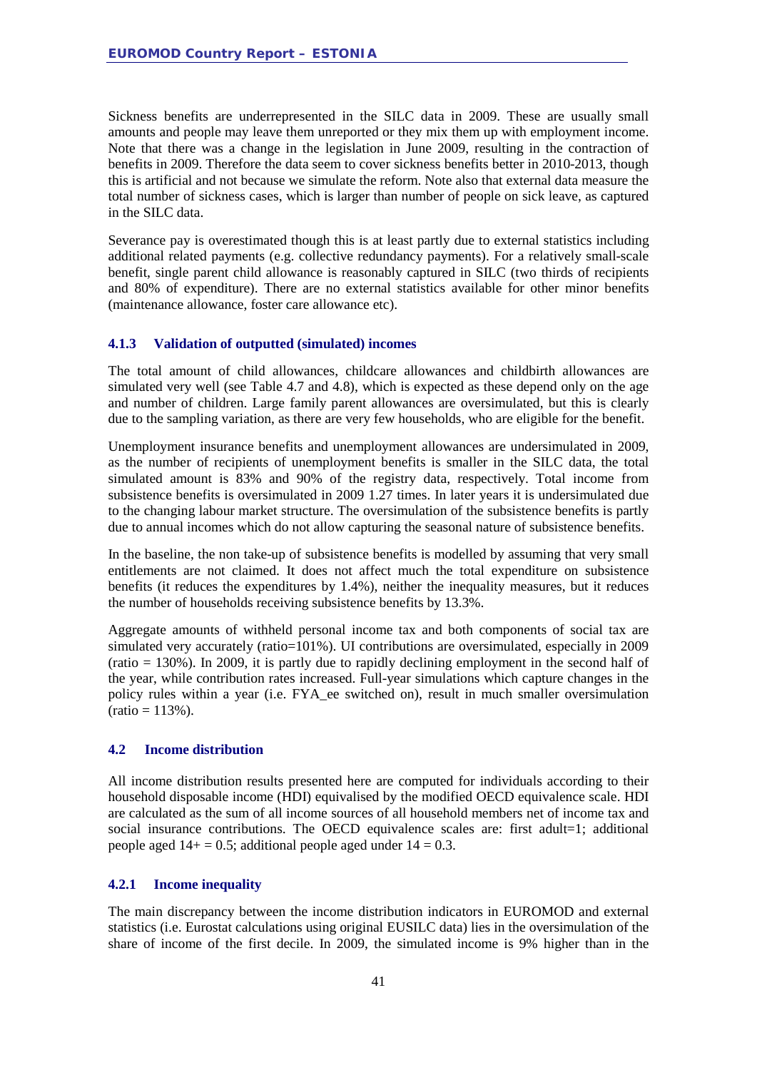Sickness benefits are underrepresented in the SILC data in 2009. These are usually small amounts and people may leave them unreported or they mix them up with employment income. Note that there was a change in the legislation in June 2009, resulting in the contraction of benefits in 2009. Therefore the data seem to cover sickness benefits better in 2010-2013, though this is artificial and not because we simulate the reform. Note also that external data measure the total number of sickness cases, which is larger than number of people on sick leave, as captured in the SILC data.

Severance pay is overestimated though this is at least partly due to external statistics including additional related payments (e.g. collective redundancy payments). For a relatively small-scale benefit, single parent child allowance is reasonably captured in SILC (two thirds of recipients and 80% of expenditure). There are no external statistics available for other minor benefits (maintenance allowance, foster care allowance etc).

### 4.1.3 Validation of outputted (simulated) incomes

The total amount of child allowances, childcare allowances and childbirth allowances are simulated very well (see Table 4.7 and 4.8), which is expected as these depend only on the age and number of children. Large family parent allowances are oversimulated, but this is clearly due to the sampling variation, as there are very few households, who are eligible for the benefit.

Unemployment insurance benefits and unemployment allowances are undersimulated in 2009, as the number of recipients of unemployment benefits is smaller in the SILC data, the total simulated amount is 83% and 90% of the registry data, respectively. Total income from subsistence benefits is oversimulated in 2009 1.27 times. In later years it is undersimulated due to the changing labour market structure. The oversimulation of the subsistence benefits is partly due to annual incomes which do not allow capturing the seasonal nature of subsistence benefits.

In the baseline, the non take-up of subsistence benefits is modelled by assuming that very small entitlements are not claimed. It does not affect much the total expenditure on subsistence benefits (it reduces the expenditures by 1.4%), neither the inequality measures, but it reduces the number of households receiving subsistence benefits by 13.3%.

Aggregate amounts of withheld personal income tax and both components of social tax are simulated very accurately (ratio=101%). UI contributions are oversimulated, especially in 2009 (ratio = 130%). In 2009, it is partly due to rapidly declining employment in the second half of the year, while contribution rates increased. Full-year simulations which capture changes in the policy rules within a year (i.e. FYA_ee switched on), result in much smaller oversimulation (ratio = 113%).

## 4.2 Income distribution

All income distribution results presented here are computed for individuals according to their household disposable income (HDI) equivalised by the modified OECD equivalence scale. HDI are calculated as the sum of all income sources of all household members net of income tax and social insurance contributions. The OECD equivalence scales are: first adult=1; additional people aged 14+ = 0.5; additional people aged under 14 = 0.3.

### 4.2.1 Income inequality

The main discrepancy between the income distribution indicators in EUROMOD and external statistics (i.e. Eurostat calculations using original EUSILC data) lies in the oversimulation of the share of income of the first decile. In 2009, the simulated income is 9% higher than in the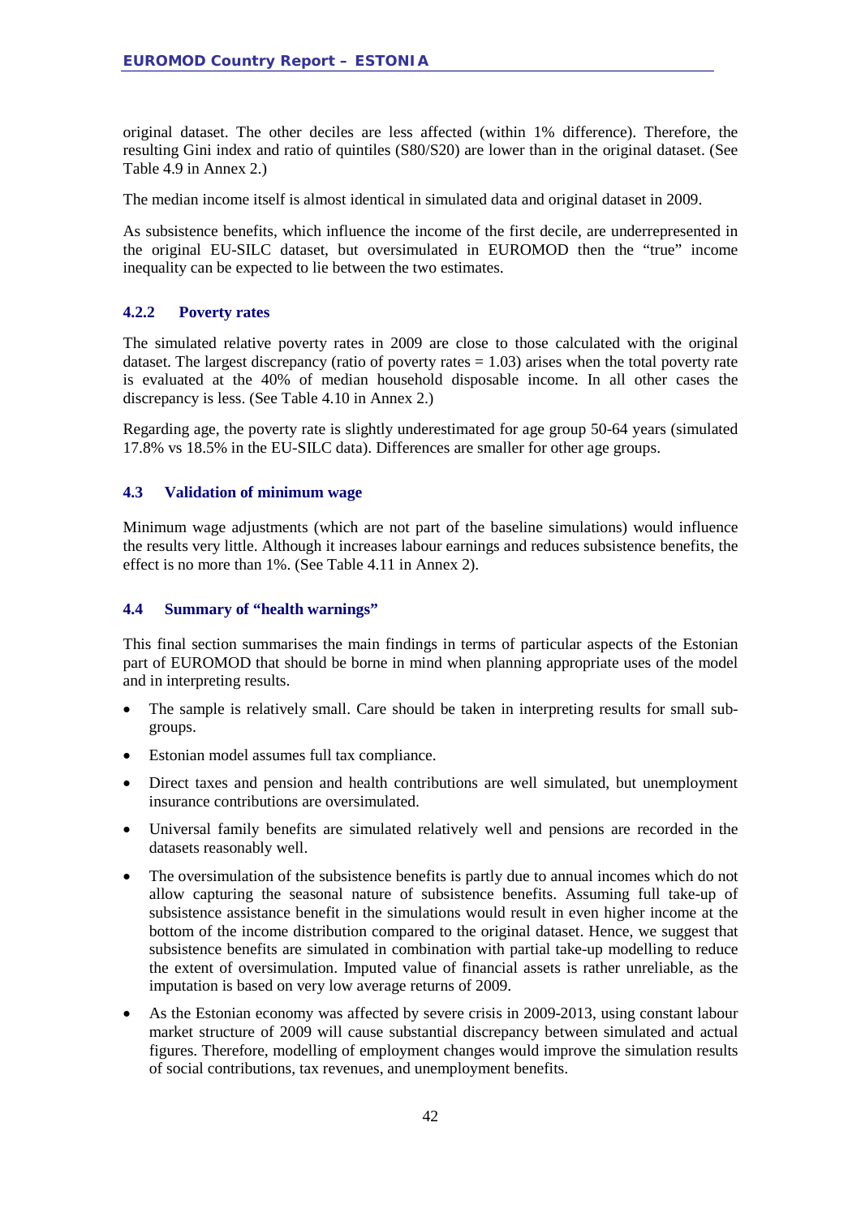original dataset. The other deciles are less affected (within 1% difference). Therefore, the resulting Gini index and ratio of quintiles (S80/S20) are lower than in the original dataset. (See Table 4.9 in Annex 2.)

The median income itself is almost identical in simulated data and original dataset in 2009.

As subsistence benefits, which influence the income of the first decile, are underrepresented in the original EU-SILC dataset, but oversimulated in EUROMOD then the "true" income inequality can be expected to lie between the two estimates.

### 4.2.2 Poverty rates

The simulated relative poverty rates in 2009 are close to those calculated with the original dataset. The largest discrepancy (ratio of poverty rates = 1.03) arises when the total poverty rate is evaluated at the 40% of median household disposable income. In all other cases the discrepancy is less. (See Table 4.10 in Annex 2.)

Regarding age, the poverty rate is slightly underestimated for age group 50-64 years (simulated 17.8% vs 18.5% in the EU-SILC data). Differences are smaller for other age groups.

## 4.3 Validation of minimum wage

Minimum wage adjustments (which are not part of the baseline simulations) would influence the results very little. Although it increases labour earnings and reduces subsistence benefits, the effect is no more than 1%. (See Table 4.11 in Annex 2).

## 4.4 Summary of "health warnings"

This final section summarises the main findings in terms of particular aspects of the Estonian part of EUROMOD that should be borne in mind when planning appropriate uses of the model and in interpreting results.

- The sample is relatively small. Care should be taken in interpreting results for small sub-groups.
- Estonian model assumes full tax compliance.
- Direct taxes and pension and health contributions are well simulated, but unemployment insurance contributions are oversimulated.
- Universal family benefits are simulated relatively well and pensions are recorded in the datasets reasonably well.
- The oversimulation of the subsistence benefits is partly due to annual incomes which do not allow capturing the seasonal nature of subsistence benefits. Assuming full take-up of subsistence assistance benefit in the simulations would result in even higher income at the bottom of the income distribution compared to the original dataset. Hence, we suggest that subsistence benefits are simulated in combination with partial take-up modelling to reduce the extent of oversimulation. Imputed value of financial assets is rather unreliable, as the imputation is based on very low average returns of 2009.
- As the Estonian economy was affected by severe crisis in 2009-2013, using constant labour market structure of 2009 will cause substantial discrepancy between simulated and actual figures. Therefore, modelling of employment changes would improve the simulation results of social contributions, tax revenues, and unemployment benefits.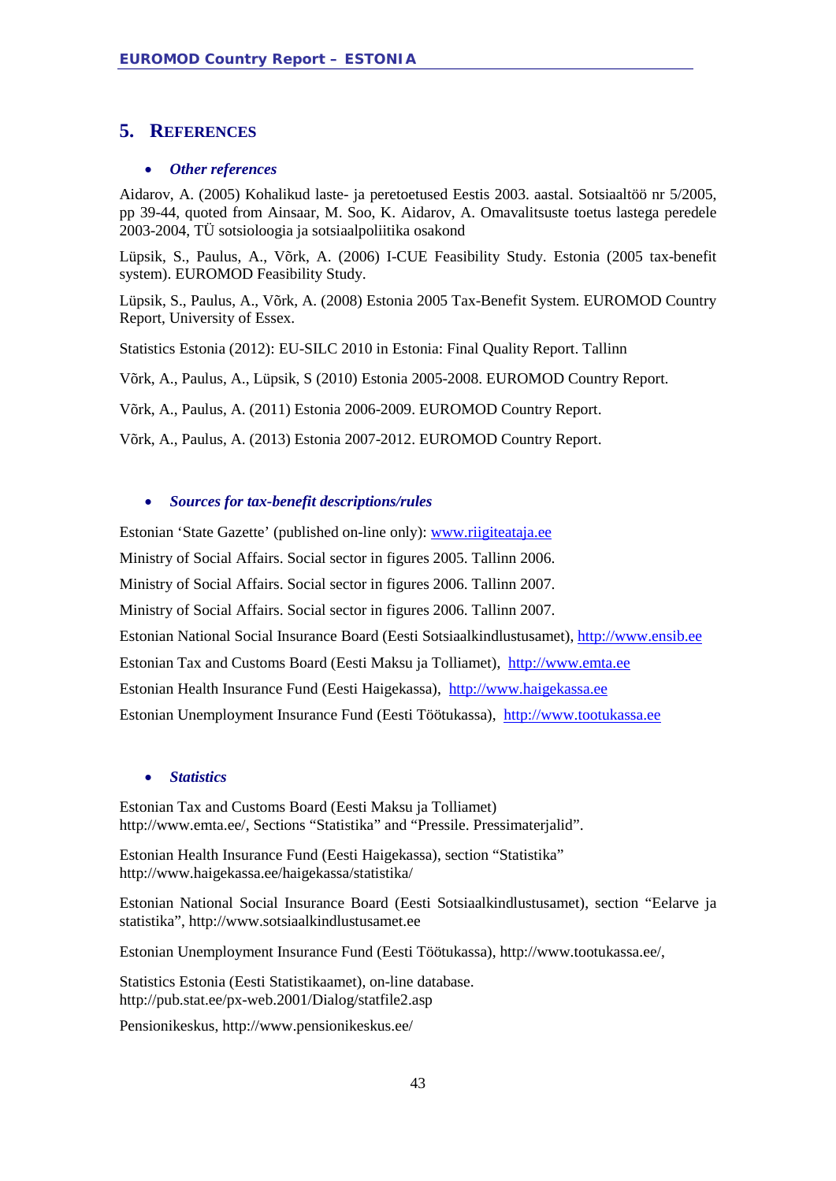## 5. REFERENCES

- ***Other references***

Aidarov, A. (2005) Kohalikud laste- ja peretoetused Eestis 2003. aastal. Sotsiaaltöö nr 5/2005, pp 39-44, quoted from Ainsaar, M. Soo, K. Aidarov, A. Omavalitsuste toetus lastega peredele 2003-2004, TÜ sotsioloogia ja sotsiaalpoliitika osakond

Lüpsik, S., Paulus, A., Võrk, A. (2006) I-CUE Feasibility Study. Estonia (2005 tax-benefit system). EUROMOD Feasibility Study.

Lüpsik, S., Paulus, A., Võrk, A. (2008) Estonia 2005 Tax-Benefit System. EUROMOD Country Report, University of Essex.

Statistics Estonia (2012): EU-SILC 2010 in Estonia: Final Quality Report. Tallinn

Võrk, A., Paulus, A., Lüpsik, S (2010) Estonia 2005-2008. EUROMOD Country Report.

Võrk, A., Paulus, A. (2011) Estonia 2006-2009. EUROMOD Country Report.

Võrk, A., Paulus, A. (2013) Estonia 2007-2012. EUROMOD Country Report.

- ***Sources for tax-benefit descriptions/rules***

Estonian 'State Gazette' (published on-line only): www.riigiteataja.ee

Ministry of Social Affairs. Social sector in figures 2005. Tallinn 2006.

Ministry of Social Affairs. Social sector in figures 2006. Tallinn 2007.

Ministry of Social Affairs. Social sector in figures 2006. Tallinn 2007.

Estonian National Social Insurance Board (Eesti Sotsiaalkindlustusamet), http://www.ensib.ee

Estonian Tax and Customs Board (Eesti Maksu ja Tolliamet), http://www.emta.ee

Estonian Health Insurance Fund (Eesti Haigekassa), http://www.haigekassa.ee

Estonian Unemployment Insurance Fund (Eesti Töötukassa), http://www.tootukassa.ee

- ***Statistics***

Estonian Tax and Customs Board (Eesti Maksu ja Tolliamet) http://www.emta.ee/, Sections "Statistika" and "Pressile. Pressimaterjalid".

Estonian Health Insurance Fund (Eesti Haigekassa), section "Statistika" http://www.haigekassa.ee/haigekassa/statistika/

Estonian National Social Insurance Board (Eesti Sotsiaalkindlustusamet), section "Eelarve ja statistika", http://www.sotsiaalkindlustusamet.ee

Estonian Unemployment Insurance Fund (Eesti Töötukassa), http://www.tootukassa.ee/,

Statistics Estonia (Eesti Statistikaamet), on-line database. http://pub.stat.ee/px-web.2001/Dialog/statfile2.asp

Pensionikeskus, http://www.pensionikeskus.ee/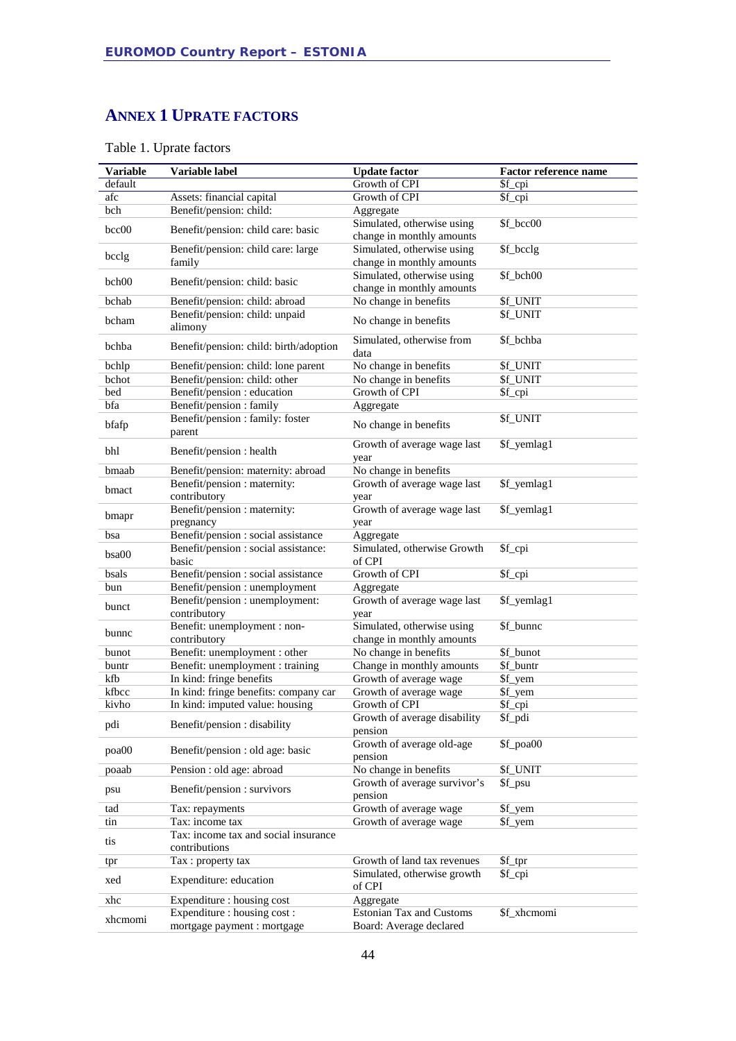## Annex 1 Uprate factors

Table 1. Uprate factors

| Variable | Variable label | Update factor | Factor reference name |
|---|---|---|---|
| default | | Growth of CPI | $f_cpi |
| afc | Assets: financial capital | Growth of CPI | $f_cpi |
| bch | Benefit/pension: child: | Aggregate | |
| bcc00 | Benefit/pension: child care: basic | Simulated, otherwise using change in monthly amounts | $f_bcc00 |
| bcclg | Benefit/pension: child care: large family | Simulated, otherwise using change in monthly amounts | $f_bcclg |
| bch00 | Benefit/pension: child: basic | Simulated, otherwise using change in monthly amounts | $f_bch00 |
| bchab | Benefit/pension: child: abroad | No change in benefits | $f_UNIT |
| bcham | Benefit/pension: child: unpaid alimony | No change in benefits | $f_UNIT |
| bchba | Benefit/pension: child: birth/adoption | Simulated, otherwise from data | $f_bchba |
| bchlp | Benefit/pension: child: lone parent | No change in benefits | $f_UNIT |
| bchot | Benefit/pension: child: other | No change in benefits | $f_UNIT |
| bed | Benefit/pension : education | Growth of CPI | $f_cpi |
| bfa | Benefit/pension : family | Aggregate | |
| bfafp | Benefit/pension : family: foster parent | No change in benefits | $f_UNIT |
| bhl | Benefit/pension : health | Growth of average wage last year | $f_yemlag1 |
| bmaab | Benefit/pension: maternity: abroad | No change in benefits | |
| bmact | Benefit/pension : maternity: contributory | Growth of average wage last year | $f_yemlag1 |
| bmapr | Benefit/pension : maternity: pregnancy | Growth of average wage last year | $f_yemlag1 |
| bsa | Benefit/pension : social assistance | Aggregate | |
| bsa00 | Benefit/pension : social assistance: basic | Simulated, otherwise Growth of CPI | $f_cpi |
| bsals | Benefit/pension : social assistance | Growth of CPI | $f_cpi |
| bun | Benefit/pension : unemployment | Aggregate | |
| bunct | Benefit/pension : unemployment: contributory | Growth of average wage last year | $f_yemlag1 |
| bunnc | Benefit: unemployment : non-contributory | Simulated, otherwise using change in monthly amounts | $f_bunnc |
| bunot | Benefit: unemployment : other | No change in benefits | $f_bunot |
| buntr | Benefit: unemployment : training | Change in monthly amounts | $f_buntr |
| kfb | In kind: fringe benefits | Growth of average wage | $f_yem |
| kfbcc | In kind: fringe benefits: company car | Growth of average wage | $f_yem |
| kivho | In kind: imputed value: housing | Growth of CPI | $f_cpi |
| pdi | Benefit/pension : disability | Growth of average disability pension | $f_pdi |
| poa00 | Benefit/pension : old age: basic | Growth of average old-age pension | $f_poa00 |
| poaab | Pension : old age: abroad | No change in benefits | $f_UNIT |
| psu | Benefit/pension : survivors | Growth of average survivor's pension | $f_psu |
| tad | Tax: repayments | Growth of average wage | $f_yem |
| tin | Tax: income tax | Growth of average wage | $f_yem |
| tis | Tax: income tax and social insurance contributions | | |
| tpr | Tax : property tax | Growth of land tax revenues | $f_tpr |
| xed | Expenditure: education | Simulated, otherwise growth of CPI | $f_cpi |
| xhc | Expenditure : housing cost | Aggregate | |
| xhcmomi | Expenditure : housing cost : mortgage payment : mortgage | Estonian Tax and Customs Board: Average declared | $f_xhcmomi |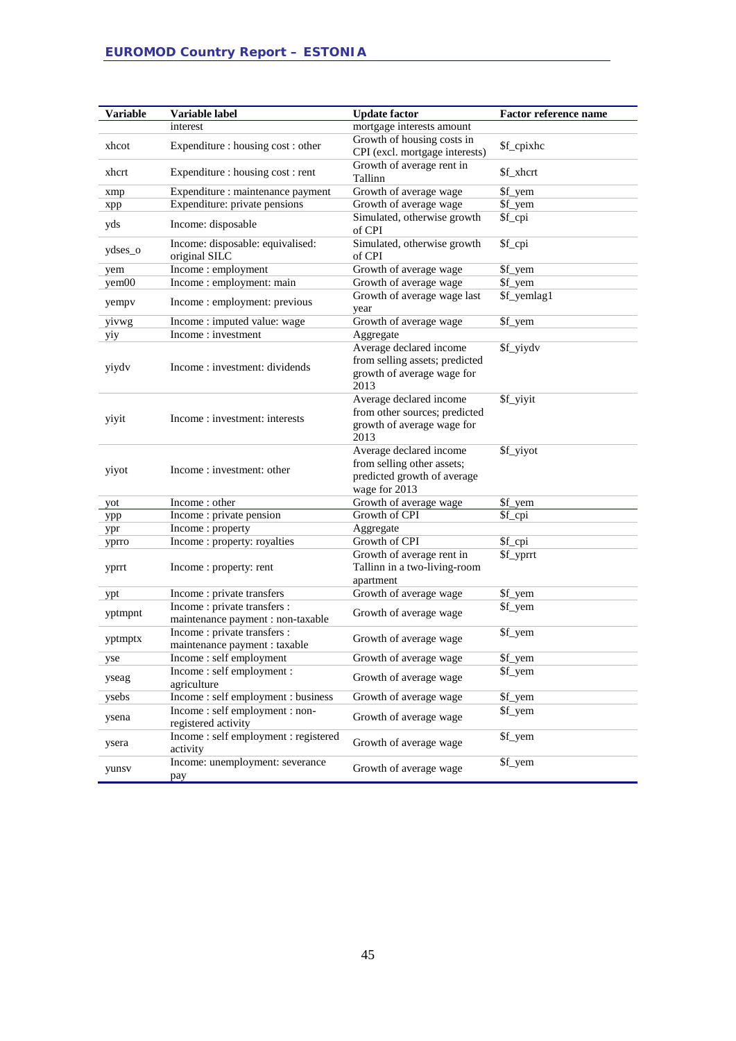| Variable | Variable label | Update factor | Factor reference name |
|---|---|---|---|
| | interest | mortgage interests amount | |
| xhcot | Expenditure : housing cost : other | Growth of housing costs in CPI (excl. mortgage interests) | $f_cpixhc |
| xhcrt | Expenditure : housing cost : rent | Growth of average rent in Tallinn | $f_xhcrt |
| xmp | Expenditure : maintenance payment | Growth of average wage | $f_yem |
| xpp | Expenditure: private pensions | Growth of average wage | $f_yem |
| yds | Income: disposable | Simulated, otherwise growth of CPI | $f_cpi |
| ydses_o | Income: disposable: equivalised: original SILC | Simulated, otherwise growth of CPI | $f_cpi |
| yem | Income : employment | Growth of average wage | $f_yem |
| yem00 | Income : employment: main | Growth of average wage | $f_yem |
| yempv | Income : employment: previous | Growth of average wage last year | $f_yemlag1 |
| yivwg | Income : imputed value: wage | Growth of average wage | $f_yem |
| yiy | Income : investment | Aggregate | |
| yiydv | Income : investment: dividends | Average declared income from selling assets; predicted growth of average wage for 2013 | $f_yiydv |
| yiyit | Income : investment: interests | Average declared income from other sources; predicted growth of average wage for 2013 | $f_yiyit |
| yiyot | Income : investment: other | Average declared income from selling other assets; predicted growth of average wage for 2013 | $f_yiyot |
| yot | Income : other | Growth of average wage | $f_yem |
| ypp | Income : private pension | Growth of CPI | $f_cpi |
| ypr | Income : property | Aggregate | |
| yprro | Income : property: royalties | Growth of CPI | $f_cpi |
| yprrt | Income : property: rent | Growth of average rent in Tallinn in a two-living-room apartment | $f_yprrt |
| ypt | Income : private transfers | Growth of average wage | $f_yem |
| yptmpnt | Income : private transfers : maintenance payment : non-taxable | Growth of average wage | $f_yem |
| yptmptx | Income : private transfers : maintenance payment : taxable | Growth of average wage | $f_yem |
| yse | Income : self employment | Growth of average wage | $f_yem |
| yseag | Income : self employment : agriculture | Growth of average wage | $f_yem |
| ysebs | Income : self employment : business | Growth of average wage | $f_yem |
| ysena | Income : self employment : non-registered activity | Growth of average wage | $f_yem |
| ysera | Income : self employment : registered activity | Growth of average wage | $f_yem |
| yunsv | Income: unemployment: severance pay | Growth of average wage | $f_yem |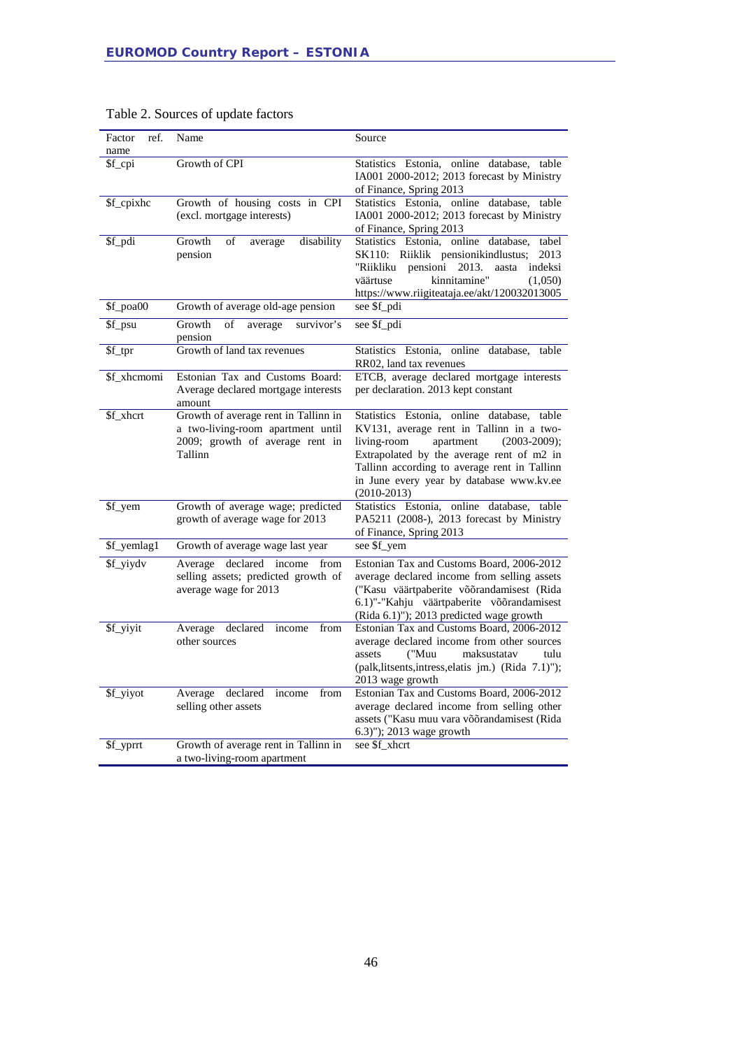Table 2. Sources of update factors

| Factor ref. name | Name | Source |
|---|---|---|
| $f_cpi | Growth of CPI | Statistics Estonia, online database, table IA001 2000-2012; 2013 forecast by Ministry of Finance, Spring 2013 |
| $f_cpixhc | Growth of housing costs in CPI (excl. mortgage interests) | Statistics Estonia, online database, table IA001 2000-2012; 2013 forecast by Ministry of Finance, Spring 2013 |
| $f_pdi | Growth of average disability pension | Statistics Estonia, online database, tabel SK110: Riiklik pensionikindlustus; 2013 "Riikliku pensioni 2013. aasta indeksi väärtuse kinnitamine" (1,050) https://www.riigiteataja.ee/akt/120032013005 |
| $f_poa00 | Growth of average old-age pension | see $f_pdi |
| $f_psu | Growth of average survivor's pension | see $f_pdi |
| $f_tpr | Growth of land tax revenues | Statistics Estonia, online database, table RR02, land tax revenues |
| $f_xhcmomi | Estonian Tax and Customs Board: Average declared mortgage interests amount | ETCB, average declared mortgage interests per declaration. 2013 kept constant |
| $f_xhcrt | Growth of average rent in Tallinn in a two-living-room apartment until 2009; growth of average rent in Tallinn | Statistics Estonia, online database, table KV131, average rent in Tallinn in a two-living-room apartment (2003-2009); Extrapolated by the average rent of m2 in Tallinn according to average rent in Tallinn in June every year by database www.kv.ee (2010-2013) |
| $f_yem | Growth of average wage; predicted growth of average wage for 2013 | Statistics Estonia, online database, table PA5211 (2008-), 2013 forecast by Ministry of Finance, Spring 2013 |
| $f_yemlag1 | Growth of average wage last year | see $f_yem |
| $f_yiydv | Average declared income from selling assets; predicted growth of average wage for 2013 | Estonian Tax and Customs Board, 2006-2012 average declared income from selling assets ("Kasu väärtpaberite võõrandamisest (Rida 6.1)"-"Kahju väärtpaberite võõrandamisest (Rida 6.1)"); 2013 predicted wage growth |
| $f_yiyit | Average declared income from other sources | Estonian Tax and Customs Board, 2006-2012 average declared income from other sources assets ("Muu maksustatav tulu (palk,litsents,intress,elatis jm.) (Rida 7.1)"); 2013 wage growth |
| $f_yiyot | Average declared income from selling other assets | Estonian Tax and Customs Board, 2006-2012 average declared income from selling other assets ("Kasu muu vara võõrandamisest (Rida 6.3)"); 2013 wage growth |
| $f_yprrt | Growth of average rent in Tallinn in a two-living-room apartment | see $f_xhcrt |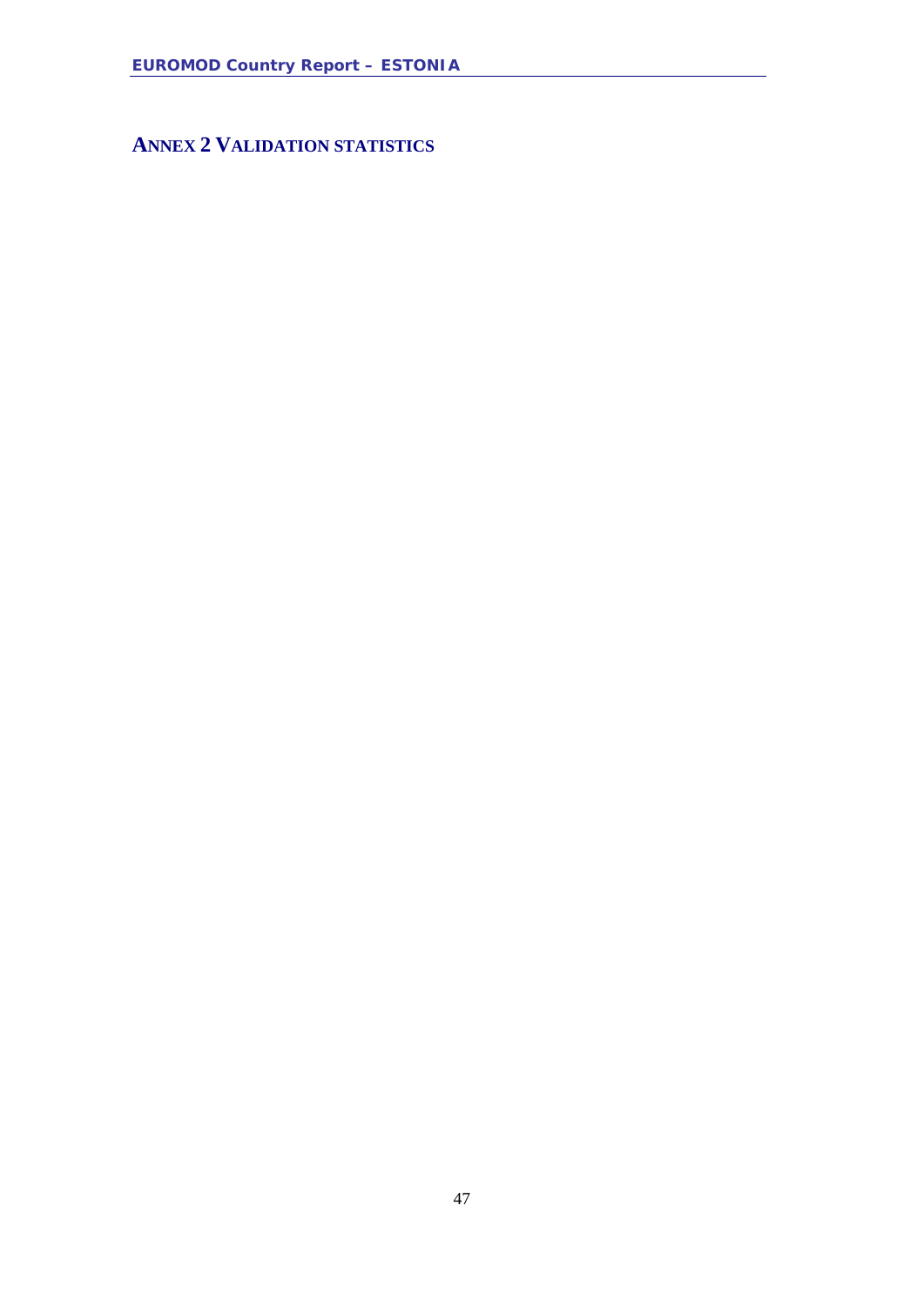# ANNEX 2 VALIDATION STATISTICS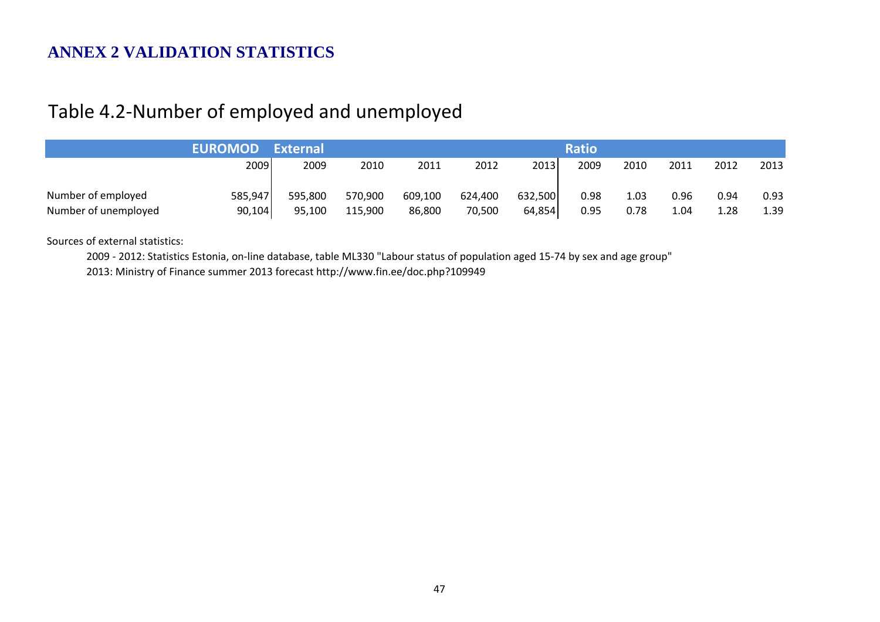# ANNEX 2 VALIDATION STATISTICS

## Table 4.2-Number of employed and unemployed

| | EUROMOD | External | | | | | Ratio | | | | |
|---|---|---|---|---|---|---|---|---|---|---|---|
| | 2009 | 2009 | 2010 | 2011 | 2012 | 2013 | 2009 | 2010 | 2011 | 2012 | 2013 |
| Number of employed | 585,947 | 595,800 | 570,900 | 609,100 | 624,400 | 632,500 | 0.98 | 1.03 | 0.96 | 0.94 | 0.93 |
| Number of unemployed | 90,104 | 95,100 | 115,900 | 86,800 | 70,500 | 64,854 | 0.95 | 0.78 | 1.04 | 1.28 | 1.39 |

Sources of external statistics:

2009 - 2012: Statistics Estonia, on-line database, table ML330 "Labour status of population aged 15-74 by sex and age group"

2013: Ministry of Finance summer 2013 forecast http://www.fin.ee/doc.php?109949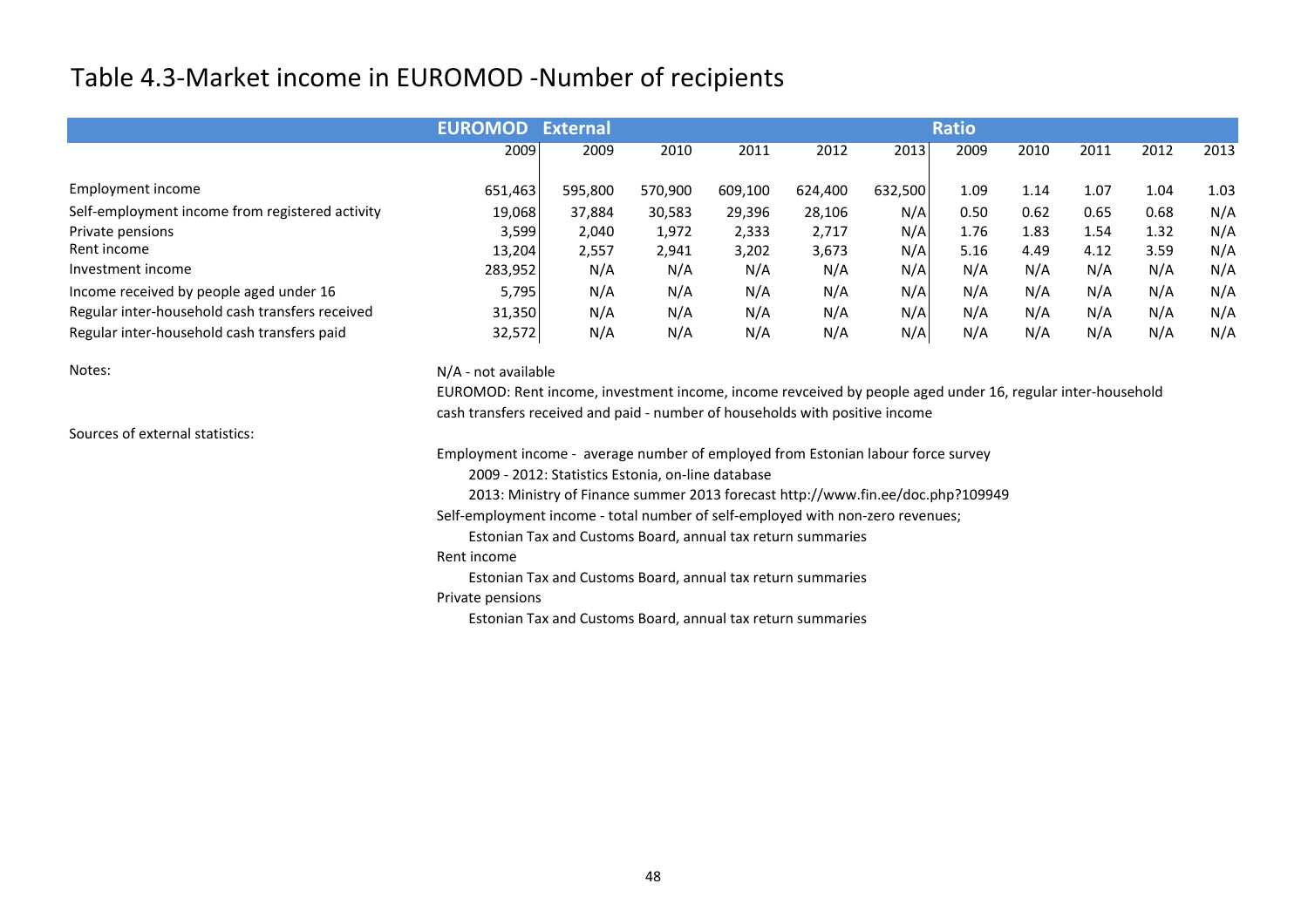# Table 4.3-Market income in EUROMOD -Number of recipients

| | EUROMOD | External | | | | | Ratio | | | | |
|---|---|---|---|---|---|---|---|---|---|---|---|
| | 2009 | 2009 | 2010 | 2011 | 2012 | 2013 | 2009 | 2010 | 2011 | 2012 | 2013 |
| Employment income | 651,463 | 595,800 | 570,900 | 609,100 | 624,400 | 632,500 | 1.09 | 1.14 | 1.07 | 1.04 | 1.03 |
| Self-employment income from registered activity | 19,068 | 37,884 | 30,583 | 29,396 | 28,106 | N/A | 0.50 | 0.62 | 0.65 | 0.68 | N/A |
| Private pensions | 3,599 | 2,040 | 1,972 | 2,333 | 2,717 | N/A | 1.76 | 1.83 | 1.54 | 1.32 | N/A |
| Rent income | 13,204 | 2,557 | 2,941 | 3,202 | 3,673 | N/A | 5.16 | 4.49 | 4.12 | 3.59 | N/A |
| Investment income | 283,952 | N/A | N/A | N/A | N/A | N/A | N/A | N/A | N/A | N/A | N/A |
| Income received by people aged under 16 | 5,795 | N/A | N/A | N/A | N/A | N/A | N/A | N/A | N/A | N/A | N/A |
| Regular inter-household cash transfers received | 31,350 | N/A | N/A | N/A | N/A | N/A | N/A | N/A | N/A | N/A | N/A |
| Regular inter-household cash transfers paid | 32,572 | N/A | N/A | N/A | N/A | N/A | N/A | N/A | N/A | N/A | N/A |

Notes:

N/A - not available

EUROMOD: Rent income, investment income, income revceived by people aged under 16, regular inter-household cash transfers received and paid - number of households with positive income

Sources of external statistics:

Employment income - average number of employed from Estonian labour force survey

2009 - 2012: Statistics Estonia, on-line database

2013: Ministry of Finance summer 2013 forecast http://www.fin.ee/doc.php?109949

Self-employment income - total number of self-employed with non-zero revenues;

Estonian Tax and Customs Board, annual tax return summaries

Rent income

Estonian Tax and Customs Board, annual tax return summaries

Private pensions

Estonian Tax and Customs Board, annual tax return summaries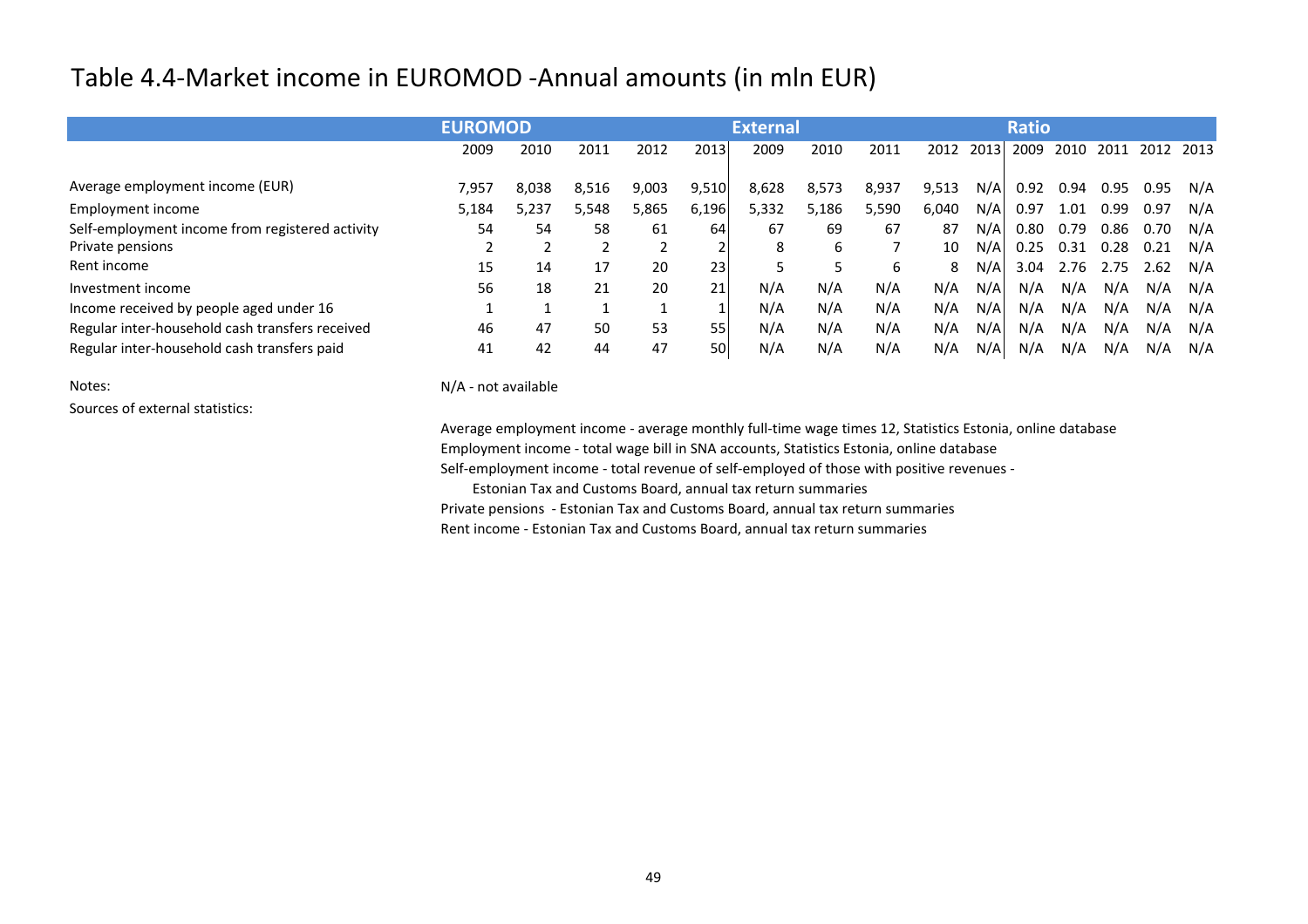# Table 4.4-Market income in EUROMOD -Annual amounts (in mln EUR)

| | EUROMOD | | | | | External | | | | | Ratio | | | | |
|---|---|---|---|---|---|---|---|---|---|---|---|---|---|---|---|
| | 2009 | 2010 | 2011 | 2012 | 2013 | 2009 | 2010 | 2011 | 2012 | 2013 | 2009 | 2010 | 2011 | 2012 | 2013 |
| Average employment income (EUR) | 7,957 | 8,038 | 8,516 | 9,003 | 9,510 | 8,628 | 8,573 | 8,937 | 9,513 | N/A | 0.92 | 0.94 | 0.95 | 0.95 | N/A |
| Employment income | 5,184 | 5,237 | 5,548 | 5,865 | 6,196 | 5,332 | 5,186 | 5,590 | 6,040 | N/A | 0.97 | 1.01 | 0.99 | 0.97 | N/A |
| Self-employment income from registered activity | 54 | 54 | 58 | 61 | 64 | 67 | 69 | 67 | 87 | N/A | 0.80 | 0.79 | 0.86 | 0.70 | N/A |
| Private pensions | 2 | 2 | 2 | 2 | 2 | 8 | 6 | 7 | 10 | N/A | 0.25 | 0.31 | 0.28 | 0.21 | N/A |
| Rent income | 15 | 14 | 17 | 20 | 23 | 5 | 5 | 6 | 8 | N/A | 3.04 | 2.76 | 2.75 | 2.62 | N/A |
| Investment income | 56 | 18 | 21 | 20 | 21 | N/A | N/A | N/A | N/A | N/A | N/A | N/A | N/A | N/A | N/A |
| Income received by people aged under 16 | 1 | 1 | 1 | 1 | 1 | N/A | N/A | N/A | N/A | N/A | N/A | N/A | N/A | N/A | N/A |
| Regular inter-household cash transfers received | 46 | 47 | 50 | 53 | 55 | N/A | N/A | N/A | N/A | N/A | N/A | N/A | N/A | N/A | N/A |
| Regular inter-household cash transfers paid | 41 | 42 | 44 | 47 | 50 | N/A | N/A | N/A | N/A | N/A | N/A | N/A | N/A | N/A | N/A |

Notes: N/A - not available

Sources of external statistics:

Average employment income - average monthly full-time wage times 12, Statistics Estonia, online database

Employment income - total wage bill in SNA accounts, Statistics Estonia, online database

Self-employment income - total revenue of self-employed of those with positive revenues - Estonian Tax and Customs Board, annual tax return summaries

Private pensions - Estonian Tax and Customs Board, annual tax return summaries

Rent income - Estonian Tax and Customs Board, annual tax return summaries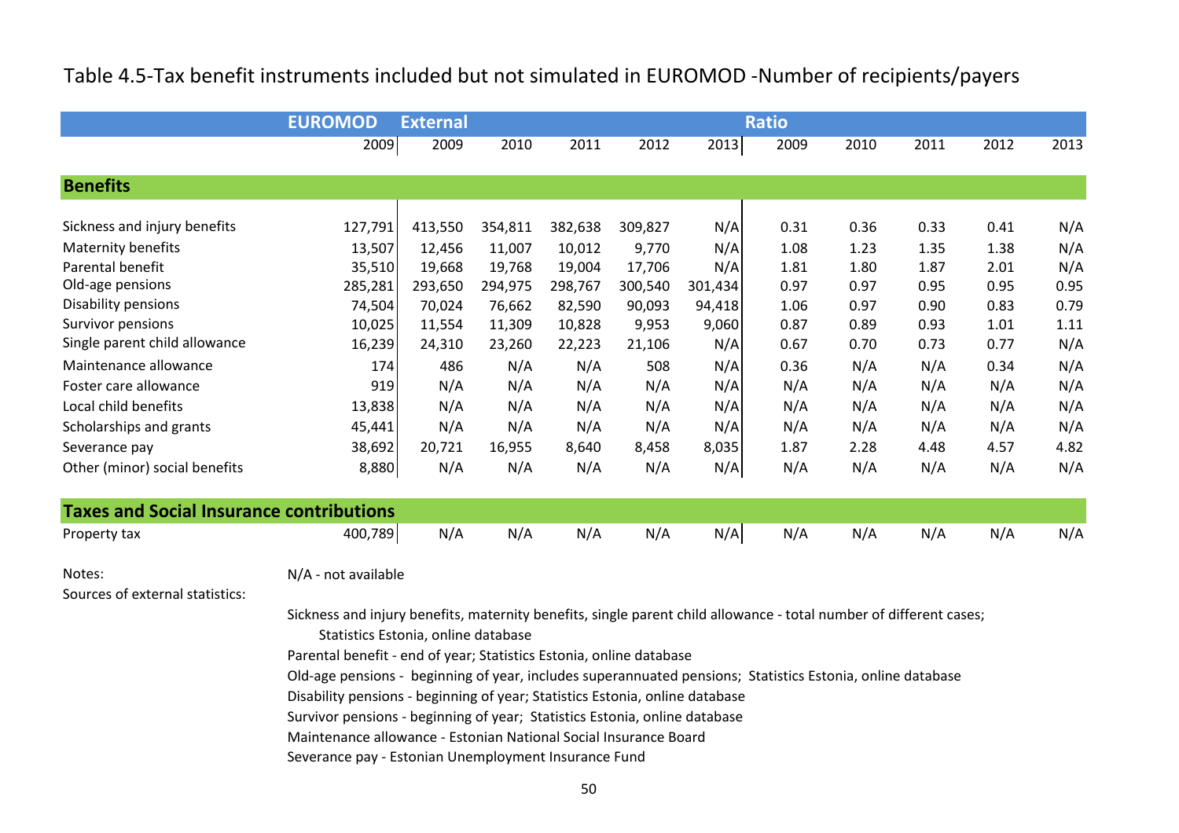# Table 4.5-Tax benefit instruments included but not simulated in EUROMOD -Number of recipients/payers

| | EUROMOD | External | | | | | Ratio | | | | |
|---|---|---|---|---|---|---|---|---|---|---|---|
| | 2009 | 2009 | 2010 | 2011 | 2012 | 2013 | 2009 | 2010 | 2011 | 2012 | 2013 |
| **Benefits** | | | | | | | | | | | |
| Sickness and injury benefits | 127,791 | 413,550 | 354,811 | 382,638 | 309,827 | N/A | 0.31 | 0.36 | 0.33 | 0.41 | N/A |
| Maternity benefits | 13,507 | 12,456 | 11,007 | 10,012 | 9,770 | N/A | 1.08 | 1.23 | 1.35 | 1.38 | N/A |
| Parental benefit | 35,510 | 19,668 | 19,768 | 19,004 | 17,706 | N/A | 1.81 | 1.80 | 1.87 | 2.01 | N/A |
| Old-age pensions | 285,281 | 293,650 | 294,975 | 298,767 | 300,540 | 301,434 | 0.97 | 0.97 | 0.95 | 0.95 | 0.95 |
| Disability pensions | 74,504 | 70,024 | 76,662 | 82,590 | 90,093 | 94,418 | 1.06 | 0.97 | 0.90 | 0.83 | 0.79 |
| Survivor pensions | 10,025 | 11,554 | 11,309 | 10,828 | 9,953 | 9,060 | 0.87 | 0.89 | 0.93 | 1.01 | 1.11 |
| Single parent child allowance | 16,239 | 24,310 | 23,260 | 22,223 | 21,106 | N/A | 0.67 | 0.70 | 0.73 | 0.77 | N/A |
| Maintenance allowance | 174 | 486 | N/A | N/A | 508 | N/A | 0.36 | N/A | N/A | 0.34 | N/A |
| Foster care allowance | 919 | N/A | N/A | N/A | N/A | N/A | N/A | N/A | N/A | N/A | N/A |
| Local child benefits | 13,838 | N/A | N/A | N/A | N/A | N/A | N/A | N/A | N/A | N/A | N/A |
| Scholarships and grants | 45,441 | N/A | N/A | N/A | N/A | N/A | N/A | N/A | N/A | N/A | N/A |
| Severance pay | 38,692 | 20,721 | 16,955 | 8,640 | 8,458 | 8,035 | 1.87 | 2.28 | 4.48 | 4.57 | 4.82 |
| Other (minor) social benefits | 8,880 | N/A | N/A | N/A | N/A | N/A | N/A | N/A | N/A | N/A | N/A |
| **Taxes and Social Insurance contributions** | | | | | | | | | | | |
| Property tax | 400,789 | N/A | N/A | N/A | N/A | N/A | N/A | N/A | N/A | N/A | N/A |

Notes: N/A - not available

Sources of external statistics:

Sickness and injury benefits, maternity benefits, single parent child allowance - total number of different cases; Statistics Estonia, online database

Parental benefit - end of year; Statistics Estonia, online database

Old-age pensions - beginning of year, includes superannuated pensions; Statistics Estonia, online database

Disability pensions - beginning of year; Statistics Estonia, online database

Survivor pensions - beginning of year; Statistics Estonia, online database

Maintenance allowance - Estonian National Social Insurance Board

Severance pay - Estonian Unemployment Insurance Fund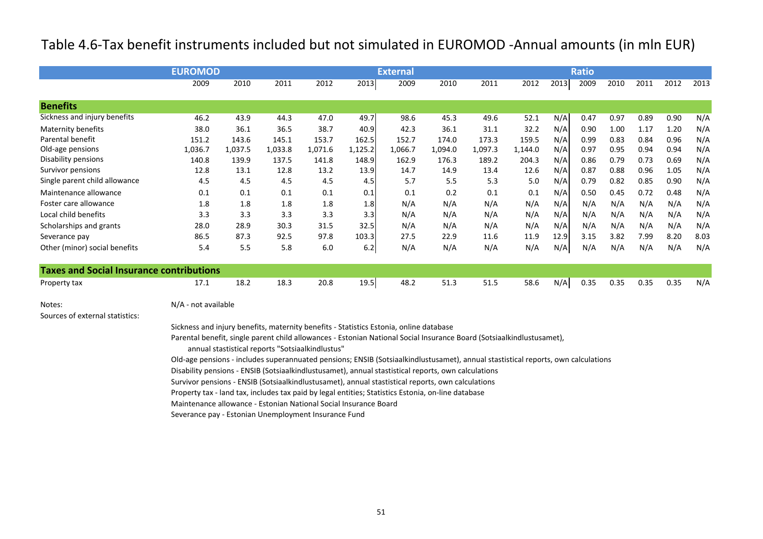# Table 4.6-Tax benefit instruments included but not simulated in EUROMOD -Annual amounts (in mln EUR)

| | EUROMOD | | | | | External | | | | | Ratio | | | | |
|---|---|---|---|---|---|---|---|---|---|---|---|---|---|---|---|
| | 2009 | 2010 | 2011 | 2012 | 2013 | 2009 | 2010 | 2011 | 2012 | 2013 | 2009 | 2010 | 2011 | 2012 | 2013 |
| **Benefits** | | | | | | | | | | | | | | | |
| Sickness and injury benefits | 46.2 | 43.9 | 44.3 | 47.0 | 49.7 | 98.6 | 45.3 | 49.6 | 52.1 | N/A | 0.47 | 0.97 | 0.89 | 0.90 | N/A |
| Maternity benefits | 38.0 | 36.1 | 36.5 | 38.7 | 40.9 | 42.3 | 36.1 | 31.1 | 32.2 | N/A | 0.90 | 1.00 | 1.17 | 1.20 | N/A |
| Parental benefit | 151.2 | 143.6 | 145.1 | 153.7 | 162.5 | 152.7 | 174.0 | 173.3 | 159.5 | N/A | 0.99 | 0.83 | 0.84 | 0.96 | N/A |
| Old-age pensions | 1,036.7 | 1,037.5 | 1,033.8 | 1,071.6 | 1,125.2 | 1,066.7 | 1,094.0 | 1,097.3 | 1,144.0 | N/A | 0.97 | 0.95 | 0.94 | 0.94 | N/A |
| Disability pensions | 140.8 | 139.9 | 137.5 | 141.8 | 148.9 | 162.9 | 176.3 | 189.2 | 204.3 | N/A | 0.86 | 0.79 | 0.73 | 0.69 | N/A |
| Survivor pensions | 12.8 | 13.1 | 12.8 | 13.2 | 13.9 | 14.7 | 14.9 | 13.4 | 12.6 | N/A | 0.87 | 0.88 | 0.96 | 1.05 | N/A |
| Single parent child allowance | 4.5 | 4.5 | 4.5 | 4.5 | 4.5 | 5.7 | 5.5 | 5.3 | 5.0 | N/A | 0.79 | 0.82 | 0.85 | 0.90 | N/A |
| Maintenance allowance | 0.1 | 0.1 | 0.1 | 0.1 | 0.1 | 0.1 | 0.2 | 0.1 | 0.1 | N/A | 0.50 | 0.45 | 0.72 | 0.48 | N/A |
| Foster care allowance | 1.8 | 1.8 | 1.8 | 1.8 | 1.8 | N/A | N/A | N/A | N/A | N/A | N/A | N/A | N/A | N/A | N/A |
| Local child benefits | 3.3 | 3.3 | 3.3 | 3.3 | 3.3 | N/A | N/A | N/A | N/A | N/A | N/A | N/A | N/A | N/A | N/A |
| Scholarships and grants | 28.0 | 28.9 | 30.3 | 31.5 | 32.5 | N/A | N/A | N/A | N/A | N/A | N/A | N/A | N/A | N/A | N/A |
| Severance pay | 86.5 | 87.3 | 92.5 | 97.8 | 103.3 | 27.5 | 22.9 | 11.6 | 11.9 | 12.9 | 3.15 | 3.82 | 7.99 | 8.20 | 8.03 |
| Other (minor) social benefits | 5.4 | 5.5 | 5.8 | 6.0 | 6.2 | N/A | N/A | N/A | N/A | N/A | N/A | N/A | N/A | N/A | N/A |
| **Taxes and Social Insurance contributions** | | | | | | | | | | | | | | | |
| Property tax | 17.1 | 18.2 | 18.3 | 20.8 | 19.5 | 48.2 | 51.3 | 51.5 | 58.6 | N/A | 0.35 | 0.35 | 0.35 | 0.35 | N/A |

Notes: N/A - not available

Sources of external statistics:

Sickness and injury benefits, maternity benefits - Statistics Estonia, online database

Parental benefit, single parent child allowances - Estonian National Social Insurance Board (Sotsiaalkindlustusamet), annual stastistical reports "Sotsiaalkindlustus"

Old-age pensions - includes superannuated pensions; ENSIB (Sotsiaalkindlustusamet), annual stastistical reports, own calculations

Disability pensions - ENSIB (Sotsiaalkindlustusamet), annual stastistical reports, own calculations

Survivor pensions - ENSIB (Sotsiaalkindlustusamet), annual stastistical reports, own calculations

Property tax - land tax, includes tax paid by legal entities; Statistics Estonia, on-line database

Maintenance allowance - Estonian National Social Insurance Board

Severance pay - Estonian Unemployment Insurance Fund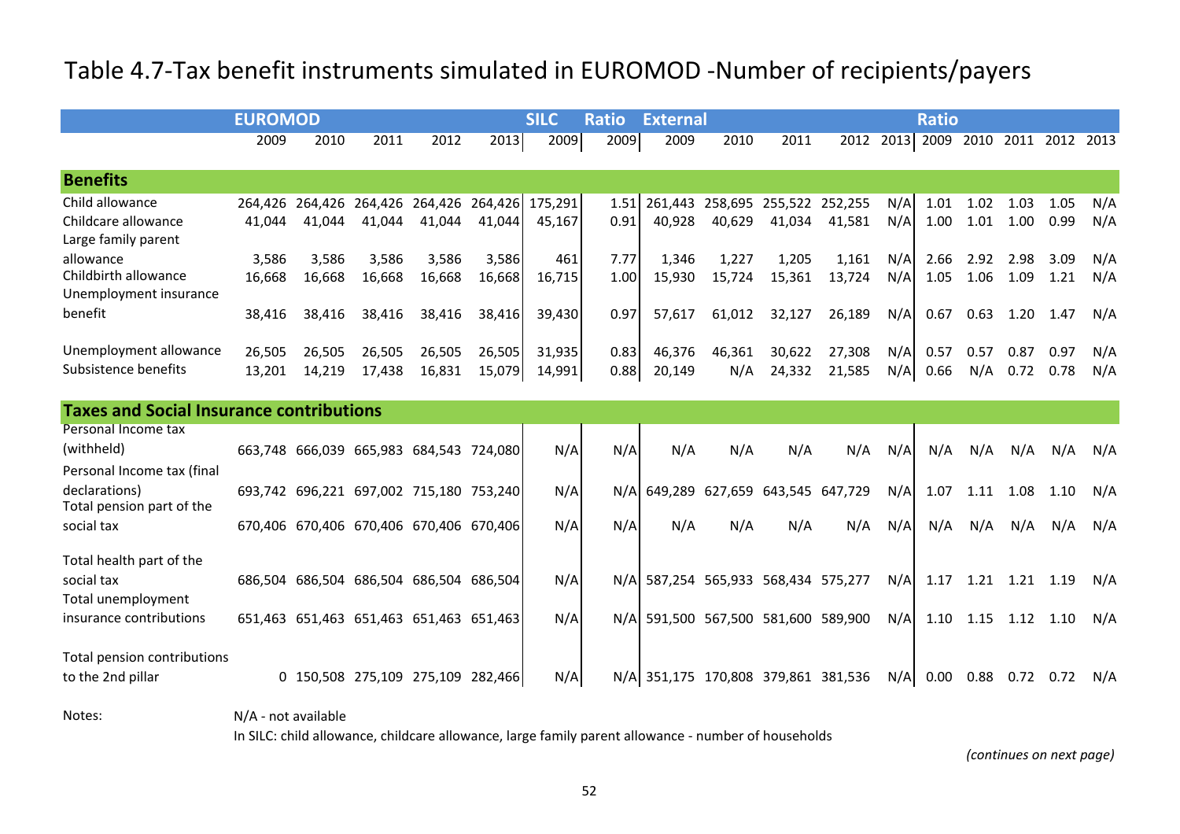# Table 4.7-Tax benefit instruments simulated in EUROMOD -Number of recipients/payers

| | EUROMOD | | | | | SILC | Ratio | External | | | | | Ratio | | | | |
|---|---|---|---|---|---|---|---|---|---|---|---|---|---|---|---|---|---|
| | 2009 | 2010 | 2011 | 2012 | 2013 | 2009 | 2009 | 2009 | 2010 | 2011 | 2012 | 2013 | 2009 | 2010 | 2011 | 2012 | 2013 |
| **Benefits** | | | | | | | | | | | | | | | | | |
| Child allowance | 264,426 | 264,426 | 264,426 | 264,426 | 264,426 | 175,291 | 1.51 | 261,443 | 258,695 | 255,522 | 252,255 | N/A | 1.01 | 1.02 | 1.03 | 1.05 | N/A |
| Childcare allowance | 41,044 | 41,044 | 41,044 | 41,044 | 41,044 | 45,167 | 0.91 | 40,928 | 40,629 | 41,034 | 41,581 | N/A | 1.00 | 1.01 | 1.00 | 0.99 | N/A |
| Large family parent allowance | 3,586 | 3,586 | 3,586 | 3,586 | 3,586 | 461 | 7.77 | 1,346 | 1,227 | 1,205 | 1,161 | N/A | 2.66 | 2.92 | 2.98 | 3.09 | N/A |
| Childbirth allowance | 16,668 | 16,668 | 16,668 | 16,668 | 16,668 | 16,715 | 1.00 | 15,930 | 15,724 | 15,361 | 13,724 | N/A | 1.05 | 1.06 | 1.09 | 1.21 | N/A |
| Unemployment insurance benefit | 38,416 | 38,416 | 38,416 | 38,416 | 38,416 | 39,430 | 0.97 | 57,617 | 61,012 | 32,127 | 26,189 | N/A | 0.67 | 0.63 | 1.20 | 1.47 | N/A |
| Unemployment allowance | 26,505 | 26,505 | 26,505 | 26,505 | 26,505 | 31,935 | 0.83 | 46,376 | 46,361 | 30,622 | 27,308 | N/A | 0.57 | 0.57 | 0.87 | 0.97 | N/A |
| Subsistence benefits | 13,201 | 14,219 | 17,438 | 16,831 | 15,079 | 14,991 | 0.88 | 20,149 | N/A | 24,332 | 21,585 | N/A | 0.66 | N/A | 0.72 | 0.78 | N/A |
| **Taxes and Social Insurance contributions** | | | | | | | | | | | | | | | | | |
| Personal Income tax (withheld) | 663,748 | 666,039 | 665,983 | 684,543 | 724,080 | N/A | N/A | N/A | N/A | N/A | N/A | N/A | N/A | N/A | N/A | N/A | N/A |
| Personal Income tax (final declarations) | 693,742 | 696,221 | 697,002 | 715,180 | 753,240 | N/A | N/A | 649,289 | 627,659 | 643,545 | 647,729 | N/A | 1.07 | 1.11 | 1.08 | 1.10 | N/A |
| Total pension part of the social tax | 670,406 | 670,406 | 670,406 | 670,406 | 670,406 | N/A | N/A | N/A | N/A | N/A | N/A | N/A | N/A | N/A | N/A | N/A | N/A |
| Total health part of the social tax | 686,504 | 686,504 | 686,504 | 686,504 | 686,504 | N/A | N/A | 587,254 | 565,933 | 568,434 | 575,277 | N/A | 1.17 | 1.21 | 1.21 | 1.19 | N/A |
| Total unemployment insurance contributions | 651,463 | 651,463 | 651,463 | 651,463 | 651,463 | N/A | N/A | 591,500 | 567,500 | 581,600 | 589,900 | N/A | 1.10 | 1.15 | 1.12 | 1.10 | N/A |
| Total pension contributions to the 2nd pillar | 0 | 150,508 | 275,109 | 275,109 | 282,466 | N/A | N/A | 351,175 | 170,808 | 379,861 | 381,536 | N/A | 0.00 | 0.88 | 0.72 | 0.72 | N/A |

Notes: N/A - not available

In SILC: child allowance, childcare allowance, large family parent allowance - number of households

*(continues on next page)*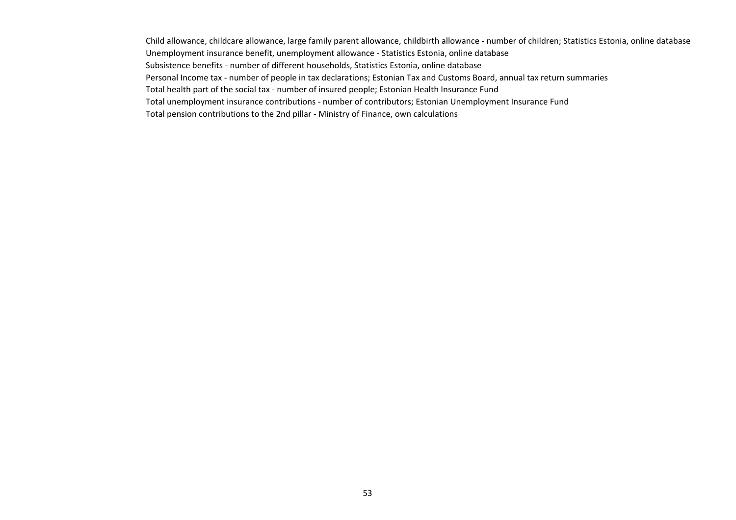Child allowance, childcare allowance, large family parent allowance, childbirth allowance - number of children; Statistics Estonia, online database

Unemployment insurance benefit, unemployment allowance - Statistics Estonia, online database

Subsistence benefits - number of different households, Statistics Estonia, online database

Personal Income tax - number of people in tax declarations; Estonian Tax and Customs Board, annual tax return summaries

Total health part of the social tax - number of insured people; Estonian Health Insurance Fund

Total unemployment insurance contributions - number of contributors; Estonian Unemployment Insurance Fund

Total pension contributions to the 2nd pillar - Ministry of Finance, own calculations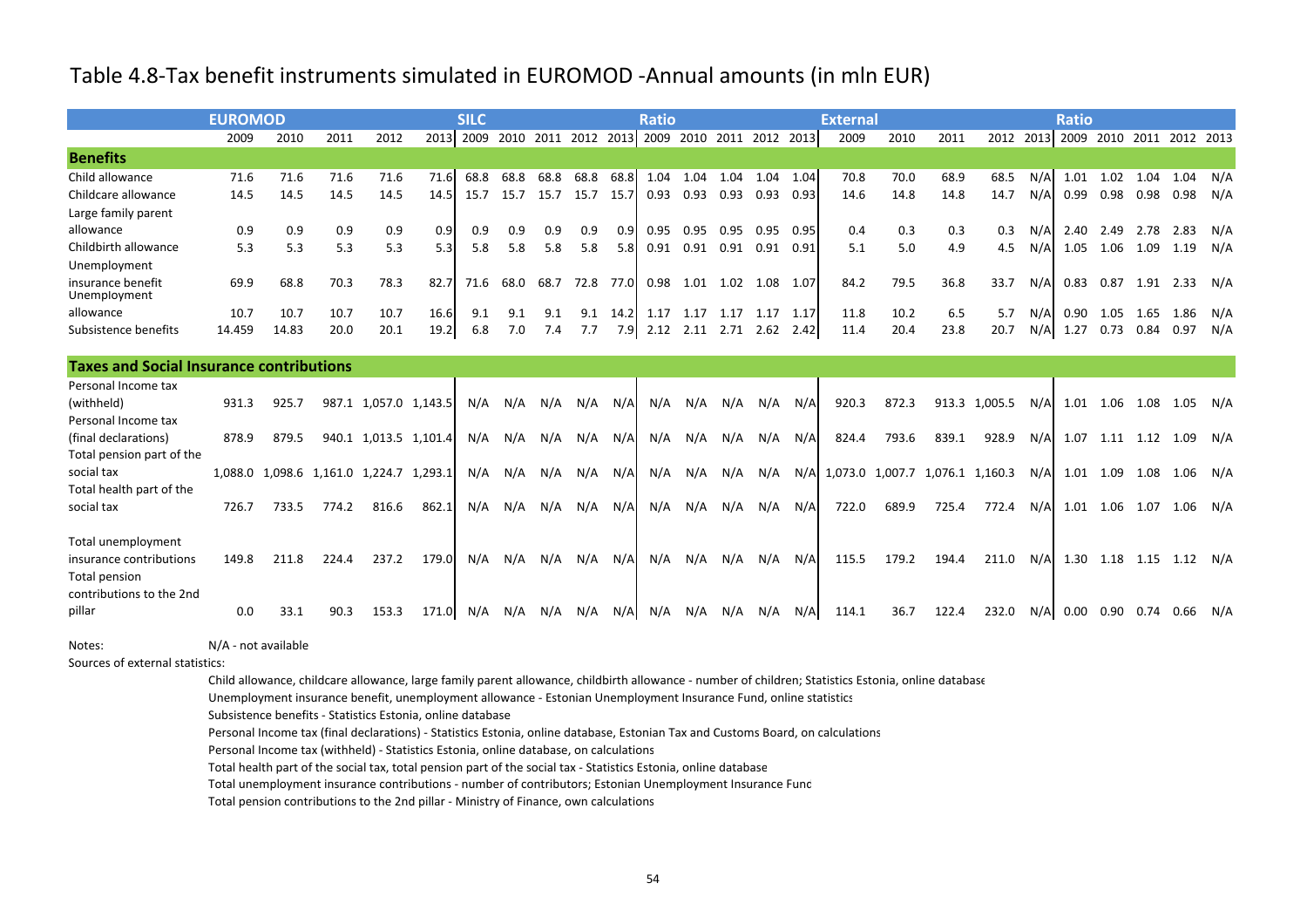# Table 4.8-Tax benefit instruments simulated in EUROMOD -Annual amounts (in mln EUR)

| | EUROMOD | | | | | SILC | | | | | Ratio | | | | | External | | | | | Ratio | | | | |
|---|---|---|---|---|---|---|---|---|---|---|---|---|---|---|---|---|---|---|---|---|---|---|---|---|---|
| | 2009 | 2010 | 2011 | 2012 | 2013 | 2009 | 2010 | 2011 | 2012 | 2013 | 2009 | 2010 | 2011 | 2012 | 2013 | 2009 | 2010 | 2011 | 2012 | 2013 | 2009 | 2010 | 2011 | 2012 | 2013 |
| **Benefits** | | | | | | | | | | | | | | | | | | | | | | | | | |
| Child allowance | 71.6 | 71.6 | 71.6 | 71.6 | 71.6 | 68.8 | 68.8 | 68.8 | 68.8 | 68.8 | 1.04 | 1.04 | 1.04 | 1.04 | 1.04 | 70.8 | 70.0 | 68.9 | 68.5 | N/A | 1.01 | 1.02 | 1.04 | 1.04 | N/A |
| Childcare allowance | 14.5 | 14.5 | 14.5 | 14.5 | 14.5 | 15.7 | 15.7 | 15.7 | 15.7 | 15.7 | 0.93 | 0.93 | 0.93 | 0.93 | 0.93 | 14.6 | 14.8 | 14.8 | 14.7 | N/A | 0.99 | 0.98 | 0.98 | 0.98 | N/A |
| Large family parent allowance | 0.9 | 0.9 | 0.9 | 0.9 | 0.9 | 0.9 | 0.9 | 0.9 | 0.9 | 0.9 | 0.95 | 0.95 | 0.95 | 0.95 | 0.95 | 0.4 | 0.3 | 0.3 | 0.3 | N/A | 2.40 | 2.49 | 2.78 | 2.83 | N/A |
| Childbirth allowance | 5.3 | 5.3 | 5.3 | 5.3 | 5.3 | 5.8 | 5.8 | 5.8 | 5.8 | 5.8 | 0.91 | 0.91 | 0.91 | 0.91 | 0.91 | 5.1 | 5.0 | 4.9 | 4.5 | N/A | 1.05 | 1.06 | 1.09 | 1.19 | N/A |
| Unemployment insurance benefit | 69.9 | 68.8 | 70.3 | 78.3 | 82.7 | 71.6 | 68.0 | 68.7 | 72.8 | 77.0 | 0.98 | 1.01 | 1.02 | 1.08 | 1.07 | 84.2 | 79.5 | 36.8 | 33.7 | N/A | 0.83 | 0.87 | 1.91 | 2.33 | N/A |
| Unemployment allowance | 10.7 | 10.7 | 10.7 | 10.7 | 16.6 | 9.1 | 9.1 | 9.1 | 9.1 | 14.2 | 1.17 | 1.17 | 1.17 | 1.17 | 1.17 | 11.8 | 10.2 | 6.5 | 5.7 | N/A | 0.90 | 1.05 | 1.65 | 1.86 | N/A |
| Subsistence benefits | 14.459 | 14.83 | 20.0 | 20.1 | 19.2 | 6.8 | 7.0 | 7.4 | 7.7 | 7.9 | 2.12 | 2.11 | 2.71 | 2.62 | 2.42 | 11.4 | 20.4 | 23.8 | 20.7 | N/A | 1.27 | 0.73 | 0.84 | 0.97 | N/A |
| **Taxes and Social Insurance contributions** | | | | | | | | | | | | | | | | | | | | | | | | | |
| Personal Income tax (withheld) | 931.3 | 925.7 | 987.1 | 1,057.0 | 1,143.5 | N/A | N/A | N/A | N/A | N/A | N/A | N/A | N/A | N/A | N/A | 920.3 | 872.3 | 913.3 | 1,005.5 | N/A | 1.01 | 1.06 | 1.08 | 1.05 | N/A |
| Personal Income tax (final declarations) | 878.9 | 879.5 | 940.1 | 1,013.5 | 1,101.4 | N/A | N/A | N/A | N/A | N/A | N/A | N/A | N/A | N/A | N/A | 824.4 | 793.6 | 839.1 | 928.9 | N/A | 1.07 | 1.11 | 1.12 | 1.09 | N/A |
| Total pension part of the social tax | 1,088.0 | 1,098.6 | 1,161.0 | 1,224.7 | 1,293.1 | N/A | N/A | N/A | N/A | N/A | N/A | N/A | N/A | N/A | N/A | 1,073.0 | 1,007.7 | 1,076.1 | 1,160.3 | N/A | 1.01 | 1.09 | 1.08 | 1.06 | N/A |
| Total health part of the social tax | 726.7 | 733.5 | 774.2 | 816.6 | 862.1 | N/A | N/A | N/A | N/A | N/A | N/A | N/A | N/A | N/A | N/A | 722.0 | 689.9 | 725.4 | 772.4 | N/A | 1.01 | 1.06 | 1.07 | 1.06 | N/A |
| Total unemployment insurance contributions | 149.8 | 211.8 | 224.4 | 237.2 | 179.0 | N/A | N/A | N/A | N/A | N/A | N/A | N/A | N/A | N/A | N/A | 115.5 | 179.2 | 194.4 | 211.0 | N/A | 1.30 | 1.18 | 1.15 | 1.12 | N/A |
| Total pension contributions to the 2nd pillar | 0.0 | 33.1 | 90.3 | 153.3 | 171.0 | N/A | N/A | N/A | N/A | N/A | N/A | N/A | N/A | N/A | N/A | 114.1 | 36.7 | 122.4 | 232.0 | N/A | 0.00 | 0.90 | 0.74 | 0.66 | N/A |

Notes: N/A - not available

Sources of external statistics:

Child allowance, childcare allowance, large family parent allowance, childbirth allowance - number of children; Statistics Estonia, online database

Unemployment insurance benefit, unemployment allowance - Estonian Unemployment Insurance Fund, online statistics

Subsistence benefits - Statistics Estonia, online database

Personal Income tax (final declarations) - Statistics Estonia, online database, Estonian Tax and Customs Board, on calculations

Personal Income tax (withheld) - Statistics Estonia, online database, on calculations

Total health part of the social tax, total pension part of the social tax - Statistics Estonia, online database

Total unemployment insurance contributions - number of contributors; Estonian Unemployment Insurance Fund

Total pension contributions to the 2nd pillar - Ministry of Finance, own calculations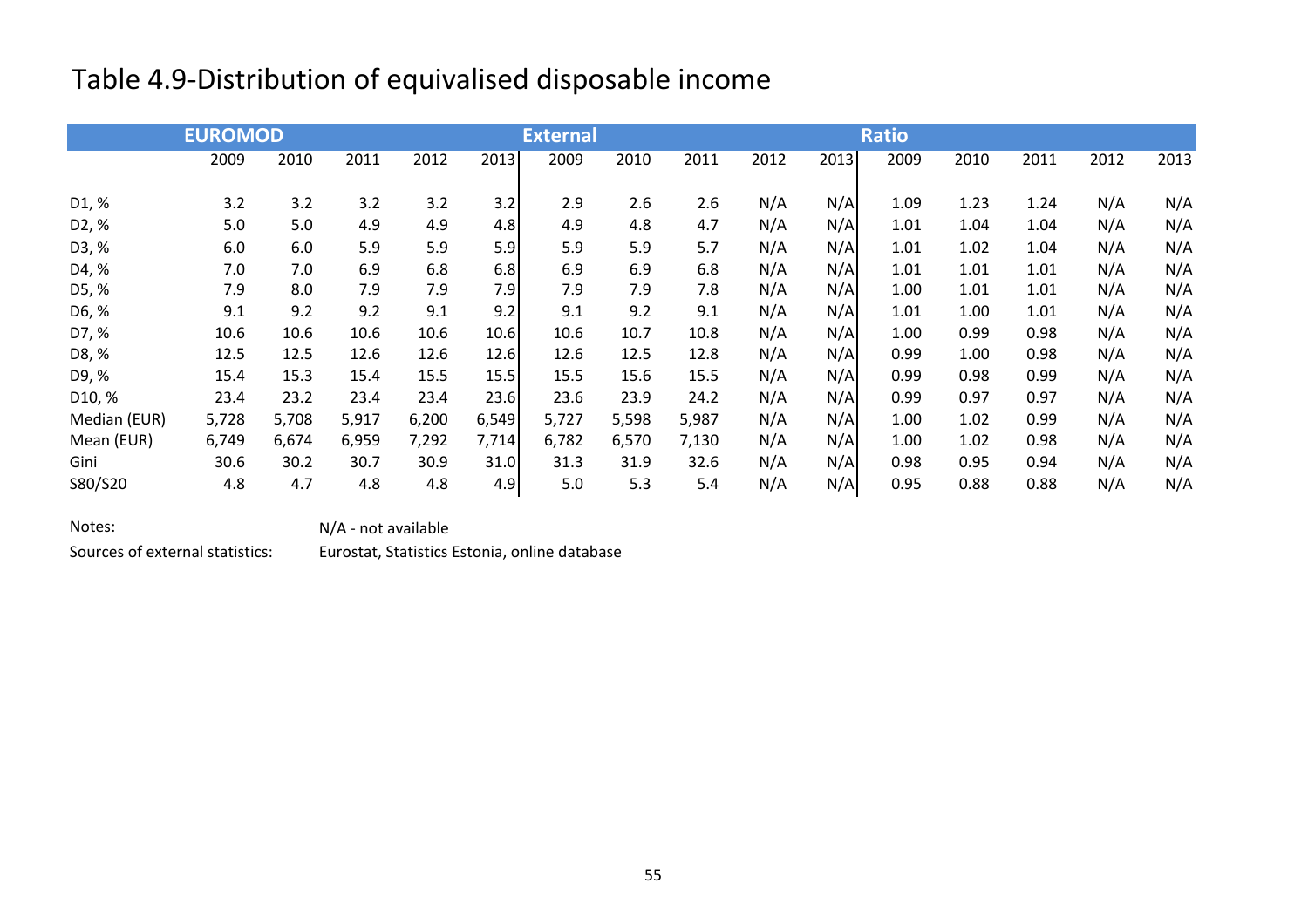# Table 4.9-Distribution of equivalised disposable income

| | EUROMOD | | | | | External | | | | | Ratio | | | | |
|---|---|---|---|---|---|---|---|---|---|---|---|---|---|---|---|
| | 2009 | 2010 | 2011 | 2012 | 2013 | 2009 | 2010 | 2011 | 2012 | 2013 | 2009 | 2010 | 2011 | 2012 | 2013 |
| D1, % | 3.2 | 3.2 | 3.2 | 3.2 | 3.2 | 2.9 | 2.6 | 2.6 | N/A | N/A | 1.09 | 1.23 | 1.24 | N/A | N/A |
| D2, % | 5.0 | 5.0 | 4.9 | 4.9 | 4.8 | 4.9 | 4.8 | 4.7 | N/A | N/A | 1.01 | 1.04 | 1.04 | N/A | N/A |
| D3, % | 6.0 | 6.0 | 5.9 | 5.9 | 5.9 | 5.9 | 5.9 | 5.7 | N/A | N/A | 1.01 | 1.02 | 1.04 | N/A | N/A |
| D4, % | 7.0 | 7.0 | 6.9 | 6.8 | 6.8 | 6.9 | 6.9 | 6.8 | N/A | N/A | 1.01 | 1.01 | 1.01 | N/A | N/A |
| D5, % | 7.9 | 8.0 | 7.9 | 7.9 | 7.9 | 7.9 | 7.9 | 7.8 | N/A | N/A | 1.00 | 1.01 | 1.01 | N/A | N/A |
| D6, % | 9.1 | 9.2 | 9.2 | 9.1 | 9.2 | 9.1 | 9.2 | 9.1 | N/A | N/A | 1.01 | 1.00 | 1.01 | N/A | N/A |
| D7, % | 10.6 | 10.6 | 10.6 | 10.6 | 10.6 | 10.6 | 10.7 | 10.8 | N/A | N/A | 1.00 | 0.99 | 0.98 | N/A | N/A |
| D8, % | 12.5 | 12.5 | 12.6 | 12.6 | 12.6 | 12.6 | 12.5 | 12.8 | N/A | N/A | 0.99 | 1.00 | 0.98 | N/A | N/A |
| D9, % | 15.4 | 15.3 | 15.4 | 15.5 | 15.5 | 15.5 | 15.6 | 15.5 | N/A | N/A | 0.99 | 0.98 | 0.99 | N/A | N/A |
| D10, % | 23.4 | 23.2 | 23.4 | 23.4 | 23.6 | 23.6 | 23.9 | 24.2 | N/A | N/A | 0.99 | 0.97 | 0.97 | N/A | N/A |
| Median (EUR) | 5,728 | 5,708 | 5,917 | 6,200 | 6,549 | 5,727 | 5,598 | 5,987 | N/A | N/A | 1.00 | 1.02 | 0.99 | N/A | N/A |
| Mean (EUR) | 6,749 | 6,674 | 6,959 | 7,292 | 7,714 | 6,782 | 6,570 | 7,130 | N/A | N/A | 1.00 | 1.02 | 0.98 | N/A | N/A |
| Gini | 30.6 | 30.2 | 30.7 | 30.9 | 31.0 | 31.3 | 31.9 | 32.6 | N/A | N/A | 0.98 | 0.95 | 0.94 | N/A | N/A |
| S80/S20 | 4.8 | 4.7 | 4.8 | 4.8 | 4.9 | 5.0 | 5.3 | 5.4 | N/A | N/A | 0.95 | 0.88 | 0.88 | N/A | N/A |

Notes: N/A - not available

Sources of external statistics: Eurostat, Statistics Estonia, online database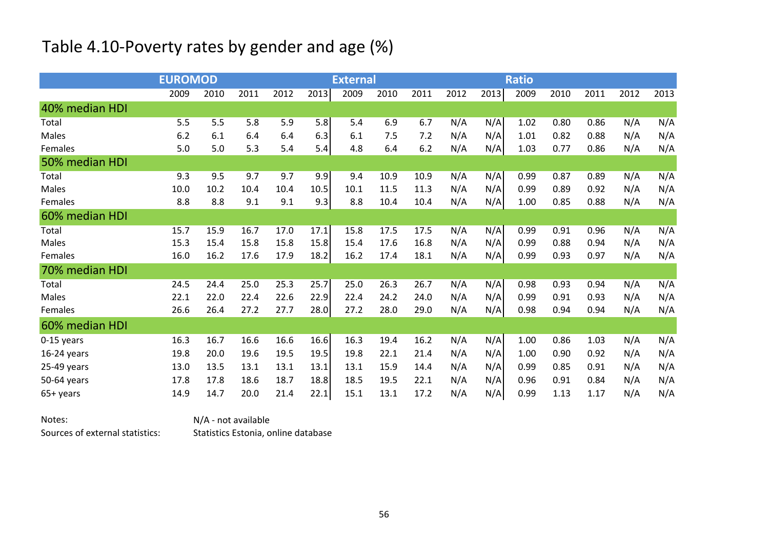# Table 4.10-Poverty rates by gender and age (%)

| | EUROMOD | | | | | External | | | | | Ratio | | | | |
|---|---|---|---|---|---|---|---|---|---|---|---|---|---|---|---|
| | 2009 | 2010 | 2011 | 2012 | 2013 | 2009 | 2010 | 2011 | 2012 | 2013 | 2009 | 2010 | 2011 | 2012 | 2013 |
| **40% median HDI** | | | | | | | | | | | | | | | |
| Total | 5.5 | 5.5 | 5.8 | 5.9 | 5.8 | 5.4 | 6.9 | 6.7 | N/A | N/A | 1.02 | 0.80 | 0.86 | N/A | N/A |
| Males | 6.2 | 6.1 | 6.4 | 6.4 | 6.3 | 6.1 | 7.5 | 7.2 | N/A | N/A | 1.01 | 0.82 | 0.88 | N/A | N/A |
| Females | 5.0 | 5.0 | 5.3 | 5.4 | 5.4 | 4.8 | 6.4 | 6.2 | N/A | N/A | 1.03 | 0.77 | 0.86 | N/A | N/A |
| **50% median HDI** | | | | | | | | | | | | | | | |
| Total | 9.3 | 9.5 | 9.7 | 9.7 | 9.9 | 9.4 | 10.9 | 10.9 | N/A | N/A | 0.99 | 0.87 | 0.89 | N/A | N/A |
| Males | 10.0 | 10.2 | 10.4 | 10.4 | 10.5 | 10.1 | 11.5 | 11.3 | N/A | N/A | 0.99 | 0.89 | 0.92 | N/A | N/A |
| Females | 8.8 | 8.8 | 9.1 | 9.1 | 9.3 | 8.8 | 10.4 | 10.4 | N/A | N/A | 1.00 | 0.85 | 0.88 | N/A | N/A |
| **60% median HDI** | | | | | | | | | | | | | | | |
| Total | 15.7 | 15.9 | 16.7 | 17.0 | 17.1 | 15.8 | 17.5 | 17.5 | N/A | N/A | 0.99 | 0.91 | 0.96 | N/A | N/A |
| Males | 15.3 | 15.4 | 15.8 | 15.8 | 15.8 | 15.4 | 17.6 | 16.8 | N/A | N/A | 0.99 | 0.88 | 0.94 | N/A | N/A |
| Females | 16.0 | 16.2 | 17.6 | 17.9 | 18.2 | 16.2 | 17.4 | 18.1 | N/A | N/A | 0.99 | 0.93 | 0.97 | N/A | N/A |
| **70% median HDI** | | | | | | | | | | | | | | | |
| Total | 24.5 | 24.4 | 25.0 | 25.3 | 25.7 | 25.0 | 26.3 | 26.7 | N/A | N/A | 0.98 | 0.93 | 0.94 | N/A | N/A |
| Males | 22.1 | 22.0 | 22.4 | 22.6 | 22.9 | 22.4 | 24.2 | 24.0 | N/A | N/A | 0.99 | 0.91 | 0.93 | N/A | N/A |
| Females | 26.6 | 26.4 | 27.2 | 27.7 | 28.0 | 27.2 | 28.0 | 29.0 | N/A | N/A | 0.98 | 0.94 | 0.94 | N/A | N/A |
| **60% median HDI** | | | | | | | | | | | | | | | |
| 0-15 years | 16.3 | 16.7 | 16.6 | 16.6 | 16.6 | 16.3 | 19.4 | 16.2 | N/A | N/A | 1.00 | 0.86 | 1.03 | N/A | N/A |
| 16-24 years | 19.8 | 20.0 | 19.6 | 19.5 | 19.5 | 19.8 | 22.1 | 21.4 | N/A | N/A | 1.00 | 0.90 | 0.92 | N/A | N/A |
| 25-49 years | 13.0 | 13.5 | 13.1 | 13.1 | 13.1 | 13.1 | 15.9 | 14.4 | N/A | N/A | 0.99 | 0.85 | 0.91 | N/A | N/A |
| 50-64 years | 17.8 | 17.8 | 18.6 | 18.7 | 18.8 | 18.5 | 19.5 | 22.1 | N/A | N/A | 0.96 | 0.91 | 0.84 | N/A | N/A |
| 65+ years | 14.9 | 14.7 | 20.0 | 21.4 | 22.1 | 15.1 | 13.1 | 17.2 | N/A | N/A | 0.99 | 1.13 | 1.17 | N/A | N/A |

Notes: N/A - not available

Sources of external statistics: Statistics Estonia, online database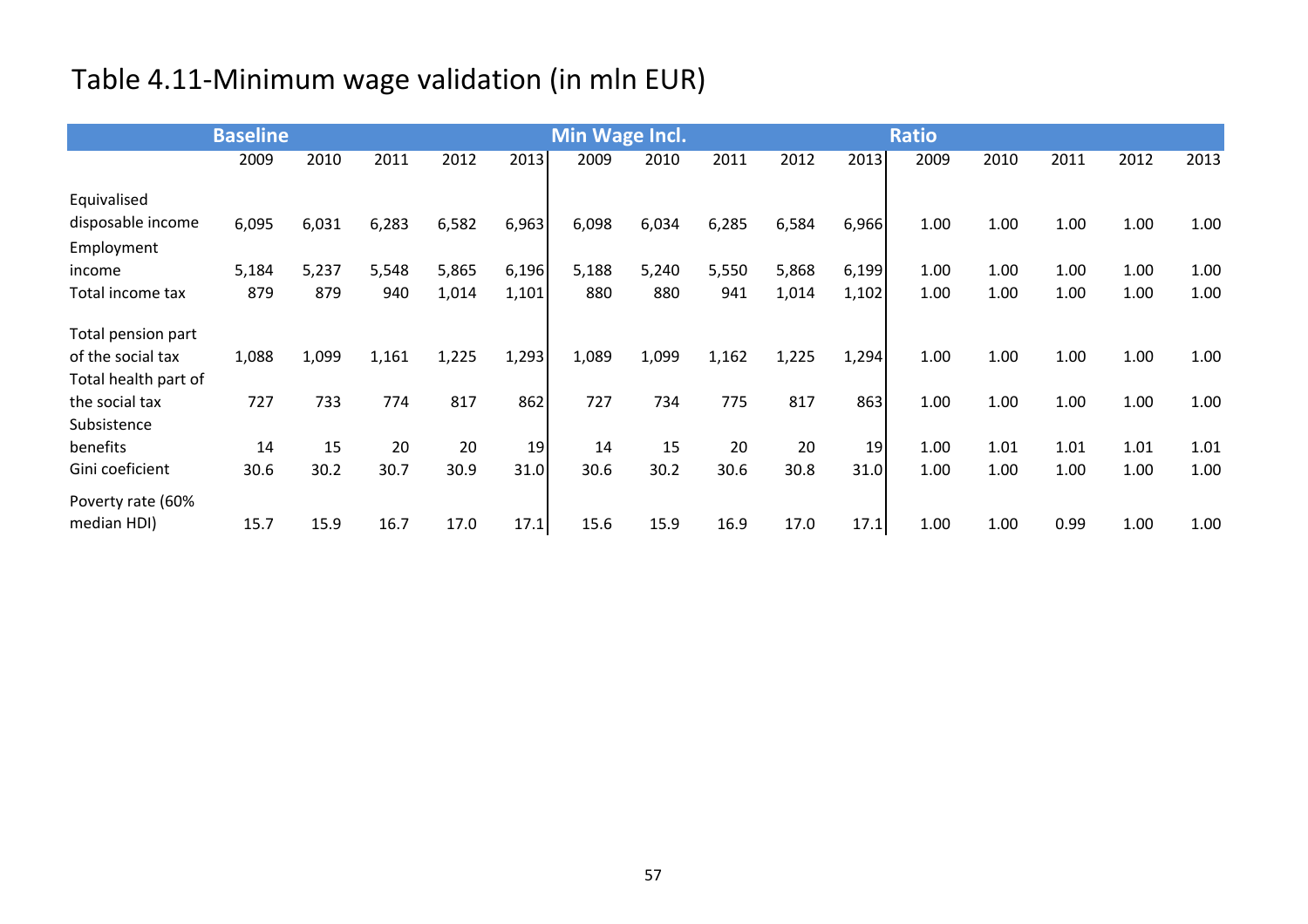# Table 4.11-Minimum wage validation (in mln EUR)

| | Baseline | | | | | Min Wage Incl. | | | | | Ratio | | | | |
|---|---|---|---|---|---|---|---|---|---|---|---|---|---|---|---|
| | 2009 | 2010 | 2011 | 2012 | 2013 | 2009 | 2010 | 2011 | 2012 | 2013 | 2009 | 2010 | 2011 | 2012 | 2013 |
| Equivalised disposable income | 6,095 | 6,031 | 6,283 | 6,582 | 6,963 | 6,098 | 6,034 | 6,285 | 6,584 | 6,966 | 1.00 | 1.00 | 1.00 | 1.00 | 1.00 |
| Employment income | 5,184 | 5,237 | 5,548 | 5,865 | 6,196 | 5,188 | 5,240 | 5,550 | 5,868 | 6,199 | 1.00 | 1.00 | 1.00 | 1.00 | 1.00 |
| Total income tax | 879 | 879 | 940 | 1,014 | 1,101 | 880 | 880 | 941 | 1,014 | 1,102 | 1.00 | 1.00 | 1.00 | 1.00 | 1.00 |
| Total pension part of the social tax | 1,088 | 1,099 | 1,161 | 1,225 | 1,293 | 1,089 | 1,099 | 1,162 | 1,225 | 1,294 | 1.00 | 1.00 | 1.00 | 1.00 | 1.00 |
| Total health part of the social tax | 727 | 733 | 774 | 817 | 862 | 727 | 734 | 775 | 817 | 863 | 1.00 | 1.00 | 1.00 | 1.00 | 1.00 |
| Subsistence benefits | 14 | 15 | 20 | 20 | 19 | 14 | 15 | 20 | 20 | 19 | 1.00 | 1.01 | 1.01 | 1.01 | 1.01 |
| Gini coeficient | 30.6 | 30.2 | 30.7 | 30.9 | 31.0 | 30.6 | 30.2 | 30.6 | 30.8 | 31.0 | 1.00 | 1.00 | 1.00 | 1.00 | 1.00 |
| Poverty rate (60% median HDI) | 15.7 | 15.9 | 16.7 | 17.0 | 17.1 | 15.6 | 15.9 | 16.9 | 17.0 | 17.1 | 1.00 | 1.00 | 0.99 | 1.00 | 1.00 |